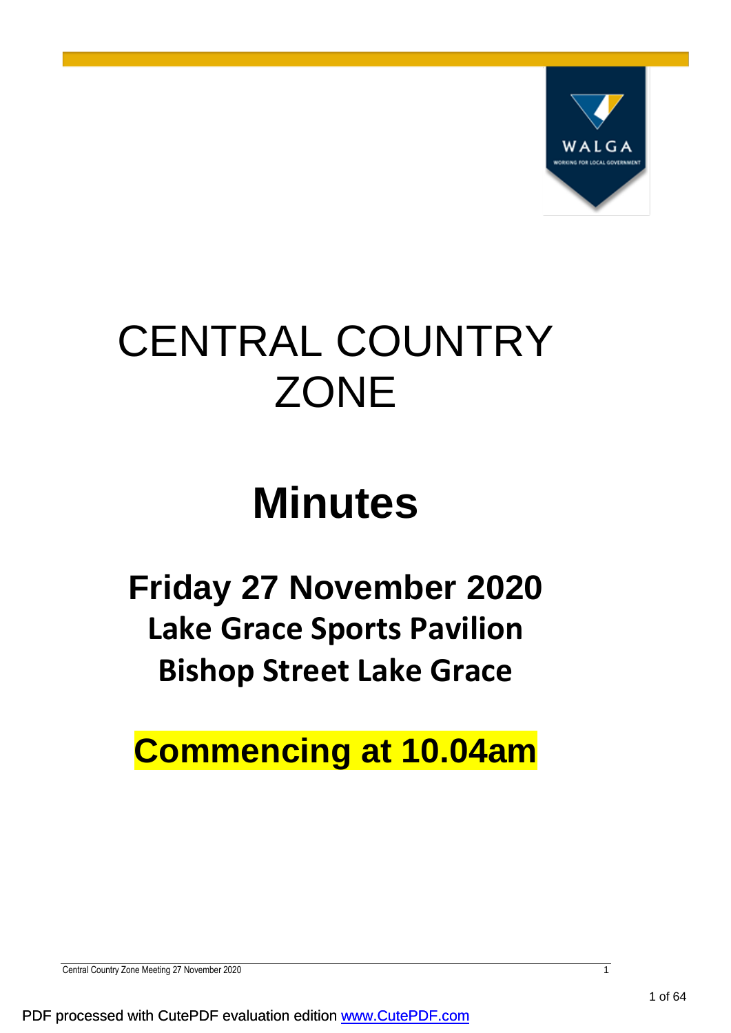# CENTRAL COUNTRY ZONE

# Minutes

## Friday 27 November 2020

### Lake Grace Sports Pavilion

### Bishop Street Lake Grace

**Commencing at 10.04am**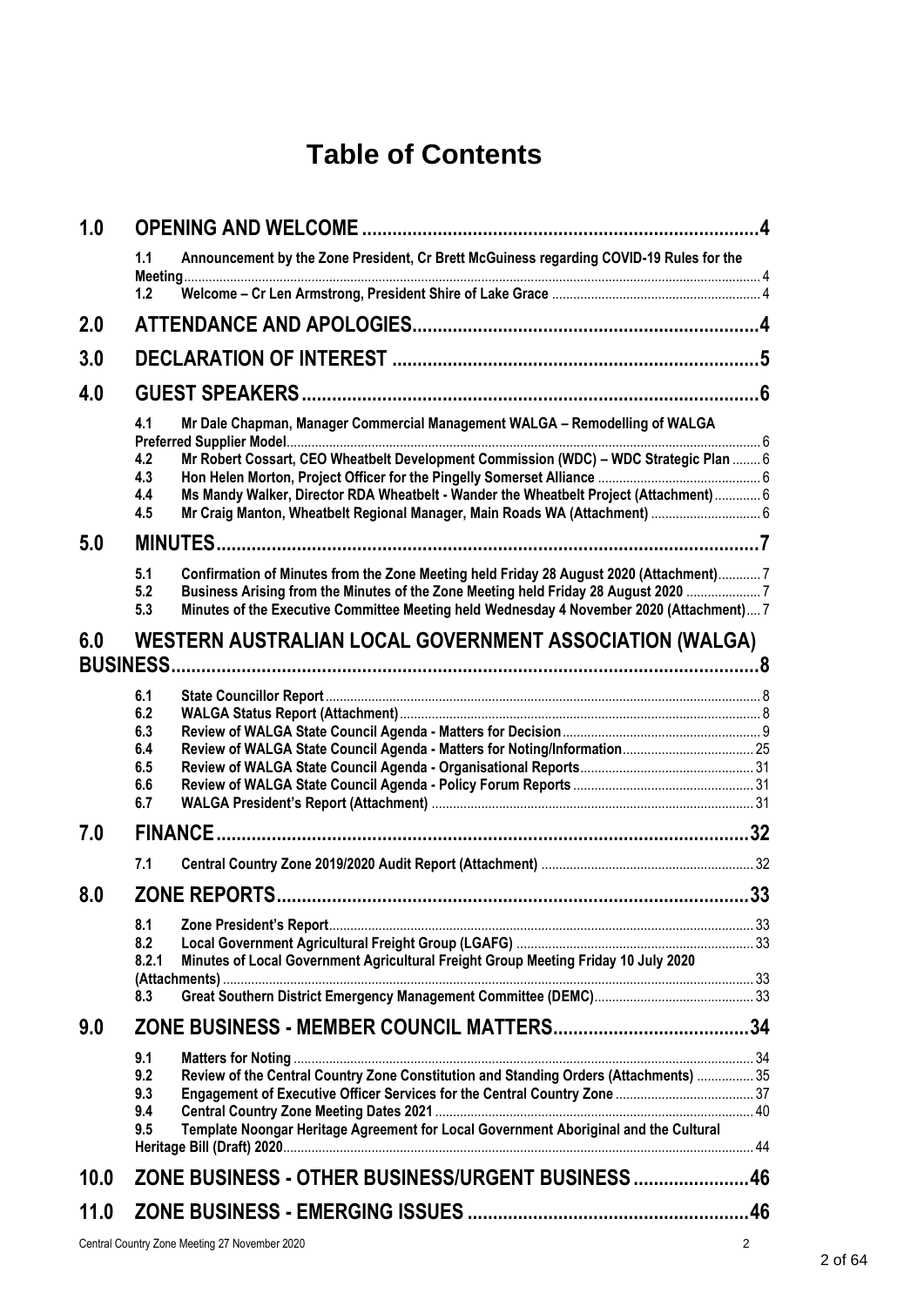# Table of Contents

| | | |
|---|---|---|
| **1.0** | **OPENING AND WELCOME** | **4** |
| 1.1 | Announcement by the Zone President, Cr Brett McGuiness regarding COVID-19 Rules for the Meeting | 4 |
| 1.2 | Welcome – Cr Len Armstrong, President Shire of Lake Grace | 4 |
| **2.0** | **ATTENDANCE AND APOLOGIES** | **4** |
| **3.0** | **DECLARATION OF INTEREST** | **5** |
| **4.0** | **GUEST SPEAKERS** | **6** |
| 4.1 | Mr Dale Chapman, Manager Commercial Management WALGA – Remodelling of WALGA Preferred Supplier Model | 6 |
| 4.2 | Mr Robert Cossart, CEO Wheatbelt Development Commission (WDC) – WDC Strategic Plan | 6 |
| 4.3 | Hon Helen Morton, Project Officer for the Pingelly Somerset Alliance | 6 |
| 4.4 | Ms Mandy Walker, Director RDA Wheatbelt - Wander the Wheatbelt Project (Attachment) | 6 |
| 4.5 | Mr Craig Manton, Wheatbelt Regional Manager, Main Roads WA (Attachment) | 6 |
| **5.0** | **MINUTES** | **7** |
| 5.1 | Confirmation of Minutes from the Zone Meeting held Friday 28 August 2020 (Attachment) | 7 |
| 5.2 | Business Arising from the Minutes of the Zone Meeting held Friday 28 August 2020 | 7 |
| 5.3 | Minutes of the Executive Committee Meeting held Wednesday 4 November 2020 (Attachment) | 7 |
| **6.0** | **WESTERN AUSTRALIAN LOCAL GOVERNMENT ASSOCIATION (WALGA) BUSINESS** | **8** |
| 6.1 | State Councillor Report | 8 |
| 6.2 | WALGA Status Report (Attachment) | 8 |
| 6.3 | Review of WALGA State Council Agenda - Matters for Decision | 9 |
| 6.4 | Review of WALGA State Council Agenda - Matters for Noting/Information | 25 |
| 6.5 | Review of WALGA State Council Agenda - Organisational Reports | 31 |
| 6.6 | Review of WALGA State Council Agenda - Policy Forum Reports | 31 |
| 6.7 | WALGA President's Report (Attachment) | 31 |
| **7.0** | **FINANCE** | **32** |
| 7.1 | Central Country Zone 2019/2020 Audit Report (Attachment) | 32 |
| **8.0** | **ZONE REPORTS** | **33** |
| 8.1 | Zone President's Report | 33 |
| 8.2 | Local Government Agricultural Freight Group (LGAFG) | 33 |
| 8.2.1 | Minutes of Local Government Agricultural Freight Group Meeting Friday 10 July 2020 (Attachments) | 33 |
| 8.3 | Great Southern District Emergency Management Committee (DEMC) | 33 |
| **9.0** | **ZONE BUSINESS - MEMBER COUNCIL MATTERS** | **34** |
| 9.1 | Matters for Noting | 34 |
| 9.2 | Review of the Central Country Zone Constitution and Standing Orders (Attachments) | 35 |
| 9.3 | Engagement of Executive Officer Services for the Central Country Zone | 37 |
| 9.4 | Central Country Zone Meeting Dates 2021 | 40 |
| 9.5 | Template Noongar Heritage Agreement for Local Government Aboriginal and the Cultural Heritage Bill (Draft) 2020 | 44 |
| **10.0** | **ZONE BUSINESS - OTHER BUSINESS/URGENT BUSINESS** | **46** |
| **11.0** | **ZONE BUSINESS - EMERGING ISSUES** | **46** |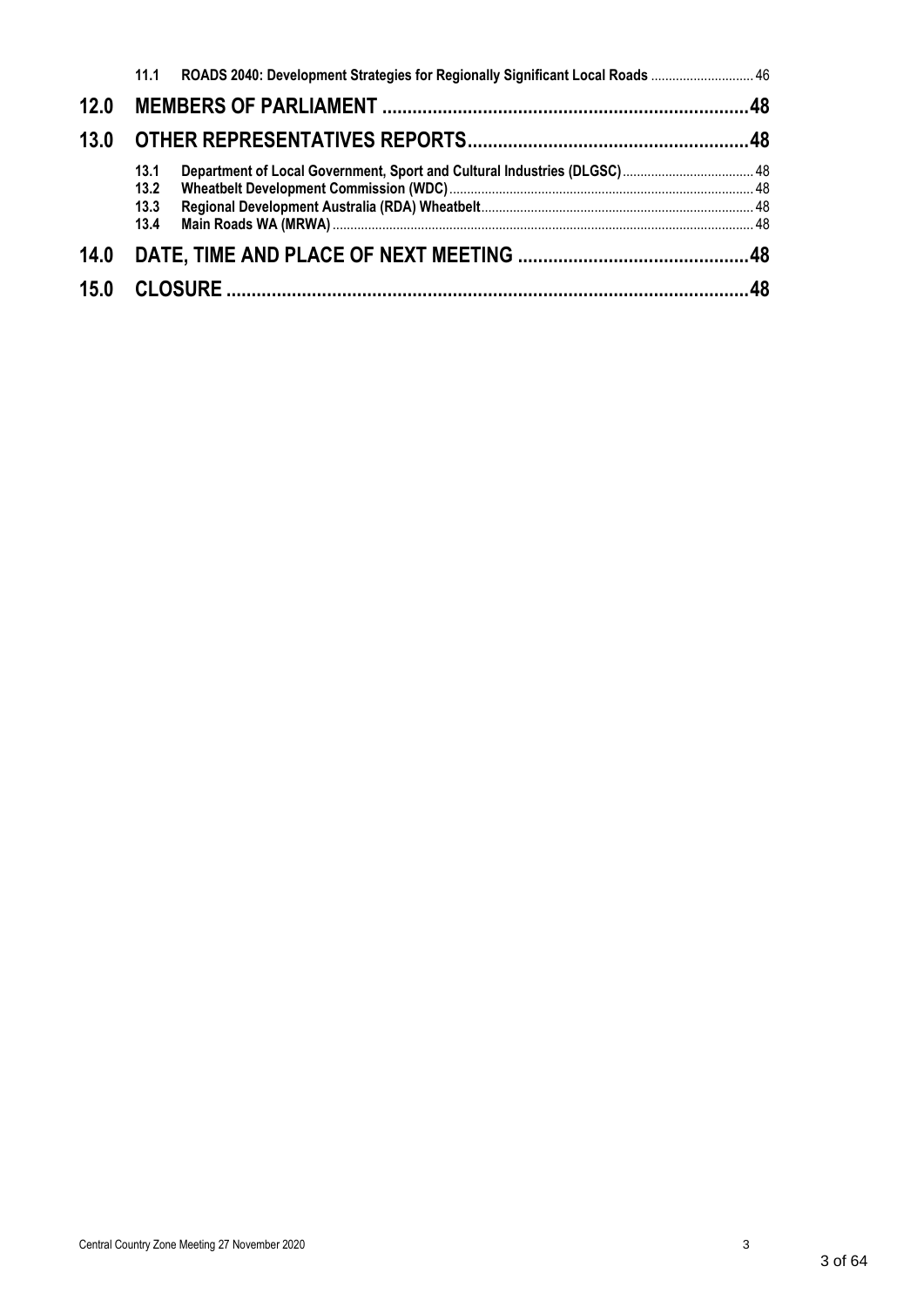11.1 ROADS 2040: Development Strategies for Regionally Significant Local Roads ............................ 46

**12.0 MEMBERS OF PARLIAMENT ........................................................................48**

**13.0 OTHER REPRESENTATIVES REPORTS........................................................48**

13.1 Department of Local Government, Sport and Cultural Industries (DLGSC).................................... 48
13.2 Wheatbelt Development Commission (WDC)................................................................................... 48
13.3 Regional Development Australia (RDA) Wheatbelt.......................................................................... 48
13.4 Main Roads WA (MRWA).................................................................................................................. 48

**14.0 DATE, TIME AND PLACE OF NEXT MEETING ..............................................48**

**15.0 CLOSURE ........................................................................................................48**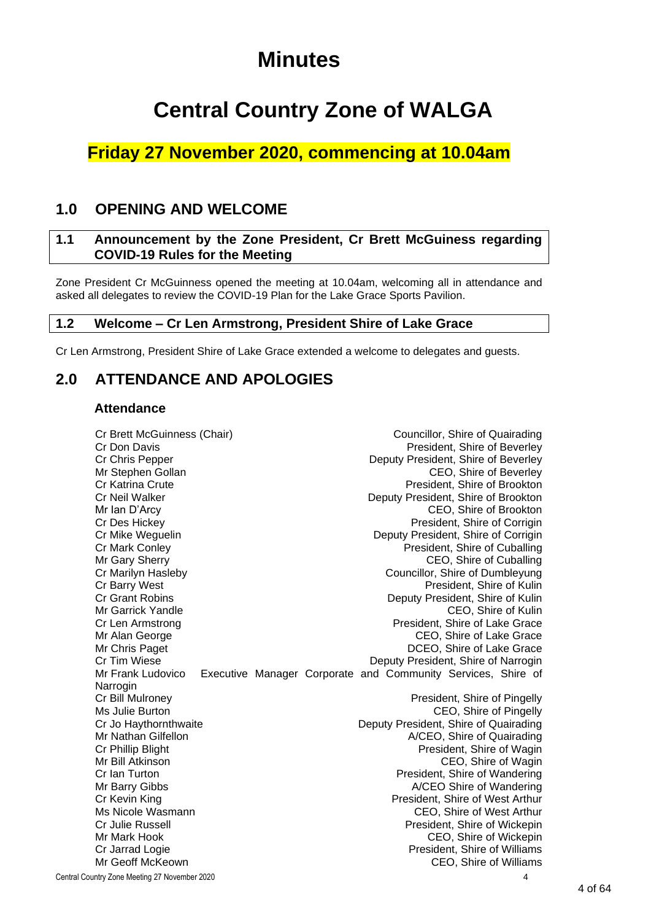# Minutes

# Central Country Zone of WALGA

## Friday 27 November 2020, commencing at 10.04am

## 1.0 OPENING AND WELCOME

### 1.1 Announcement by the Zone President, Cr Brett McGuiness regarding COVID-19 Rules for the Meeting

Zone President Cr McGuinness opened the meeting at 10.04am, welcoming all in attendance and asked all delegates to review the COVID-19 Plan for the Lake Grace Sports Pavilion.

### 1.2 Welcome – Cr Len Armstrong, President Shire of Lake Grace

Cr Len Armstrong, President Shire of Lake Grace extended a welcome to delegates and guests.

## 2.0 ATTENDANCE AND APOLOGIES

### Attendance

| | |
|---|---|
| Cr Brett McGuinness (Chair) | Councillor, Shire of Quairading |
| Cr Don Davis | President, Shire of Beverley |
| Cr Chris Pepper | Deputy President, Shire of Beverley |
| Mr Stephen Gollan | CEO, Shire of Beverley |
| Cr Katrina Crute | President, Shire of Brookton |
| Cr Neil Walker | Deputy President, Shire of Brookton |
| Mr Ian D'Arcy | CEO, Shire of Brookton |
| Cr Des Hickey | President, Shire of Corrigin |
| Cr Mike Weguelin | Deputy President, Shire of Corrigin |
| Cr Mark Conley | President, Shire of Cuballing |
| Mr Gary Sherry | CEO, Shire of Cuballing |
| Cr Marilyn Hasleby | Councillor, Shire of Dumbleyung |
| Cr Barry West | President, Shire of Kulin |
| Cr Grant Robins | Deputy President, Shire of Kulin |
| Mr Garrick Yandle | CEO, Shire of Kulin |
| Cr Len Armstrong | President, Shire of Lake Grace |
| Mr Alan George | CEO, Shire of Lake Grace |
| Mr Chris Paget | DCEO, Shire of Lake Grace |
| Cr Tim Wiese | Deputy President, Shire of Narrogin |
| Mr Frank Ludovico | Executive Manager Corporate and Community Services, Shire of Narrogin |
| Cr Bill Mulroney | President, Shire of Pingelly |
| Ms Julie Burton | CEO, Shire of Pingelly |
| Cr Jo Haythornthwaite | Deputy President, Shire of Quairading |
| Mr Nathan Gilfellon | A/CEO, Shire of Quairading |
| Cr Phillip Blight | President, Shire of Wagin |
| Mr Bill Atkinson | CEO, Shire of Wagin |
| Cr Ian Turton | President, Shire of Wandering |
| Mr Barry Gibbs | A/CEO Shire of Wandering |
| Cr Kevin King | President, Shire of West Arthur |
| Ms Nicole Wasmann | CEO, Shire of West Arthur |
| Cr Julie Russell | President, Shire of Wickepin |
| Mr Mark Hook | CEO, Shire of Wickepin |
| Cr Jarrad Logie | President, Shire of Williams |
| Mr Geoff McKeown | CEO, Shire of Williams |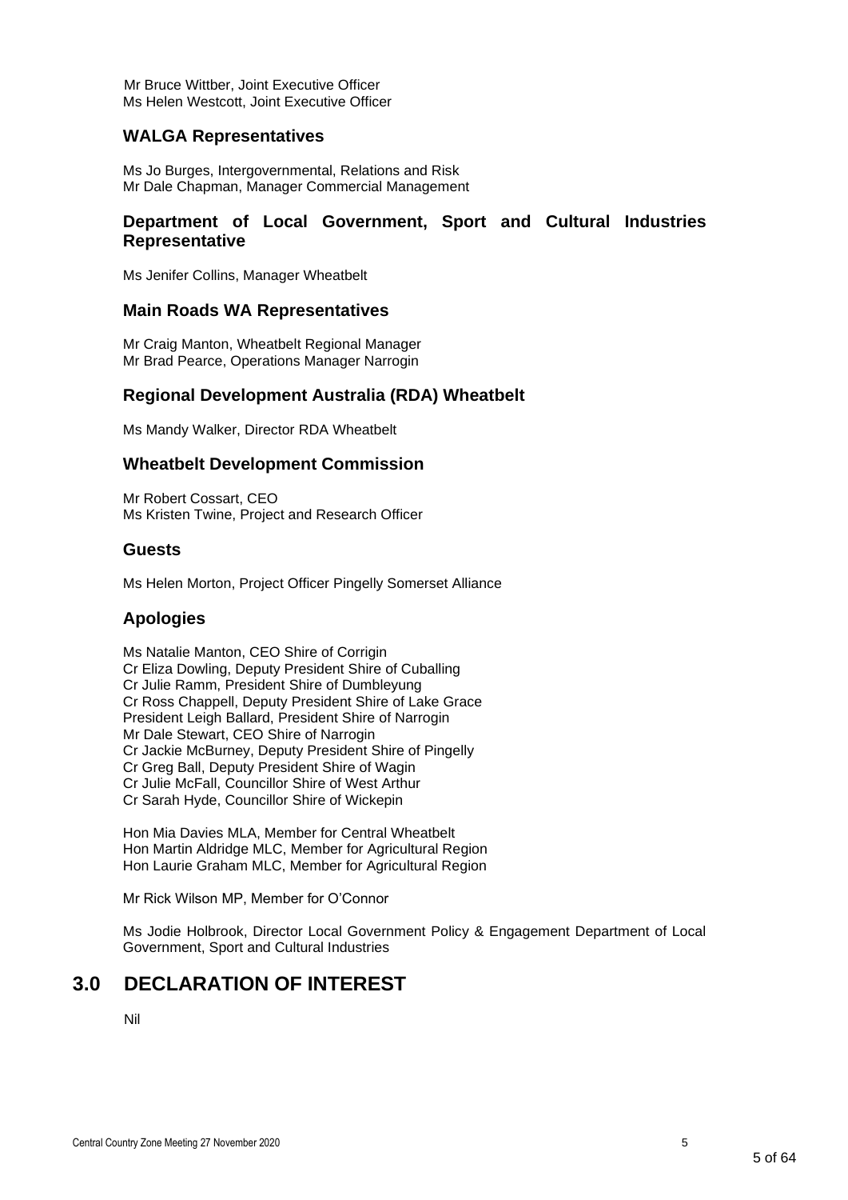Mr Bruce Wittber, Joint Executive Officer
Ms Helen Westcott, Joint Executive Officer

### WALGA Representatives

Ms Jo Burges, Intergovernmental, Relations and Risk
Mr Dale Chapman, Manager Commercial Management

### Department of Local Government, Sport and Cultural Industries Representative

Ms Jenifer Collins, Manager Wheatbelt

### Main Roads WA Representatives

Mr Craig Manton, Wheatbelt Regional Manager
Mr Brad Pearce, Operations Manager Narrogin

### Regional Development Australia (RDA) Wheatbelt

Ms Mandy Walker, Director RDA Wheatbelt

### Wheatbelt Development Commission

Mr Robert Cossart, CEO
Ms Kristen Twine, Project and Research Officer

### Guests

Ms Helen Morton, Project Officer Pingelly Somerset Alliance

### Apologies

Ms Natalie Manton, CEO Shire of Corrigin
Cr Eliza Dowling, Deputy President Shire of Cuballing
Cr Julie Ramm, President Shire of Dumbleyung
Cr Ross Chappell, Deputy President Shire of Lake Grace
President Leigh Ballard, President Shire of Narrogin
Mr Dale Stewart, CEO Shire of Narrogin
Cr Jackie McBurney, Deputy President Shire of Pingelly
Cr Greg Ball, Deputy President Shire of Wagin
Cr Julie McFall, Councillor Shire of West Arthur
Cr Sarah Hyde, Councillor Shire of Wickepin

Hon Mia Davies MLA, Member for Central Wheatbelt
Hon Martin Aldridge MLC, Member for Agricultural Region
Hon Laurie Graham MLC, Member for Agricultural Region

Mr Rick Wilson MP, Member for O'Connor

Ms Jodie Holbrook, Director Local Government Policy & Engagement Department of Local Government, Sport and Cultural Industries

## 3.0 DECLARATION OF INTEREST

Nil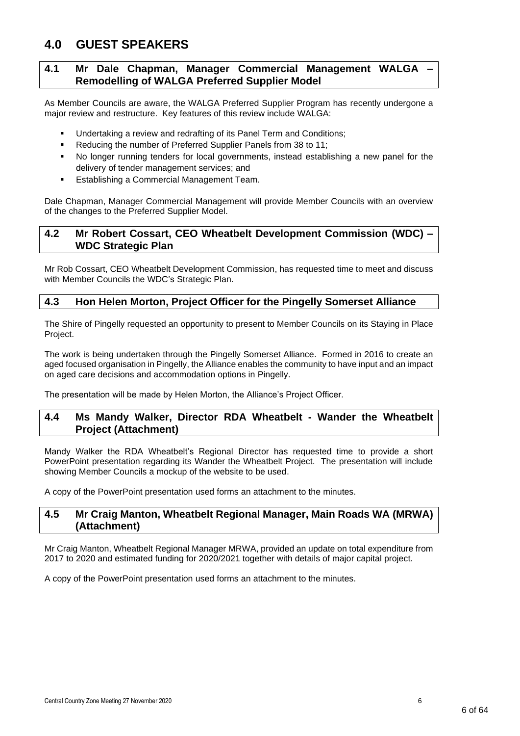# 4.0 GUEST SPEAKERS

## 4.1 Mr Dale Chapman, Manager Commercial Management WALGA – Remodelling of WALGA Preferred Supplier Model

As Member Councils are aware, the WALGA Preferred Supplier Program has recently undergone a major review and restructure. Key features of this review include WALGA:

- Undertaking a review and redrafting of its Panel Term and Conditions;
- Reducing the number of Preferred Supplier Panels from 38 to 11;
- No longer running tenders for local governments, instead establishing a new panel for the delivery of tender management services; and
- Establishing a Commercial Management Team.

Dale Chapman, Manager Commercial Management will provide Member Councils with an overview of the changes to the Preferred Supplier Model.

## 4.2 Mr Robert Cossart, CEO Wheatbelt Development Commission (WDC) – WDC Strategic Plan

Mr Rob Cossart, CEO Wheatbelt Development Commission, has requested time to meet and discuss with Member Councils the WDC's Strategic Plan.

## 4.3 Hon Helen Morton, Project Officer for the Pingelly Somerset Alliance

The Shire of Pingelly requested an opportunity to present to Member Councils on its Staying in Place Project.

The work is being undertaken through the Pingelly Somerset Alliance. Formed in 2016 to create an aged focused organisation in Pingelly, the Alliance enables the community to have input and an impact on aged care decisions and accommodation options in Pingelly.

The presentation will be made by Helen Morton, the Alliance's Project Officer.

## 4.4 Ms Mandy Walker, Director RDA Wheatbelt - Wander the Wheatbelt Project (Attachment)

Mandy Walker the RDA Wheatbelt's Regional Director has requested time to provide a short PowerPoint presentation regarding its Wander the Wheatbelt Project. The presentation will include showing Member Councils a mockup of the website to be used.

A copy of the PowerPoint presentation used forms an attachment to the minutes.

## 4.5 Mr Craig Manton, Wheatbelt Regional Manager, Main Roads WA (MRWA) (Attachment)

Mr Craig Manton, Wheatbelt Regional Manager MRWA, provided an update on total expenditure from 2017 to 2020 and estimated funding for 2020/2021 together with details of major capital project.

A copy of the PowerPoint presentation used forms an attachment to the minutes.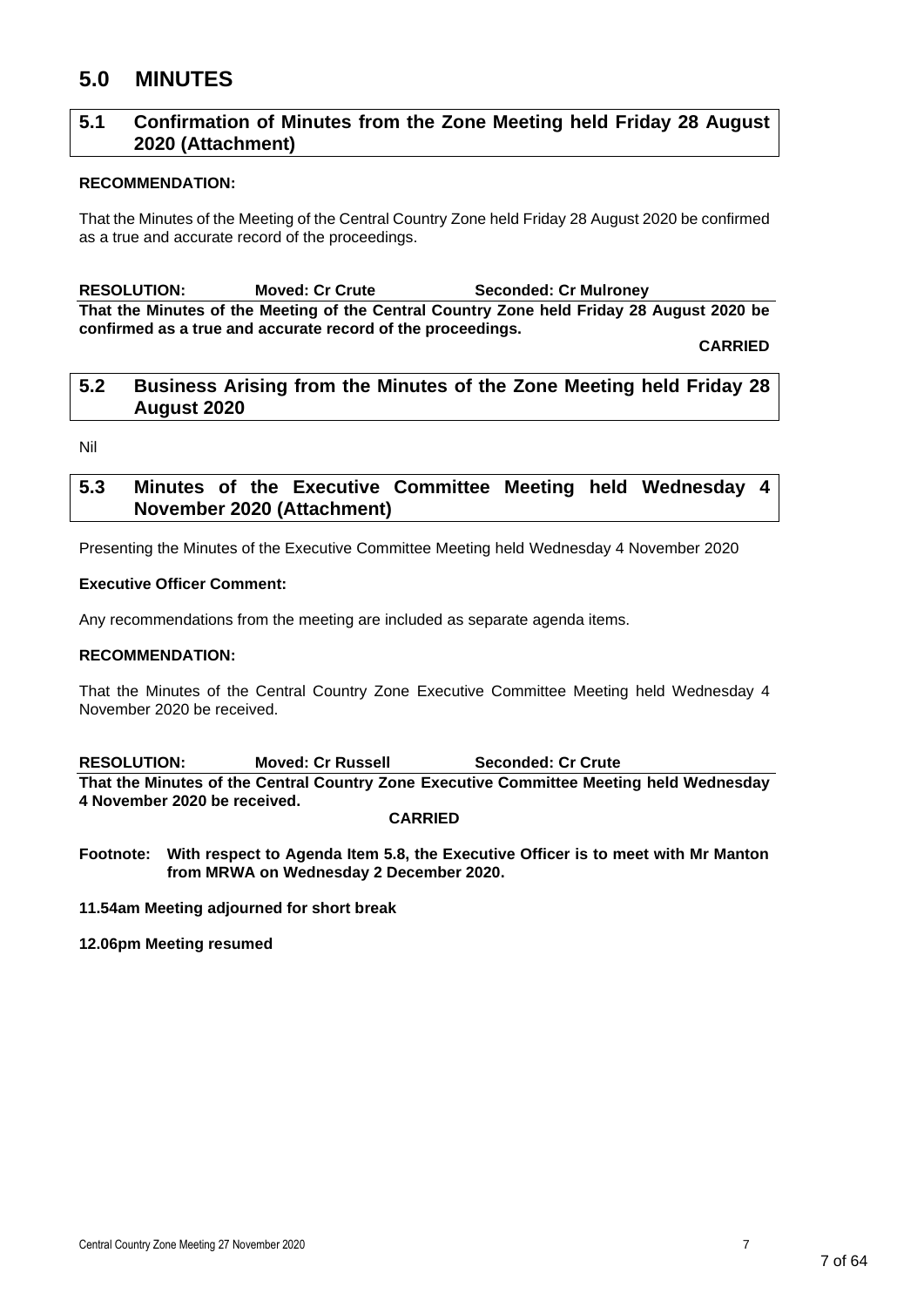# 5.0 MINUTES

## 5.1 Confirmation of Minutes from the Zone Meeting held Friday 28 August 2020 (Attachment)

**RECOMMENDATION:**

That the Minutes of the Meeting of the Central Country Zone held Friday 28 August 2020 be confirmed as a true and accurate record of the proceedings.

**RESOLUTION: Moved: Cr Crute Seconded: Cr Mulroney**

**That the Minutes of the Meeting of the Central Country Zone held Friday 28 August 2020 be confirmed as a true and accurate record of the proceedings.**

**CARRIED**

## 5.2 Business Arising from the Minutes of the Zone Meeting held Friday 28 August 2020

Nil

## 5.3 Minutes of the Executive Committee Meeting held Wednesday 4 November 2020 (Attachment)

Presenting the Minutes of the Executive Committee Meeting held Wednesday 4 November 2020

**Executive Officer Comment:**

Any recommendations from the meeting are included as separate agenda items.

**RECOMMENDATION:**

That the Minutes of the Central Country Zone Executive Committee Meeting held Wednesday 4 November 2020 be received.

**RESOLUTION: Moved: Cr Russell Seconded: Cr Crute**

**That the Minutes of the Central Country Zone Executive Committee Meeting held Wednesday 4 November 2020 be received.**

**CARRIED**

**Footnote: With respect to Agenda Item 5.8, the Executive Officer is to meet with Mr Manton from MRWA on Wednesday 2 December 2020.**

**11.54am Meeting adjourned for short break**

**12.06pm Meeting resumed**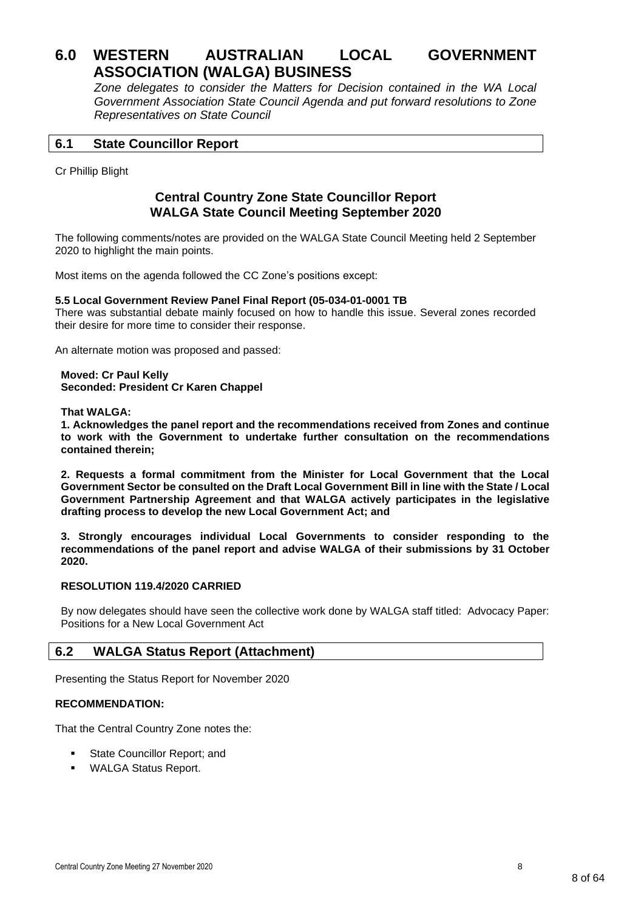# 6.0 WESTERN AUSTRALIAN LOCAL GOVERNMENT ASSOCIATION (WALGA) BUSINESS

*Zone delegates to consider the Matters for Decision contained in the WA Local Government Association State Council Agenda and put forward resolutions to Zone Representatives on State Council*

## 6.1 State Councillor Report

Cr Phillip Blight

### Central Country Zone State Councillor Report
### WALGA State Council Meeting September 2020

The following comments/notes are provided on the WALGA State Council Meeting held 2 September 2020 to highlight the main points.

Most items on the agenda followed the CC Zone's positions except:

**5.5 Local Government Review Panel Final Report (05-034-01-0001 TB**

There was substantial debate mainly focused on how to handle this issue. Several zones recorded their desire for more time to consider their response.

An alternate motion was proposed and passed:

**Moved: Cr Paul Kelly**
**Seconded: President Cr Karen Chappel**

**That WALGA:**

**1. Acknowledges the panel report and the recommendations received from Zones and continue to work with the Government to undertake further consultation on the recommendations contained therein;**

**2. Requests a formal commitment from the Minister for Local Government that the Local Government Sector be consulted on the Draft Local Government Bill in line with the State / Local Government Partnership Agreement and that WALGA actively participates in the legislative drafting process to develop the new Local Government Act; and**

**3. Strongly encourages individual Local Governments to consider responding to the recommendations of the panel report and advise WALGA of their submissions by 31 October 2020.**

**RESOLUTION 119.4/2020 CARRIED**

By now delegates should have seen the collective work done by WALGA staff titled: Advocacy Paper: Positions for a New Local Government Act

## 6.2 WALGA Status Report (Attachment)

Presenting the Status Report for November 2020

**RECOMMENDATION:**

That the Central Country Zone notes the:

- State Councillor Report; and
- WALGA Status Report.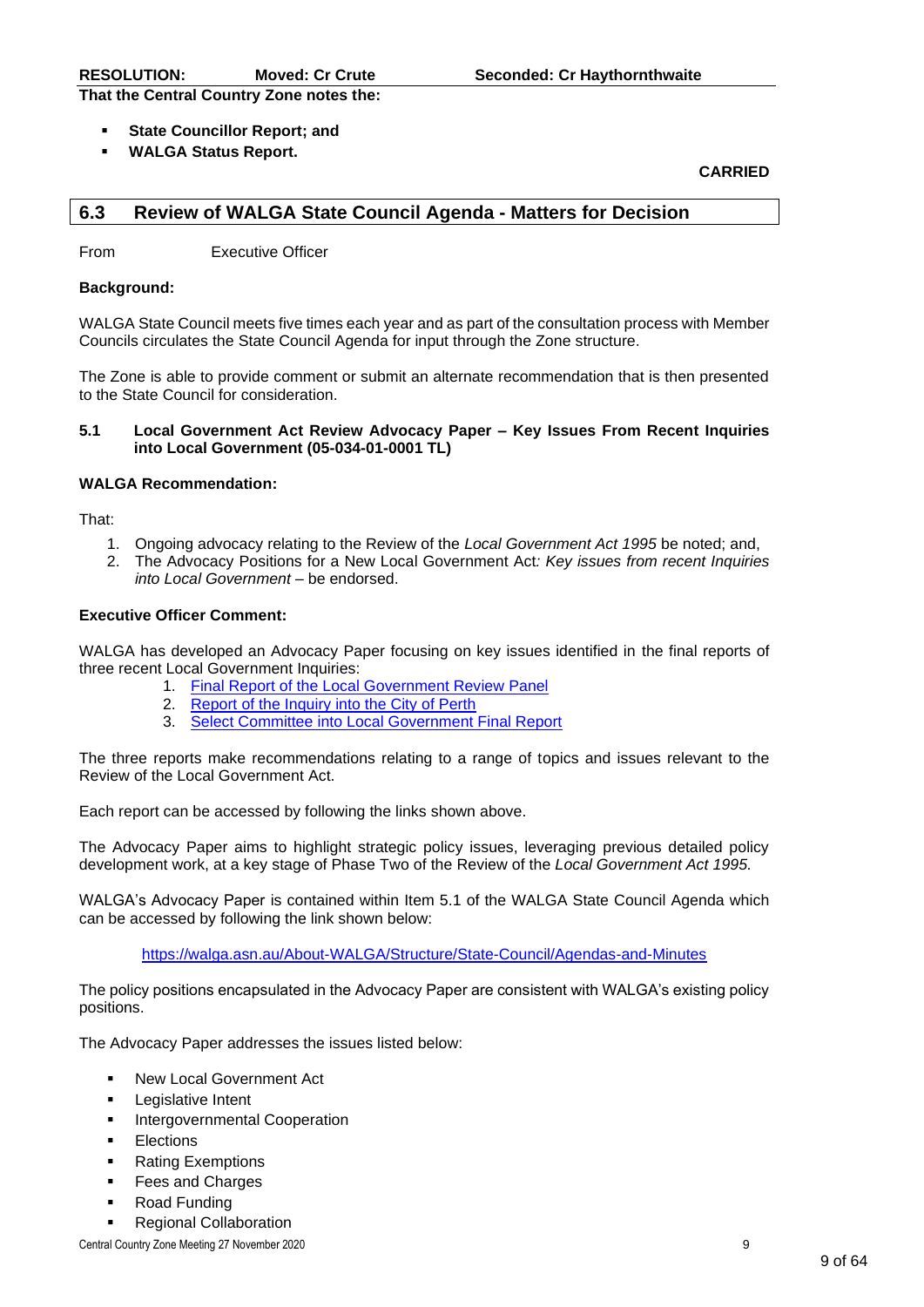**RESOLUTION: Moved: Cr Crute Seconded: Cr Haythornthwaite**

**That the Central Country Zone notes the:**

- **State Councillor Report; and**
- **WALGA Status Report.**

**CARRIED**

## 6.3 Review of WALGA State Council Agenda - Matters for Decision

From Executive Officer

**Background:**

WALGA State Council meets five times each year and as part of the consultation process with Member Councils circulates the State Council Agenda for input through the Zone structure.

The Zone is able to provide comment or submit an alternate recommendation that is then presented to the State Council for consideration.

**5.1 Local Government Act Review Advocacy Paper – Key Issues From Recent Inquiries into Local Government (05-034-01-0001 TL)**

**WALGA Recommendation:**

That:

1. Ongoing advocacy relating to the Review of the *Local Government Act 1995* be noted; and,
2. The Advocacy Positions for a New Local Government Act*: Key issues from recent Inquiries into Local Government* – be endorsed.

**Executive Officer Comment:**

WALGA has developed an Advocacy Paper focusing on key issues identified in the final reports of three recent Local Government Inquiries:

1. Final Report of the Local Government Review Panel
2. Report of the Inquiry into the City of Perth
3. Select Committee into Local Government Final Report

The three reports make recommendations relating to a range of topics and issues relevant to the Review of the Local Government Act.

Each report can be accessed by following the links shown above.

The Advocacy Paper aims to highlight strategic policy issues, leveraging previous detailed policy development work, at a key stage of Phase Two of the Review of the *Local Government Act 1995.*

WALGA's Advocacy Paper is contained within Item 5.1 of the WALGA State Council Agenda which can be accessed by following the link shown below:

https://walga.asn.au/About-WALGA/Structure/State-Council/Agendas-and-Minutes

The policy positions encapsulated in the Advocacy Paper are consistent with WALGA's existing policy positions.

The Advocacy Paper addresses the issues listed below:

- New Local Government Act
- Legislative Intent
- Intergovernmental Cooperation
- Elections
- Rating Exemptions
- Fees and Charges
- Road Funding
- Regional Collaboration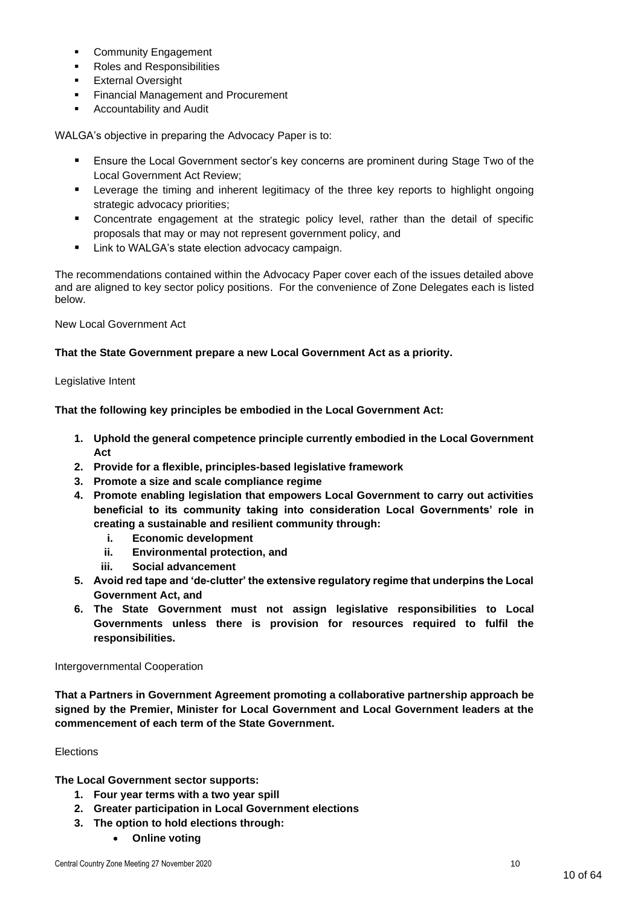- Community Engagement
- Roles and Responsibilities
- External Oversight
- Financial Management and Procurement
- Accountability and Audit

WALGA's objective in preparing the Advocacy Paper is to:

- Ensure the Local Government sector's key concerns are prominent during Stage Two of the Local Government Act Review;
- Leverage the timing and inherent legitimacy of the three key reports to highlight ongoing strategic advocacy priorities;
- Concentrate engagement at the strategic policy level, rather than the detail of specific proposals that may or may not represent government policy, and
- Link to WALGA's state election advocacy campaign.

The recommendations contained within the Advocacy Paper cover each of the issues detailed above and are aligned to key sector policy positions. For the convenience of Zone Delegates each is listed below.

New Local Government Act

**That the State Government prepare a new Local Government Act as a priority.**

Legislative Intent

**That the following key principles be embodied in the Local Government Act:**

1. **Uphold the general competence principle currently embodied in the Local Government Act**
2. **Provide for a flexible, principles-based legislative framework**
3. **Promote a size and scale compliance regime**
4. **Promote enabling legislation that empowers Local Government to carry out activities beneficial to its community taking into consideration Local Governments' role in creating a sustainable and resilient community through:**
   i. **Economic development**
   ii. **Environmental protection, and**
   iii. **Social advancement**
5. **Avoid red tape and 'de-clutter' the extensive regulatory regime that underpins the Local Government Act, and**
6. **The State Government must not assign legislative responsibilities to Local Governments unless there is provision for resources required to fulfil the responsibilities.**

Intergovernmental Cooperation

**That a Partners in Government Agreement promoting a collaborative partnership approach be signed by the Premier, Minister for Local Government and Local Government leaders at the commencement of each term of the State Government.**

Elections

**The Local Government sector supports:**

1. **Four year terms with a two year spill**
2. **Greater participation in Local Government elections**
3. **The option to hold elections through:**
   - **Online voting**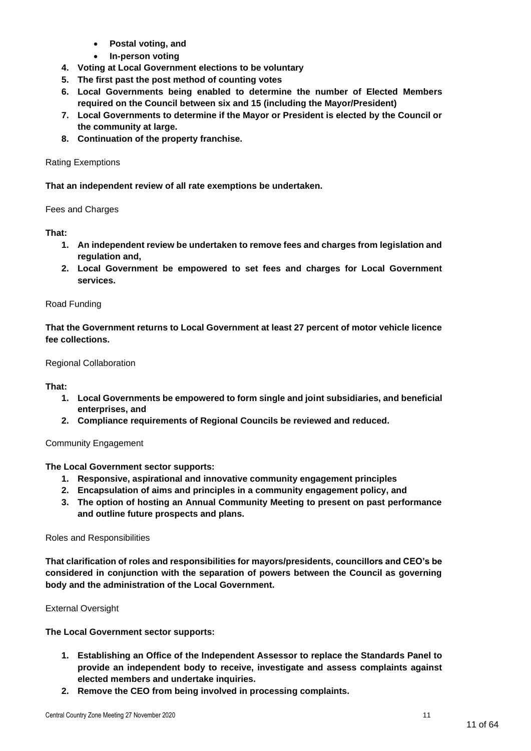- **Postal voting, and**
- **In-person voting**

4. **Voting at Local Government elections to be voluntary**
5. **The first past the post method of counting votes**
6. **Local Governments being enabled to determine the number of Elected Members required on the Council between six and 15 (including the Mayor/President)**
7. **Local Governments to determine if the Mayor or President is elected by the Council or the community at large.**
8. **Continuation of the property franchise.**

Rating Exemptions

**That an independent review of all rate exemptions be undertaken.**

Fees and Charges

**That:**

1. **An independent review be undertaken to remove fees and charges from legislation and regulation and,**
2. **Local Government be empowered to set fees and charges for Local Government services.**

Road Funding

**That the Government returns to Local Government at least 27 percent of motor vehicle licence fee collections.**

Regional Collaboration

**That:**

1. **Local Governments be empowered to form single and joint subsidiaries, and beneficial enterprises, and**
2. **Compliance requirements of Regional Councils be reviewed and reduced.**

Community Engagement

**The Local Government sector supports:**

1. **Responsive, aspirational and innovative community engagement principles**
2. **Encapsulation of aims and principles in a community engagement policy, and**
3. **The option of hosting an Annual Community Meeting to present on past performance and outline future prospects and plans.**

Roles and Responsibilities

**That clarification of roles and responsibilities for mayors/presidents, councillors and CEO's be considered in conjunction with the separation of powers between the Council as governing body and the administration of the Local Government.**

External Oversight

**The Local Government sector supports:**

1. **Establishing an Office of the Independent Assessor to replace the Standards Panel to provide an independent body to receive, investigate and assess complaints against elected members and undertake inquiries.**
2. **Remove the CEO from being involved in processing complaints.**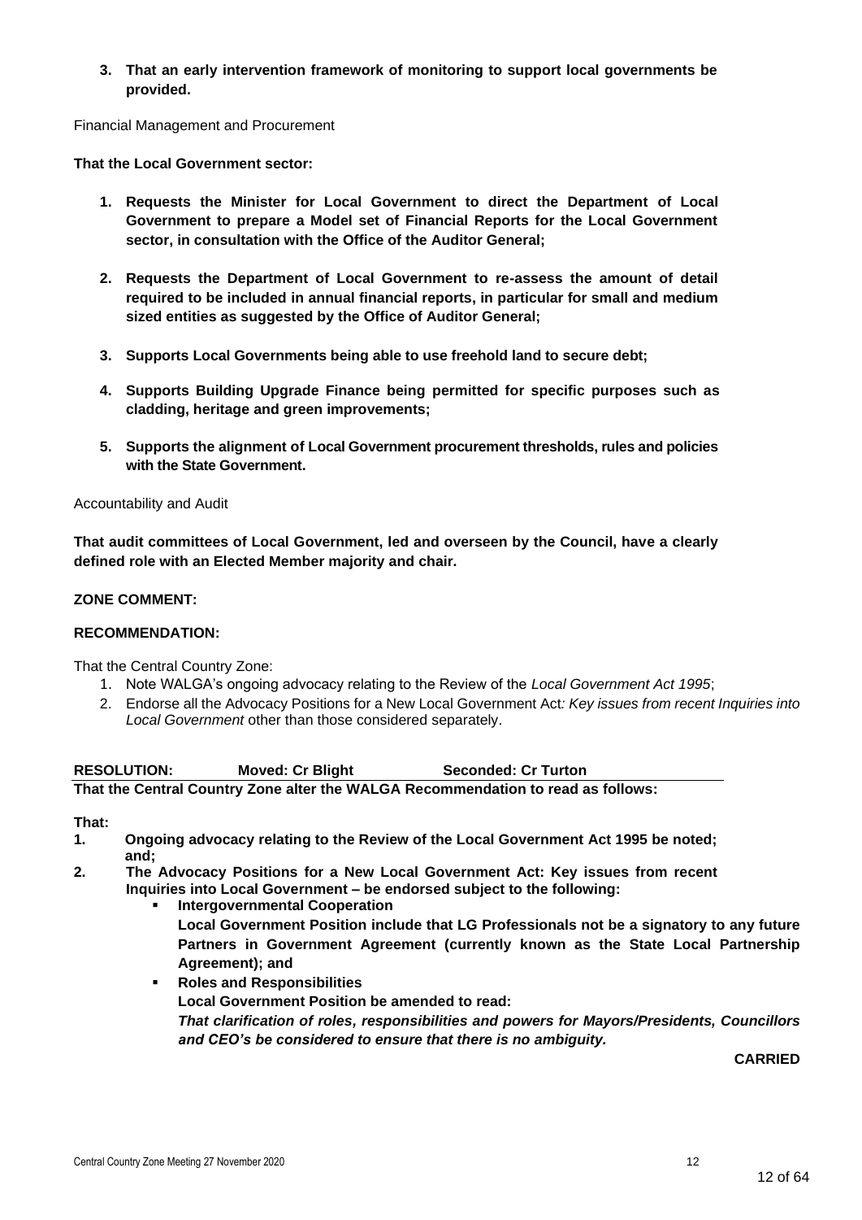**3. That an early intervention framework of monitoring to support local governments be provided.**

Financial Management and Procurement

**That the Local Government sector:**

1. **Requests the Minister for Local Government to direct the Department of Local Government to prepare a Model set of Financial Reports for the Local Government sector, in consultation with the Office of the Auditor General;**

2. **Requests the Department of Local Government to re-assess the amount of detail required to be included in annual financial reports, in particular for small and medium sized entities as suggested by the Office of Auditor General;**

3. **Supports Local Governments being able to use freehold land to secure debt;**

4. **Supports Building Upgrade Finance being permitted for specific purposes such as cladding, heritage and green improvements;**

5. **Supports the alignment of Local Government procurement thresholds, rules and policies with the State Government.**

Accountability and Audit

**That audit committees of Local Government, led and overseen by the Council, have a clearly defined role with an Elected Member majority and chair.**

**ZONE COMMENT:**

**RECOMMENDATION:**

That the Central Country Zone:

1. Note WALGA's ongoing advocacy relating to the Review of the *Local Government Act 1995*;
2. Endorse all the Advocacy Positions for a New Local Government Act*: Key issues from recent Inquiries into Local Government* other than those considered separately.

**RESOLUTION: Moved: Cr Blight Seconded: Cr Turton**

**That the Central Country Zone alter the WALGA Recommendation to read as follows:**

**That:**

1. **Ongoing advocacy relating to the Review of the Local Government Act 1995 be noted; and;**
2. **The Advocacy Positions for a New Local Government Act: Key issues from recent Inquiries into Local Government – be endorsed subject to the following:**
   - **Intergovernmental Cooperation**
     **Local Government Position include that LG Professionals not be a signatory to any future Partners in Government Agreement (currently known as the State Local Partnership Agreement); and**
   - **Roles and Responsibilities**
     **Local Government Position be amended to read:**
     ***That clarification of roles, responsibilities and powers for Mayors/Presidents, Councillors and CEO's be considered to ensure that there is no ambiguity.***

**CARRIED**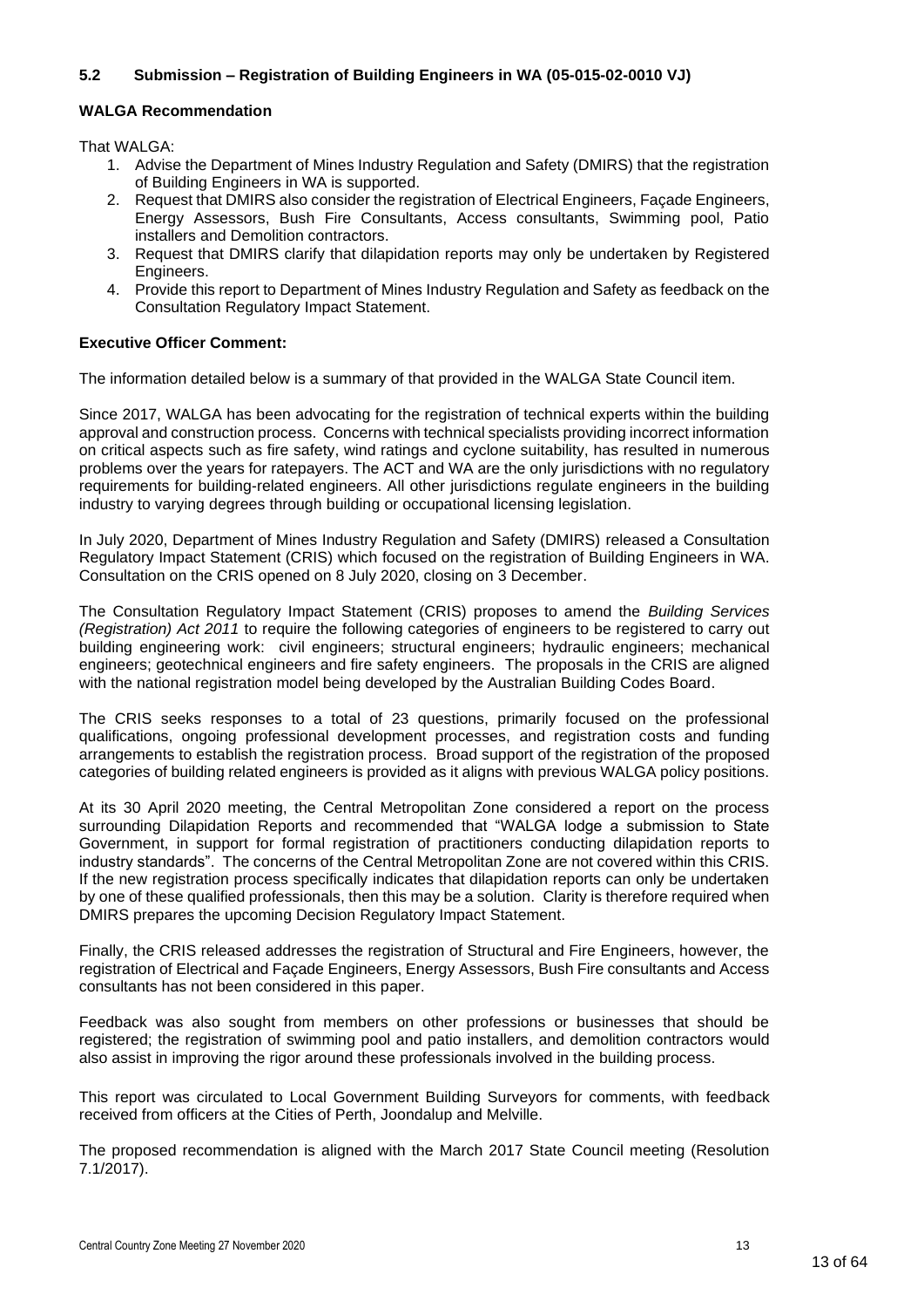### 5.2 Submission – Registration of Building Engineers in WA (05-015-02-0010 VJ)

**WALGA Recommendation**

That WALGA:

1. Advise the Department of Mines Industry Regulation and Safety (DMIRS) that the registration of Building Engineers in WA is supported.
2. Request that DMIRS also consider the registration of Electrical Engineers, Façade Engineers, Energy Assessors, Bush Fire Consultants, Access consultants, Swimming pool, Patio installers and Demolition contractors.
3. Request that DMIRS clarify that dilapidation reports may only be undertaken by Registered Engineers.
4. Provide this report to Department of Mines Industry Regulation and Safety as feedback on the Consultation Regulatory Impact Statement.

**Executive Officer Comment:**

The information detailed below is a summary of that provided in the WALGA State Council item.

Since 2017, WALGA has been advocating for the registration of technical experts within the building approval and construction process. Concerns with technical specialists providing incorrect information on critical aspects such as fire safety, wind ratings and cyclone suitability, has resulted in numerous problems over the years for ratepayers. The ACT and WA are the only jurisdictions with no regulatory requirements for building-related engineers. All other jurisdictions regulate engineers in the building industry to varying degrees through building or occupational licensing legislation.

In July 2020, Department of Mines Industry Regulation and Safety (DMIRS) released a Consultation Regulatory Impact Statement (CRIS) which focused on the registration of Building Engineers in WA. Consultation on the CRIS opened on 8 July 2020, closing on 3 December.

The Consultation Regulatory Impact Statement (CRIS) proposes to amend the *Building Services (Registration) Act 2011* to require the following categories of engineers to be registered to carry out building engineering work: civil engineers; structural engineers; hydraulic engineers; mechanical engineers; geotechnical engineers and fire safety engineers. The proposals in the CRIS are aligned with the national registration model being developed by the Australian Building Codes Board.

The CRIS seeks responses to a total of 23 questions, primarily focused on the professional qualifications, ongoing professional development processes, and registration costs and funding arrangements to establish the registration process. Broad support of the registration of the proposed categories of building related engineers is provided as it aligns with previous WALGA policy positions.

At its 30 April 2020 meeting, the Central Metropolitan Zone considered a report on the process surrounding Dilapidation Reports and recommended that "WALGA lodge a submission to State Government, in support for formal registration of practitioners conducting dilapidation reports to industry standards". The concerns of the Central Metropolitan Zone are not covered within this CRIS. If the new registration process specifically indicates that dilapidation reports can only be undertaken by one of these qualified professionals, then this may be a solution. Clarity is therefore required when DMIRS prepares the upcoming Decision Regulatory Impact Statement.

Finally, the CRIS released addresses the registration of Structural and Fire Engineers, however, the registration of Electrical and Façade Engineers, Energy Assessors, Bush Fire consultants and Access consultants has not been considered in this paper.

Feedback was also sought from members on other professions or businesses that should be registered; the registration of swimming pool and patio installers, and demolition contractors would also assist in improving the rigor around these professionals involved in the building process.

This report was circulated to Local Government Building Surveyors for comments, with feedback received from officers at the Cities of Perth, Joondalup and Melville.

The proposed recommendation is aligned with the March 2017 State Council meeting (Resolution 7.1/2017).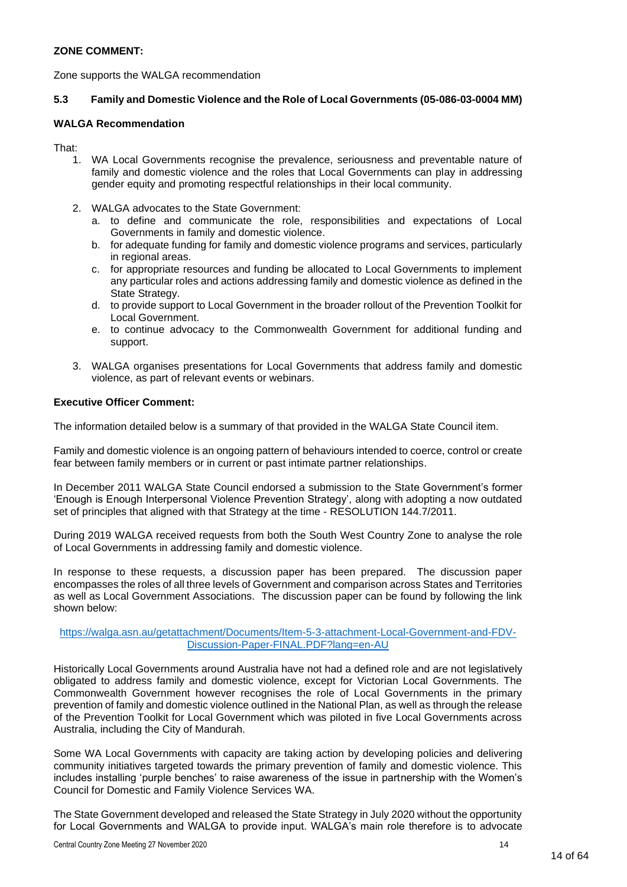**ZONE COMMENT:**

Zone supports the WALGA recommendation

### 5.3 Family and Domestic Violence and the Role of Local Governments (05-086-03-0004 MM)

**WALGA Recommendation**

That:

1. WA Local Governments recognise the prevalence, seriousness and preventable nature of family and domestic violence and the roles that Local Governments can play in addressing gender equity and promoting respectful relationships in their local community.

2. WALGA advocates to the State Government:
   a. to define and communicate the role, responsibilities and expectations of Local Governments in family and domestic violence.
   b. for adequate funding for family and domestic violence programs and services, particularly in regional areas.
   c. for appropriate resources and funding be allocated to Local Governments to implement any particular roles and actions addressing family and domestic violence as defined in the State Strategy.
   d. to provide support to Local Government in the broader rollout of the Prevention Toolkit for Local Government.
   e. to continue advocacy to the Commonwealth Government for additional funding and support.

3. WALGA organises presentations for Local Governments that address family and domestic violence, as part of relevant events or webinars.

**Executive Officer Comment:**

The information detailed below is a summary of that provided in the WALGA State Council item.

Family and domestic violence is an ongoing pattern of behaviours intended to coerce, control or create fear between family members or in current or past intimate partner relationships.

In December 2011 WALGA State Council endorsed a submission to the State Government's former 'Enough is Enough Interpersonal Violence Prevention Strategy', along with adopting a now outdated set of principles that aligned with that Strategy at the time - RESOLUTION 144.7/2011.

During 2019 WALGA received requests from both the South West Country Zone to analyse the role of Local Governments in addressing family and domestic violence.

In response to these requests, a discussion paper has been prepared. The discussion paper encompasses the roles of all three levels of Government and comparison across States and Territories as well as Local Government Associations. The discussion paper can be found by following the link shown below:

https://walga.asn.au/getattachment/Documents/Item-5-3-attachment-Local-Government-and-FDV-Discussion-Paper-FINAL.PDF?lang=en-AU

Historically Local Governments around Australia have not had a defined role and are not legislatively obligated to address family and domestic violence, except for Victorian Local Governments. The Commonwealth Government however recognises the role of Local Governments in the primary prevention of family and domestic violence outlined in the National Plan, as well as through the release of the Prevention Toolkit for Local Government which was piloted in five Local Governments across Australia, including the City of Mandurah.

Some WA Local Governments with capacity are taking action by developing policies and delivering community initiatives targeted towards the primary prevention of family and domestic violence. This includes installing 'purple benches' to raise awareness of the issue in partnership with the Women's Council for Domestic and Family Violence Services WA.

The State Government developed and released the State Strategy in July 2020 without the opportunity for Local Governments and WALGA to provide input. WALGA's main role therefore is to advocate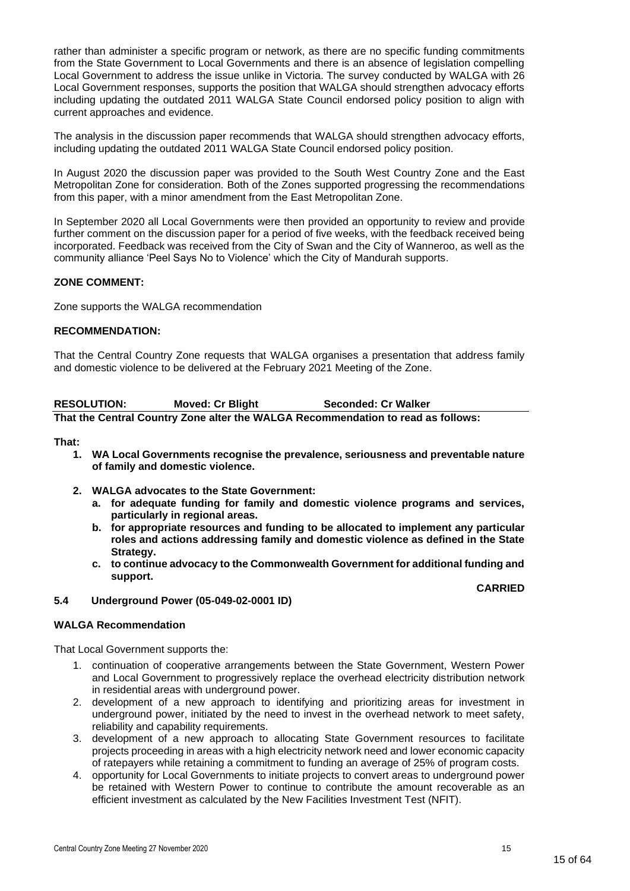rather than administer a specific program or network, as there are no specific funding commitments from the State Government to Local Governments and there is an absence of legislation compelling Local Government to address the issue unlike in Victoria. The survey conducted by WALGA with 26 Local Government responses, supports the position that WALGA should strengthen advocacy efforts including updating the outdated 2011 WALGA State Council endorsed policy position to align with current approaches and evidence.

The analysis in the discussion paper recommends that WALGA should strengthen advocacy efforts, including updating the outdated 2011 WALGA State Council endorsed policy position.

In August 2020 the discussion paper was provided to the South West Country Zone and the East Metropolitan Zone for consideration. Both of the Zones supported progressing the recommendations from this paper, with a minor amendment from the East Metropolitan Zone.

In September 2020 all Local Governments were then provided an opportunity to review and provide further comment on the discussion paper for a period of five weeks, with the feedback received being incorporated. Feedback was received from the City of Swan and the City of Wanneroo, as well as the community alliance 'Peel Says No to Violence' which the City of Mandurah supports.

**ZONE COMMENT:**

Zone supports the WALGA recommendation

**RECOMMENDATION:**

That the Central Country Zone requests that WALGA organises a presentation that address family and domestic violence to be delivered at the February 2021 Meeting of the Zone.

**RESOLUTION: Moved: Cr Blight Seconded: Cr Walker**

**That the Central Country Zone alter the WALGA Recommendation to read as follows:**

**That:**

1. **WA Local Governments recognise the prevalence, seriousness and preventable nature of family and domestic violence.**
2. **WALGA advocates to the State Government:**
   a. **for adequate funding for family and domestic violence programs and services, particularly in regional areas.**
   b. **for appropriate resources and funding to be allocated to implement any particular roles and actions addressing family and domestic violence as defined in the State Strategy.**
   c. **to continue advocacy to the Commonwealth Government for additional funding and support.**

**CARRIED**

### 5.4 Underground Power (05-049-02-0001 ID)

**WALGA Recommendation**

That Local Government supports the:

1. continuation of cooperative arrangements between the State Government, Western Power and Local Government to progressively replace the overhead electricity distribution network in residential areas with underground power.
2. development of a new approach to identifying and prioritizing areas for investment in underground power, initiated by the need to invest in the overhead network to meet safety, reliability and capability requirements.
3. development of a new approach to allocating State Government resources to facilitate projects proceeding in areas with a high electricity network need and lower economic capacity of ratepayers while retaining a commitment to funding an average of 25% of program costs.
4. opportunity for Local Governments to initiate projects to convert areas to underground power be retained with Western Power to continue to contribute the amount recoverable as an efficient investment as calculated by the New Facilities Investment Test (NFIT).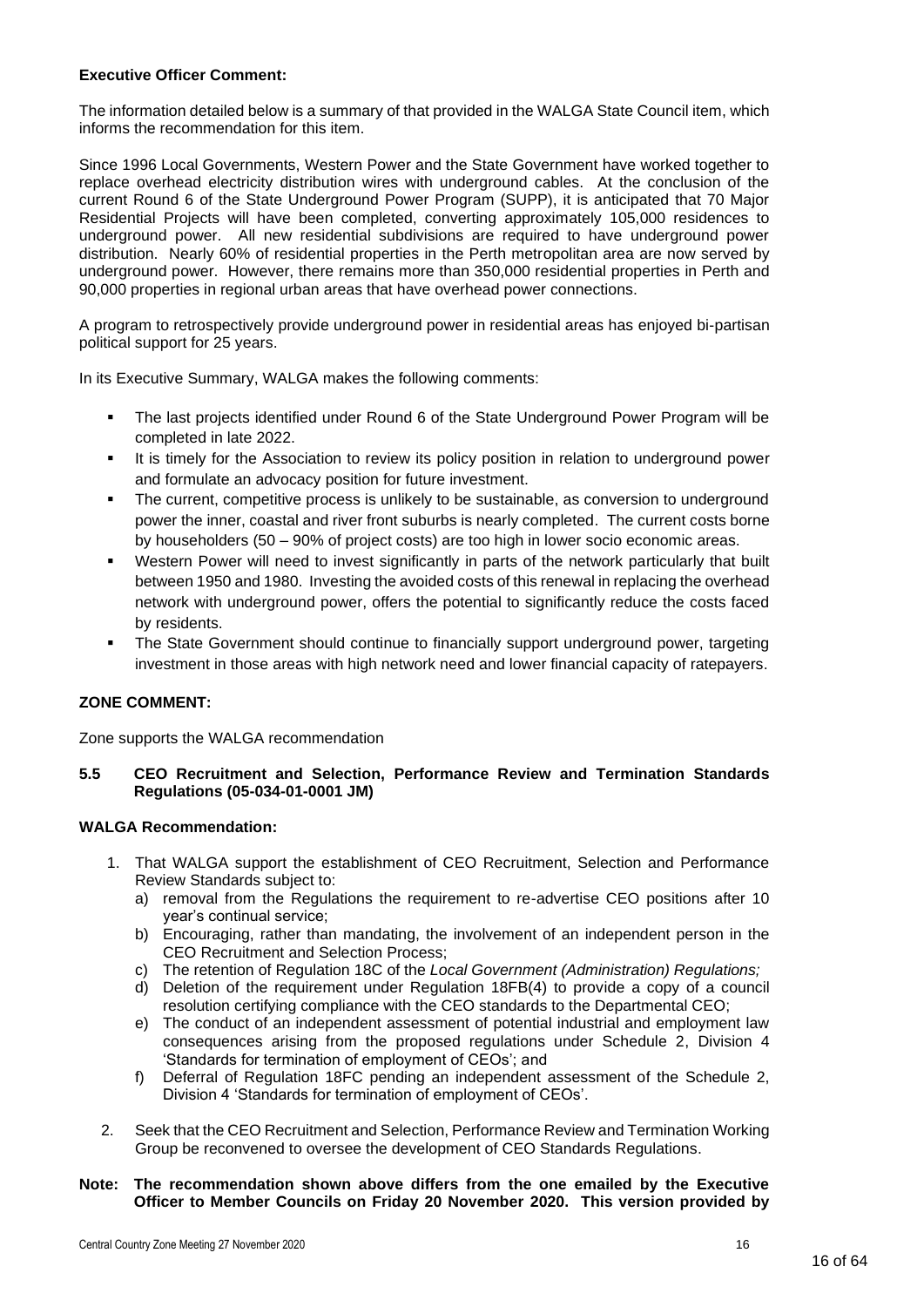**Executive Officer Comment:**

The information detailed below is a summary of that provided in the WALGA State Council item, which informs the recommendation for this item.

Since 1996 Local Governments, Western Power and the State Government have worked together to replace overhead electricity distribution wires with underground cables. At the conclusion of the current Round 6 of the State Underground Power Program (SUPP), it is anticipated that 70 Major Residential Projects will have been completed, converting approximately 105,000 residences to underground power. All new residential subdivisions are required to have underground power distribution. Nearly 60% of residential properties in the Perth metropolitan area are now served by underground power. However, there remains more than 350,000 residential properties in Perth and 90,000 properties in regional urban areas that have overhead power connections.

A program to retrospectively provide underground power in residential areas has enjoyed bi-partisan political support for 25 years.

In its Executive Summary, WALGA makes the following comments:

- The last projects identified under Round 6 of the State Underground Power Program will be completed in late 2022.
- It is timely for the Association to review its policy position in relation to underground power and formulate an advocacy position for future investment.
- The current, competitive process is unlikely to be sustainable, as conversion to underground power the inner, coastal and river front suburbs is nearly completed. The current costs borne by householders (50 – 90% of project costs) are too high in lower socio economic areas.
- Western Power will need to invest significantly in parts of the network particularly that built between 1950 and 1980. Investing the avoided costs of this renewal in replacing the overhead network with underground power, offers the potential to significantly reduce the costs faced by residents.
- The State Government should continue to financially support underground power, targeting investment in those areas with high network need and lower financial capacity of ratepayers.

**ZONE COMMENT:**

Zone supports the WALGA recommendation

**5.5 CEO Recruitment and Selection, Performance Review and Termination Standards Regulations (05-034-01-0001 JM)**

**WALGA Recommendation:**

1. That WALGA support the establishment of CEO Recruitment, Selection and Performance Review Standards subject to:
   a) removal from the Regulations the requirement to re-advertise CEO positions after 10 year's continual service;
   b) Encouraging, rather than mandating, the involvement of an independent person in the CEO Recruitment and Selection Process;
   c) The retention of Regulation 18C of the *Local Government (Administration) Regulations;*
   d) Deletion of the requirement under Regulation 18FB(4) to provide a copy of a council resolution certifying compliance with the CEO standards to the Departmental CEO;
   e) The conduct of an independent assessment of potential industrial and employment law consequences arising from the proposed regulations under Schedule 2, Division 4 'Standards for termination of employment of CEOs'; and
   f) Deferral of Regulation 18FC pending an independent assessment of the Schedule 2, Division 4 'Standards for termination of employment of CEOs'.
2. Seek that the CEO Recruitment and Selection, Performance Review and Termination Working Group be reconvened to oversee the development of CEO Standards Regulations.

**Note: The recommendation shown above differs from the one emailed by the Executive Officer to Member Councils on Friday 20 November 2020. This version provided by**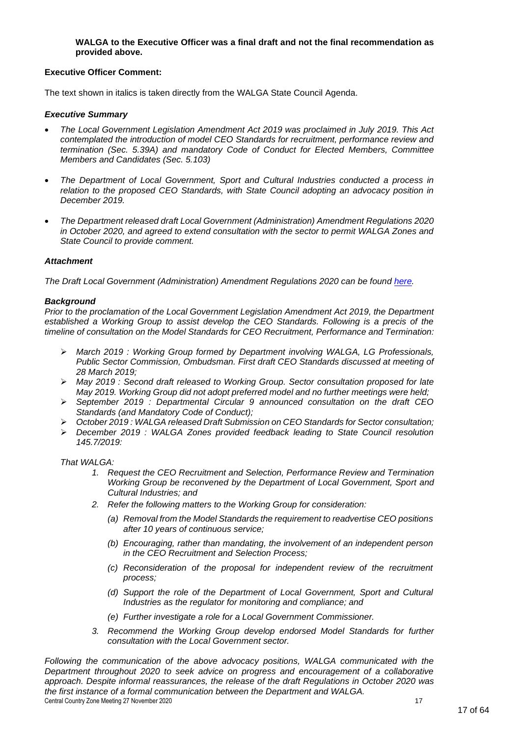**WALGA to the Executive Officer was a final draft and not the final recommendation as provided above.**

**Executive Officer Comment:**

The text shown in italics is taken directly from the WALGA State Council Agenda.

***Executive Summary***

- *The Local Government Legislation Amendment Act 2019 was proclaimed in July 2019. This Act contemplated the introduction of model CEO Standards for recruitment, performance review and termination (Sec. 5.39A) and mandatory Code of Conduct for Elected Members, Committee Members and Candidates (Sec. 5.103)*
- *The Department of Local Government, Sport and Cultural Industries conducted a process in relation to the proposed CEO Standards, with State Council adopting an advocacy position in December 2019.*
- *The Department released draft Local Government (Administration) Amendment Regulations 2020 in October 2020, and agreed to extend consultation with the sector to permit WALGA Zones and State Council to provide comment.*

***Attachment***

*The Draft Local Government (Administration) Amendment Regulations 2020 can be found here.*

***Background***

*Prior to the proclamation of the Local Government Legislation Amendment Act 2019, the Department established a Working Group to assist develop the CEO Standards. Following is a precis of the timeline of consultation on the Model Standards for CEO Recruitment, Performance and Termination:*

- *March 2019 : Working Group formed by Department involving WALGA, LG Professionals, Public Sector Commission, Ombudsman. First draft CEO Standards discussed at meeting of 28 March 2019;*
- *May 2019 : Second draft released to Working Group. Sector consultation proposed for late May 2019. Working Group did not adopt preferred model and no further meetings were held;*
- *September 2019 : Departmental Circular 9 announced consultation on the draft CEO Standards (and Mandatory Code of Conduct);*
- *October 2019 : WALGA released Draft Submission on CEO Standards for Sector consultation;*
- *December 2019 : WALGA Zones provided feedback leading to State Council resolution 145.7/2019:*

*That WALGA:*

1. *Request the CEO Recruitment and Selection, Performance Review and Termination Working Group be reconvened by the Department of Local Government, Sport and Cultural Industries; and*
2. *Refer the following matters to the Working Group for consideration:*
   - *(a) Removal from the Model Standards the requirement to readvertise CEO positions after 10 years of continuous service;*
   - *(b) Encouraging, rather than mandating, the involvement of an independent person in the CEO Recruitment and Selection Process;*
   - *(c) Reconsideration of the proposal for independent review of the recruitment process;*
   - *(d) Support the role of the Department of Local Government, Sport and Cultural Industries as the regulator for monitoring and compliance; and*
   - *(e) Further investigate a role for a Local Government Commissioner.*
3. *Recommend the Working Group develop endorsed Model Standards for further consultation with the Local Government sector.*

*Following the communication of the above advocacy positions, WALGA communicated with the Department throughout 2020 to seek advice on progress and encouragement of a collaborative approach. Despite informal reassurances, the release of the draft Regulations in October 2020 was the first instance of a formal communication between the Department and WALGA.*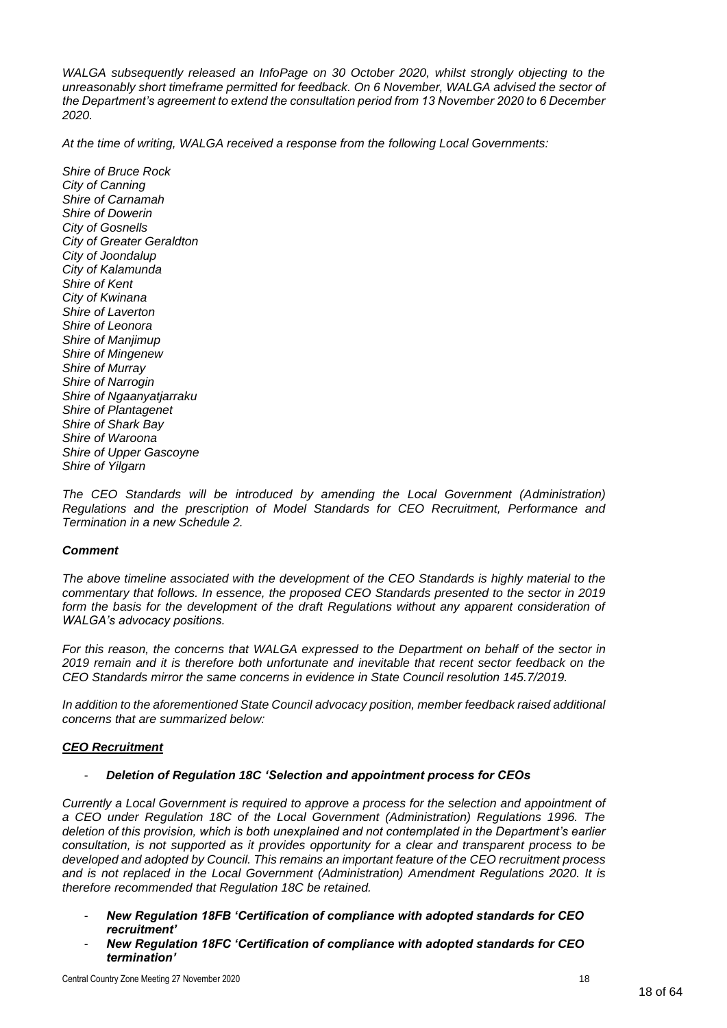*WALGA subsequently released an InfoPage on 30 October 2020, whilst strongly objecting to the unreasonably short timeframe permitted for feedback. On 6 November, WALGA advised the sector of the Department's agreement to extend the consultation period from 13 November 2020 to 6 December 2020.*

*At the time of writing, WALGA received a response from the following Local Governments:*

*Shire of Bruce Rock*
*City of Canning*
*Shire of Carnamah*
*Shire of Dowerin*
*City of Gosnells*
*City of Greater Geraldton*
*City of Joondalup*
*City of Kalamunda*
*Shire of Kent*
*City of Kwinana*
*Shire of Laverton*
*Shire of Leonora*
*Shire of Manjimup*
*Shire of Mingenew*
*Shire of Murray*
*Shire of Narrogin*
*Shire of Ngaanyatjarraku*
*Shire of Plantagenet*
*Shire of Shark Bay*
*Shire of Waroona*
*Shire of Upper Gascoyne*
*Shire of Yilgarn*

*The CEO Standards will be introduced by amending the Local Government (Administration) Regulations and the prescription of Model Standards for CEO Recruitment, Performance and Termination in a new Schedule 2.*

***Comment***

*The above timeline associated with the development of the CEO Standards is highly material to the commentary that follows. In essence, the proposed CEO Standards presented to the sector in 2019 form the basis for the development of the draft Regulations without any apparent consideration of WALGA's advocacy positions.*

*For this reason, the concerns that WALGA expressed to the Department on behalf of the sector in 2019 remain and it is therefore both unfortunate and inevitable that recent sector feedback on the CEO Standards mirror the same concerns in evidence in State Council resolution 145.7/2019.*

*In addition to the aforementioned State Council advocacy position, member feedback raised additional concerns that are summarized below:*

***<u>CEO Recruitment</u>***

- ***Deletion of Regulation 18C 'Selection and appointment process for CEOs***

*Currently a Local Government is required to approve a process for the selection and appointment of a CEO under Regulation 18C of the Local Government (Administration) Regulations 1996. The deletion of this provision, which is both unexplained and not contemplated in the Department's earlier consultation, is not supported as it provides opportunity for a clear and transparent process to be developed and adopted by Council. This remains an important feature of the CEO recruitment process and is not replaced in the Local Government (Administration) Amendment Regulations 2020. It is therefore recommended that Regulation 18C be retained.*

- ***New Regulation 18FB 'Certification of compliance with adopted standards for CEO recruitment'***
- ***New Regulation 18FC 'Certification of compliance with adopted standards for CEO termination'***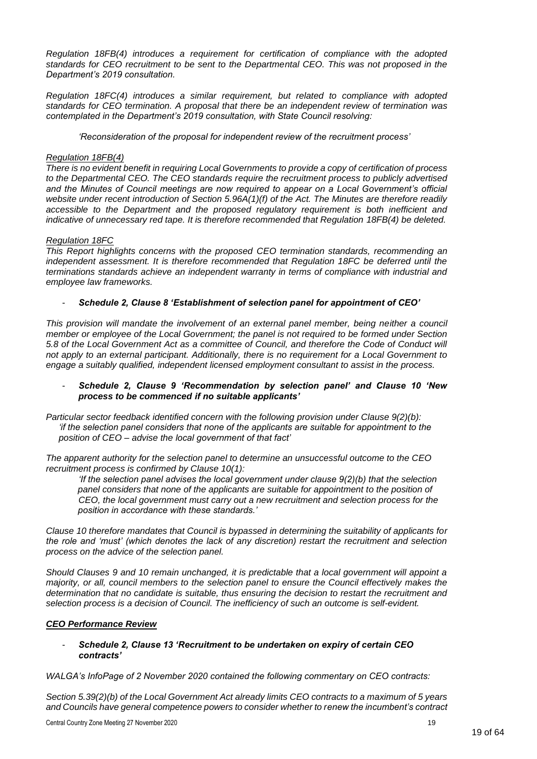*Regulation 18FB(4) introduces a requirement for certification of compliance with the adopted standards for CEO recruitment to be sent to the Departmental CEO. This was not proposed in the Department's 2019 consultation.*

*Regulation 18FC(4) introduces a similar requirement, but related to compliance with adopted standards for CEO termination. A proposal that there be an independent review of termination was contemplated in the Department's 2019 consultation, with State Council resolving:*

> *'Reconsideration of the proposal for independent review of the recruitment process'*

*Regulation 18FB(4)*
*There is no evident benefit in requiring Local Governments to provide a copy of certification of process to the Departmental CEO. The CEO standards require the recruitment process to publicly advertised and the Minutes of Council meetings are now required to appear on a Local Government's official website under recent introduction of Section 5.96A(1)(f) of the Act. The Minutes are therefore readily accessible to the Department and the proposed regulatory requirement is both inefficient and indicative of unnecessary red tape. It is therefore recommended that Regulation 18FB(4) be deleted.*

*Regulation 18FC*
*This Report highlights concerns with the proposed CEO termination standards, recommending an independent assessment. It is therefore recommended that Regulation 18FC be deferred until the terminations standards achieve an independent warranty in terms of compliance with industrial and employee law frameworks.*

- ***Schedule 2, Clause 8 'Establishment of selection panel for appointment of CEO'***

*This provision will mandate the involvement of an external panel member, being neither a council member or employee of the Local Government; the panel is not required to be formed under Section 5.8 of the Local Government Act as a committee of Council, and therefore the Code of Conduct will not apply to an external participant. Additionally, there is no requirement for a Local Government to engage a suitably qualified, independent licensed employment consultant to assist in the process.*

- ***Schedule 2, Clause 9 'Recommendation by selection panel' and Clause 10 'New process to be commenced if no suitable applicants'***

*Particular sector feedback identified concern with the following provision under Clause 9(2)(b):*
> *'if the selection panel considers that none of the applicants are suitable for appointment to the position of CEO – advise the local government of that fact'*

*The apparent authority for the selection panel to determine an unsuccessful outcome to the CEO recruitment process is confirmed by Clause 10(1):*

> *'If the selection panel advises the local government under clause 9(2)(b) that the selection panel considers that none of the applicants are suitable for appointment to the position of CEO, the local government must carry out a new recruitment and selection process for the position in accordance with these standards.'*

*Clause 10 therefore mandates that Council is bypassed in determining the suitability of applicants for the role and 'must' (which denotes the lack of any discretion) restart the recruitment and selection process on the advice of the selection panel.*

*Should Clauses 9 and 10 remain unchanged, it is predictable that a local government will appoint a majority, or all, council members to the selection panel to ensure the Council effectively makes the determination that no candidate is suitable, thus ensuring the decision to restart the recruitment and selection process is a decision of Council. The inefficiency of such an outcome is self-evident.*

## ***CEO Performance Review***

- ***Schedule 2, Clause 13 'Recruitment to be undertaken on expiry of certain CEO contracts'***

*WALGA's InfoPage of 2 November 2020 contained the following commentary on CEO contracts:*

*Section 5.39(2)(b) of the Local Government Act already limits CEO contracts to a maximum of 5 years and Councils have general competence powers to consider whether to renew the incumbent's contract*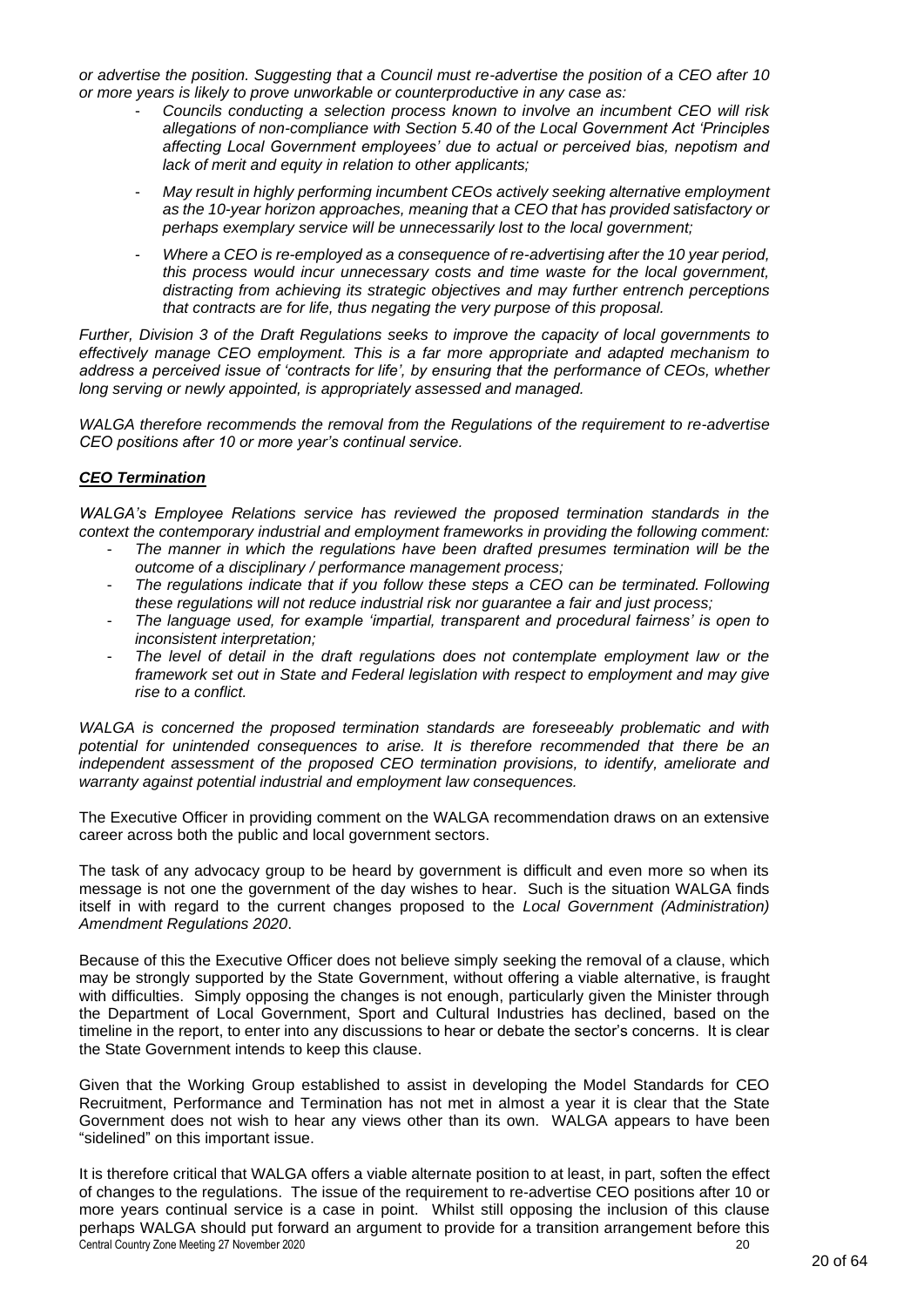*or advertise the position. Suggesting that a Council must re-advertise the position of a CEO after 10 or more years is likely to prove unworkable or counterproductive in any case as:*

- *Councils conducting a selection process known to involve an incumbent CEO will risk allegations of non-compliance with Section 5.40 of the Local Government Act 'Principles affecting Local Government employees' due to actual or perceived bias, nepotism and lack of merit and equity in relation to other applicants;*
- *May result in highly performing incumbent CEOs actively seeking alternative employment as the 10-year horizon approaches, meaning that a CEO that has provided satisfactory or perhaps exemplary service will be unnecessarily lost to the local government;*
- *Where a CEO is re-employed as a consequence of re-advertising after the 10 year period, this process would incur unnecessary costs and time waste for the local government, distracting from achieving its strategic objectives and may further entrench perceptions that contracts are for life, thus negating the very purpose of this proposal.*

*Further, Division 3 of the Draft Regulations seeks to improve the capacity of local governments to effectively manage CEO employment. This is a far more appropriate and adapted mechanism to address a perceived issue of 'contracts for life', by ensuring that the performance of CEOs, whether long serving or newly appointed, is appropriately assessed and managed.*

*WALGA therefore recommends the removal from the Regulations of the requirement to re-advertise CEO positions after 10 or more year's continual service.*

***CEO Termination***

*WALGA's Employee Relations service has reviewed the proposed termination standards in the context the contemporary industrial and employment frameworks in providing the following comment:*

- *The manner in which the regulations have been drafted presumes termination will be the outcome of a disciplinary / performance management process;*
- *The regulations indicate that if you follow these steps a CEO can be terminated. Following these regulations will not reduce industrial risk nor guarantee a fair and just process;*
- *The language used, for example 'impartial, transparent and procedural fairness' is open to inconsistent interpretation;*
- *The level of detail in the draft regulations does not contemplate employment law or the framework set out in State and Federal legislation with respect to employment and may give rise to a conflict.*

*WALGA is concerned the proposed termination standards are foreseeably problematic and with potential for unintended consequences to arise. It is therefore recommended that there be an independent assessment of the proposed CEO termination provisions, to identify, ameliorate and warranty against potential industrial and employment law consequences.*

The Executive Officer in providing comment on the WALGA recommendation draws on an extensive career across both the public and local government sectors.

The task of any advocacy group to be heard by government is difficult and even more so when its message is not one the government of the day wishes to hear. Such is the situation WALGA finds itself in with regard to the current changes proposed to the *Local Government (Administration) Amendment Regulations 2020*.

Because of this the Executive Officer does not believe simply seeking the removal of a clause, which may be strongly supported by the State Government, without offering a viable alternative, is fraught with difficulties. Simply opposing the changes is not enough, particularly given the Minister through the Department of Local Government, Sport and Cultural Industries has declined, based on the timeline in the report, to enter into any discussions to hear or debate the sector's concerns. It is clear the State Government intends to keep this clause.

Given that the Working Group established to assist in developing the Model Standards for CEO Recruitment, Performance and Termination has not met in almost a year it is clear that the State Government does not wish to hear any views other than its own. WALGA appears to have been "sidelined" on this important issue.

It is therefore critical that WALGA offers a viable alternate position to at least, in part, soften the effect of changes to the regulations. The issue of the requirement to re-advertise CEO positions after 10 or more years continual service is a case in point. Whilst still opposing the inclusion of this clause perhaps WALGA should put forward an argument to provide for a transition arrangement before this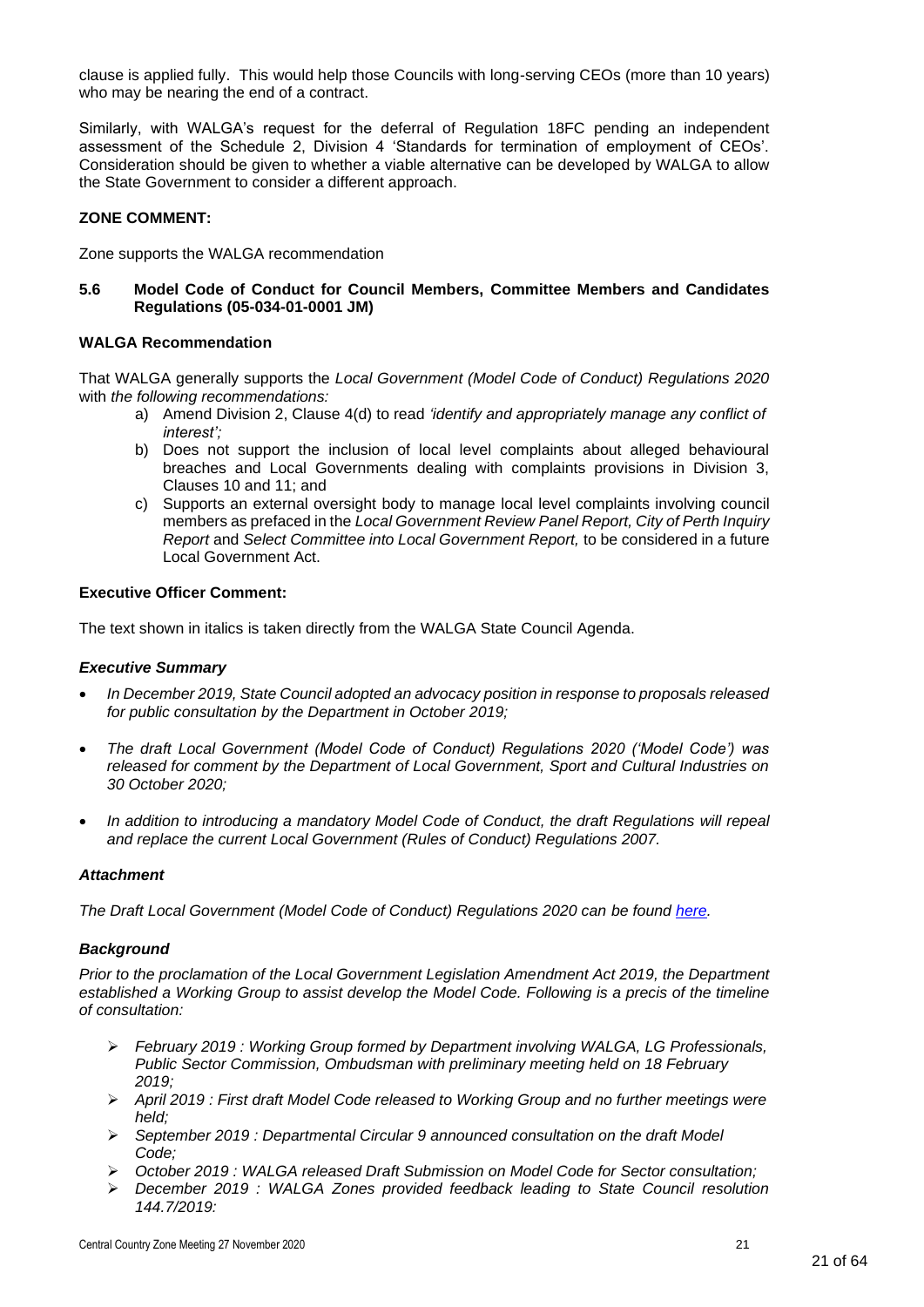clause is applied fully. This would help those Councils with long-serving CEOs (more than 10 years) who may be nearing the end of a contract.

Similarly, with WALGA's request for the deferral of Regulation 18FC pending an independent assessment of the Schedule 2, Division 4 'Standards for termination of employment of CEOs'. Consideration should be given to whether a viable alternative can be developed by WALGA to allow the State Government to consider a different approach.

**ZONE COMMENT:**

Zone supports the WALGA recommendation

### 5.6 Model Code of Conduct for Council Members, Committee Members and Candidates Regulations (05-034-01-0001 JM)

**WALGA Recommendation**

That WALGA generally supports the *Local Government (Model Code of Conduct) Regulations 2020* with *the following recommendations:*

a) Amend Division 2, Clause 4(d) to read *'identify and appropriately manage any conflict of interest';*
b) Does not support the inclusion of local level complaints about alleged behavioural breaches and Local Governments dealing with complaints provisions in Division 3, Clauses 10 and 11; and
c) Supports an external oversight body to manage local level complaints involving council members as prefaced in the *Local Government Review Panel Report, City of Perth Inquiry Report* and *Select Committee into Local Government Report,* to be considered in a future Local Government Act.

**Executive Officer Comment:**

The text shown in italics is taken directly from the WALGA State Council Agenda.

***Executive Summary***

- *In December 2019, State Council adopted an advocacy position in response to proposals released for public consultation by the Department in October 2019;*
- *The draft Local Government (Model Code of Conduct) Regulations 2020 ('Model Code') was released for comment by the Department of Local Government, Sport and Cultural Industries on 30 October 2020;*
- *In addition to introducing a mandatory Model Code of Conduct, the draft Regulations will repeal and replace the current Local Government (Rules of Conduct) Regulations 2007.*

***Attachment***

*The Draft Local Government (Model Code of Conduct) Regulations 2020 can be found here.*

***Background***

*Prior to the proclamation of the Local Government Legislation Amendment Act 2019, the Department established a Working Group to assist develop the Model Code. Following is a precis of the timeline of consultation:*

- *February 2019 : Working Group formed by Department involving WALGA, LG Professionals, Public Sector Commission, Ombudsman with preliminary meeting held on 18 February 2019;*
- *April 2019 : First draft Model Code released to Working Group and no further meetings were held;*
- *September 2019 : Departmental Circular 9 announced consultation on the draft Model Code;*
- *October 2019 : WALGA released Draft Submission on Model Code for Sector consultation;*
- *December 2019 : WALGA Zones provided feedback leading to State Council resolution 144.7/2019:*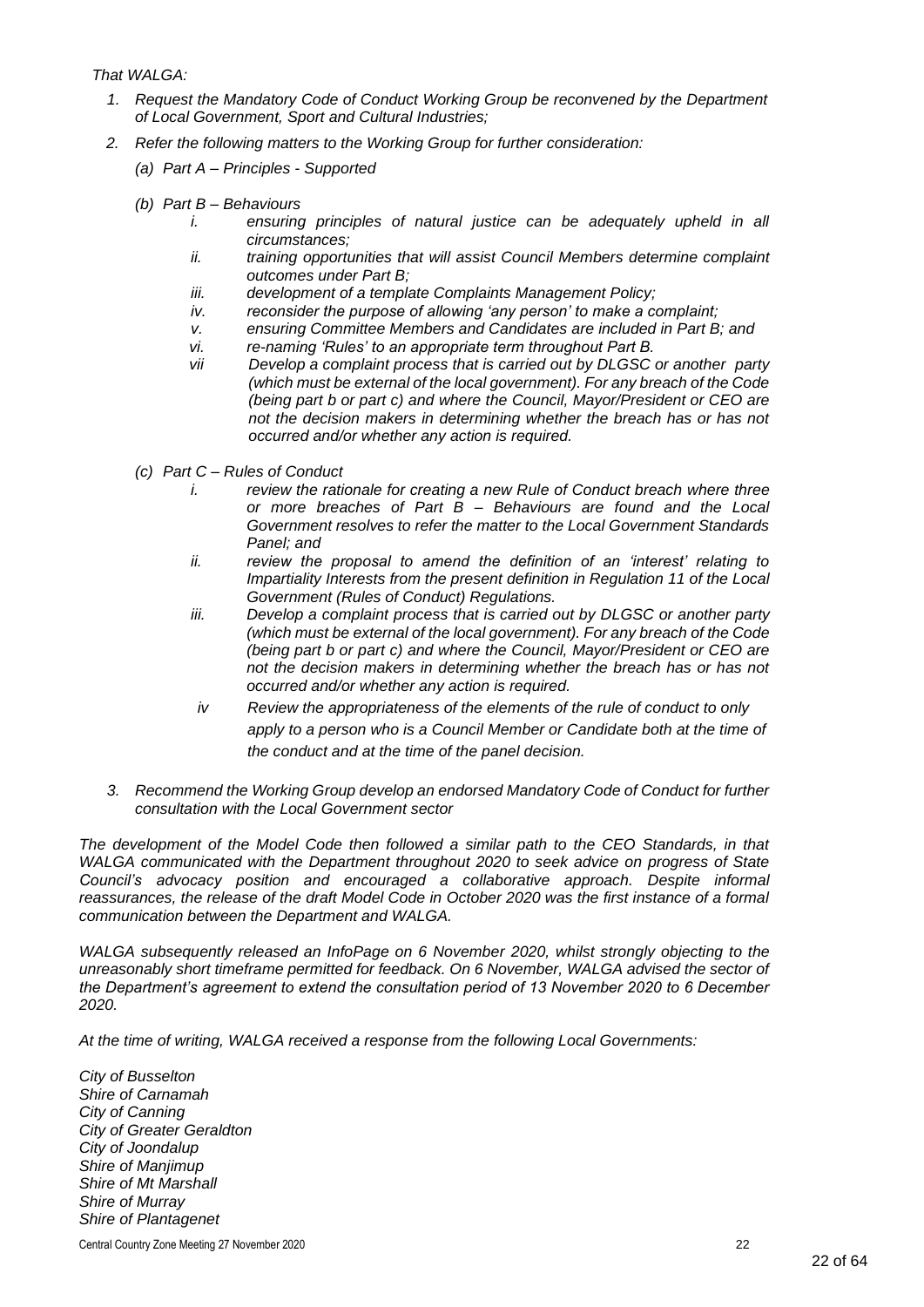*That WALGA:*

1. *Request the Mandatory Code of Conduct Working Group be reconvened by the Department of Local Government, Sport and Cultural Industries;*
2. *Refer the following matters to the Working Group for further consideration:*
   - *(a) Part A – Principles - Supported*
   - *(b) Part B – Behaviours*
     - *i. ensuring principles of natural justice can be adequately upheld in all circumstances;*
     - *ii. training opportunities that will assist Council Members determine complaint outcomes under Part B;*
     - *iii. development of a template Complaints Management Policy;*
     - *iv. reconsider the purpose of allowing 'any person' to make a complaint;*
     - *v. ensuring Committee Members and Candidates are included in Part B; and*
     - *vi. re-naming 'Rules' to an appropriate term throughout Part B.*
     - *vii Develop a complaint process that is carried out by DLGSC or another party (which must be external of the local government). For any breach of the Code (being part b or part c) and where the Council, Mayor/President or CEO are not the decision makers in determining whether the breach has or has not occurred and/or whether any action is required.*
   - *(c) Part C – Rules of Conduct*
     - *i. review the rationale for creating a new Rule of Conduct breach where three or more breaches of Part B – Behaviours are found and the Local Government resolves to refer the matter to the Local Government Standards Panel; and*
     - *ii. review the proposal to amend the definition of an 'interest' relating to Impartiality Interests from the present definition in Regulation 11 of the Local Government (Rules of Conduct) Regulations.*
     - *iii. Develop a complaint process that is carried out by DLGSC or another party (which must be external of the local government). For any breach of the Code (being part b or part c) and where the Council, Mayor/President or CEO are not the decision makers in determining whether the breach has or has not occurred and/or whether any action is required.*
     - *iv Review the appropriateness of the elements of the rule of conduct to only apply to a person who is a Council Member or Candidate both at the time of the conduct and at the time of the panel decision.*
3. *Recommend the Working Group develop an endorsed Mandatory Code of Conduct for further consultation with the Local Government sector*

*The development of the Model Code then followed a similar path to the CEO Standards, in that WALGA communicated with the Department throughout 2020 to seek advice on progress of State Council's advocacy position and encouraged a collaborative approach. Despite informal reassurances, the release of the draft Model Code in October 2020 was the first instance of a formal communication between the Department and WALGA.*

*WALGA subsequently released an InfoPage on 6 November 2020, whilst strongly objecting to the unreasonably short timeframe permitted for feedback. On 6 November, WALGA advised the sector of the Department's agreement to extend the consultation period of 13 November 2020 to 6 December 2020.*

*At the time of writing, WALGA received a response from the following Local Governments:*

*City of Busselton*
*Shire of Carnamah*
*City of Canning*
*City of Greater Geraldton*
*City of Joondalup*
*Shire of Manjimup*
*Shire of Mt Marshall*
*Shire of Murray*
*Shire of Plantagenet*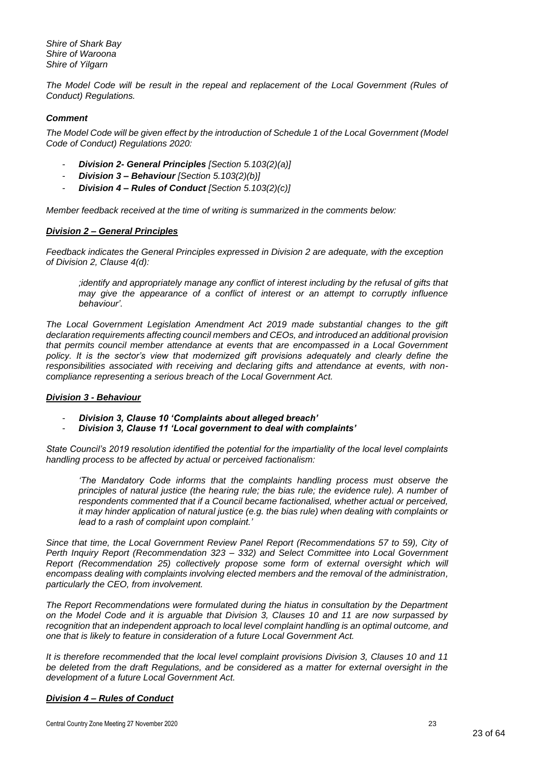*Shire of Shark Bay*
*Shire of Waroona*
*Shire of Yilgarn*

*The Model Code will be result in the repeal and replacement of the Local Government (Rules of Conduct) Regulations.*

### *Comment*

*The Model Code will be given effect by the introduction of Schedule 1 of the Local Government (Model Code of Conduct) Regulations 2020:*

- ***Division 2- General Principles** [Section 5.103(2)(a)]*
- ***Division 3 – Behaviour** [Section 5.103(2)(b)]*
- ***Division 4 – Rules of Conduct** [Section 5.103(2)(c)]*

*Member feedback received at the time of writing is summarized in the comments below:*

### ***Division 2 – General Principles***

*Feedback indicates the General Principles expressed in Division 2 are adequate, with the exception of Division 2, Clause 4(d):*

> *;identify and appropriately manage any conflict of interest including by the refusal of gifts that may give the appearance of a conflict of interest or an attempt to corruptly influence behaviour'.*

*The Local Government Legislation Amendment Act 2019 made substantial changes to the gift declaration requirements affecting council members and CEOs, and introduced an additional provision that permits council member attendance at events that are encompassed in a Local Government policy. It is the sector's view that modernized gift provisions adequately and clearly define the responsibilities associated with receiving and declaring gifts and attendance at events, with non-compliance representing a serious breach of the Local Government Act.*

### ***Division 3 - Behaviour***

- ***Division 3, Clause 10 'Complaints about alleged breach'***
- ***Division 3, Clause 11 'Local government to deal with complaints'***

*State Council's 2019 resolution identified the potential for the impartiality of the local level complaints handling process to be affected by actual or perceived factionalism:*

> *'The Mandatory Code informs that the complaints handling process must observe the principles of natural justice (the hearing rule; the bias rule; the evidence rule). A number of respondents commented that if a Council became factionalised, whether actual or perceived, it may hinder application of natural justice (e.g. the bias rule) when dealing with complaints or lead to a rash of complaint upon complaint.'*

*Since that time, the Local Government Review Panel Report (Recommendations 57 to 59), City of Perth Inquiry Report (Recommendation 323 – 332) and Select Committee into Local Government Report (Recommendation 25) collectively propose some form of external oversight which will encompass dealing with complaints involving elected members and the removal of the administration, particularly the CEO, from involvement.*

*The Report Recommendations were formulated during the hiatus in consultation by the Department on the Model Code and it is arguable that Division 3, Clauses 10 and 11 are now surpassed by recognition that an independent approach to local level complaint handling is an optimal outcome, and one that is likely to feature in consideration of a future Local Government Act.*

*It is therefore recommended that the local level complaint provisions Division 3, Clauses 10 and 11 be deleted from the draft Regulations, and be considered as a matter for external oversight in the development of a future Local Government Act.*

### ***Division 4 – Rules of Conduct***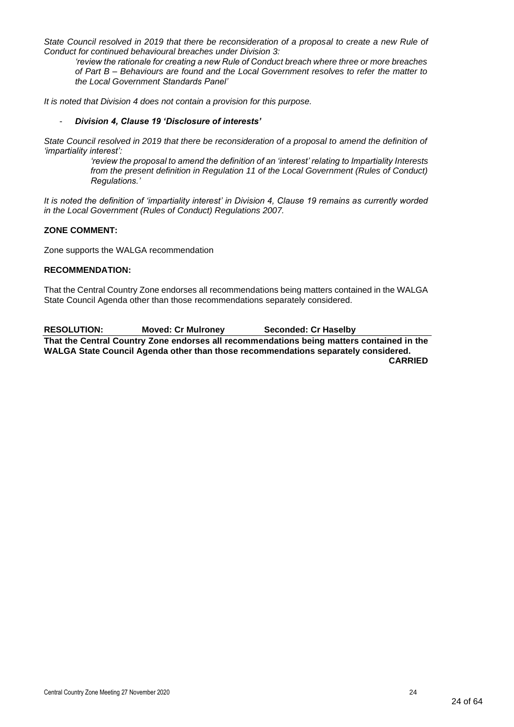*State Council resolved in 2019 that there be reconsideration of a proposal to create a new Rule of Conduct for continued behavioural breaches under Division 3:*

> *'review the rationale for creating a new Rule of Conduct breach where three or more breaches of Part B – Behaviours are found and the Local Government resolves to refer the matter to the Local Government Standards Panel'*

*It is noted that Division 4 does not contain a provision for this purpose.*

- ***Division 4, Clause 19 'Disclosure of interests'***

*State Council resolved in 2019 that there be reconsideration of a proposal to amend the definition of 'impartiality interest':*

> *'review the proposal to amend the definition of an 'interest' relating to Impartiality Interests from the present definition in Regulation 11 of the Local Government (Rules of Conduct) Regulations.'*

*It is noted the definition of 'impartiality interest' in Division 4, Clause 19 remains as currently worded in the Local Government (Rules of Conduct) Regulations 2007.*

**ZONE COMMENT:**

Zone supports the WALGA recommendation

**RECOMMENDATION:**

That the Central Country Zone endorses all recommendations being matters contained in the WALGA State Council Agenda other than those recommendations separately considered.

**RESOLUTION:** **Moved: Cr Mulroney** **Seconded: Cr Haselby**

**That the Central Country Zone endorses all recommendations being matters contained in the WALGA State Council Agenda other than those recommendations separately considered.**

**CARRIED**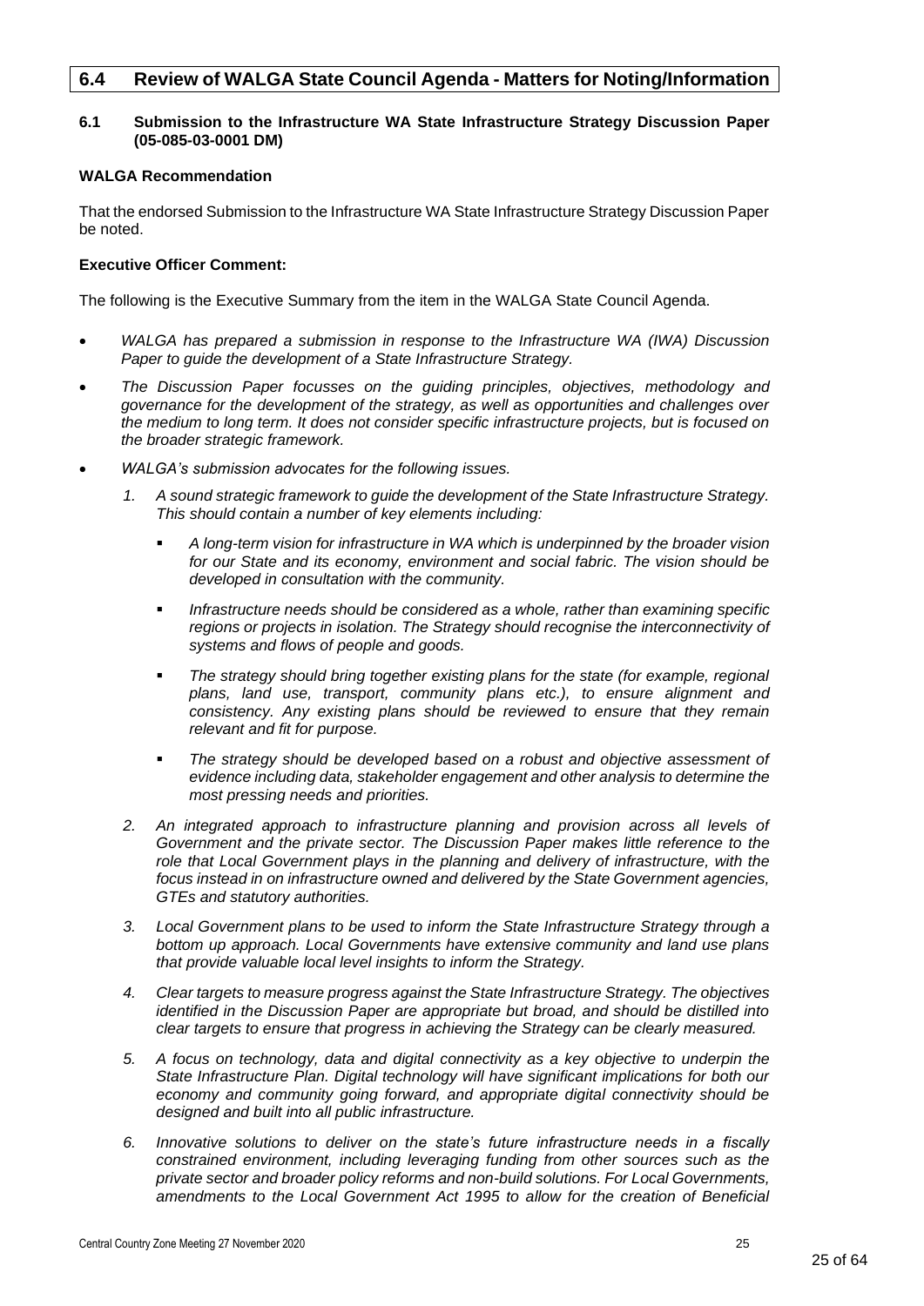## 6.4 Review of WALGA State Council Agenda - Matters for Noting/Information

### 6.1 Submission to the Infrastructure WA State Infrastructure Strategy Discussion Paper (05-085-03-0001 DM)

**WALGA Recommendation**

That the endorsed Submission to the Infrastructure WA State Infrastructure Strategy Discussion Paper be noted.

**Executive Officer Comment:**

The following is the Executive Summary from the item in the WALGA State Council Agenda.

- *WALGA has prepared a submission in response to the Infrastructure WA (IWA) Discussion Paper to guide the development of a State Infrastructure Strategy.*
- *The Discussion Paper focusses on the guiding principles, objectives, methodology and governance for the development of the strategy, as well as opportunities and challenges over the medium to long term. It does not consider specific infrastructure projects, but is focused on the broader strategic framework.*
- *WALGA's submission advocates for the following issues.*
  1. *A sound strategic framework to guide the development of the State Infrastructure Strategy. This should contain a number of key elements including:*
     - *A long-term vision for infrastructure in WA which is underpinned by the broader vision for our State and its economy, environment and social fabric. The vision should be developed in consultation with the community.*
     - *Infrastructure needs should be considered as a whole, rather than examining specific regions or projects in isolation. The Strategy should recognise the interconnectivity of systems and flows of people and goods.*
     - *The strategy should bring together existing plans for the state (for example, regional plans, land use, transport, community plans etc.), to ensure alignment and consistency. Any existing plans should be reviewed to ensure that they remain relevant and fit for purpose.*
     - *The strategy should be developed based on a robust and objective assessment of evidence including data, stakeholder engagement and other analysis to determine the most pressing needs and priorities.*
  2. *An integrated approach to infrastructure planning and provision across all levels of Government and the private sector. The Discussion Paper makes little reference to the role that Local Government plays in the planning and delivery of infrastructure, with the focus instead in on infrastructure owned and delivered by the State Government agencies, GTEs and statutory authorities.*
  3. *Local Government plans to be used to inform the State Infrastructure Strategy through a bottom up approach. Local Governments have extensive community and land use plans that provide valuable local level insights to inform the Strategy.*
  4. *Clear targets to measure progress against the State Infrastructure Strategy. The objectives identified in the Discussion Paper are appropriate but broad, and should be distilled into clear targets to ensure that progress in achieving the Strategy can be clearly measured.*
  5. *A focus on technology, data and digital connectivity as a key objective to underpin the State Infrastructure Plan. Digital technology will have significant implications for both our economy and community going forward, and appropriate digital connectivity should be designed and built into all public infrastructure.*
  6. *Innovative solutions to deliver on the state's future infrastructure needs in a fiscally constrained environment, including leveraging funding from other sources such as the private sector and broader policy reforms and non-build solutions. For Local Governments, amendments to the Local Government Act 1995 to allow for the creation of Beneficial*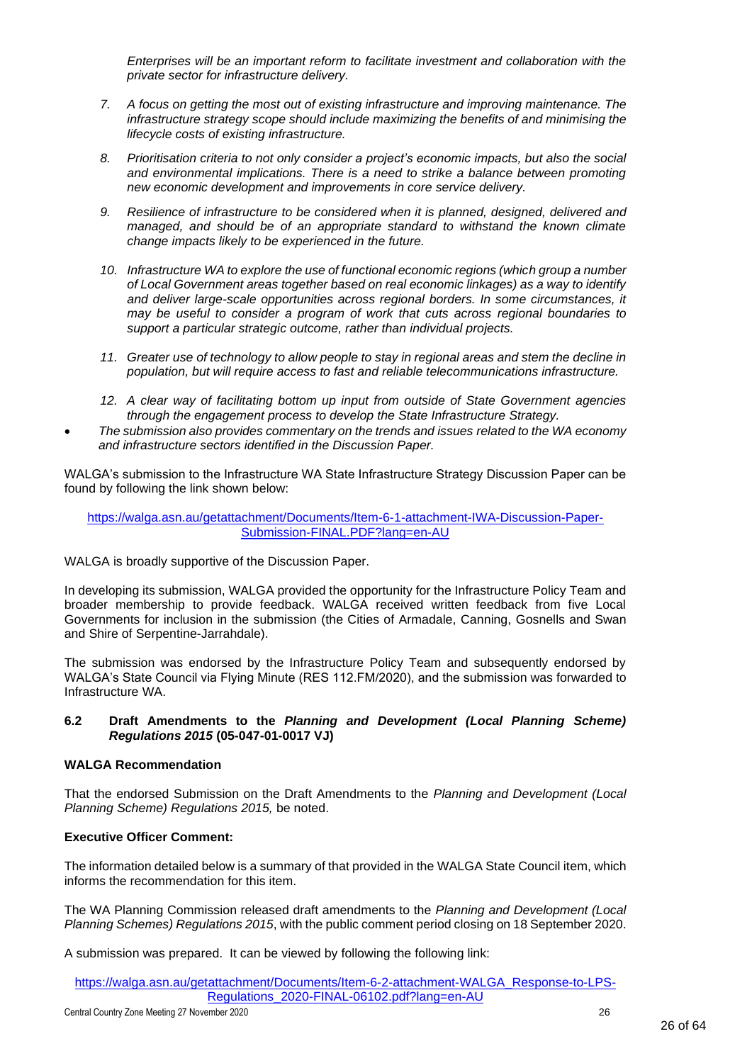*Enterprises will be an important reform to facilitate investment and collaboration with the private sector for infrastructure delivery.*

7. *A focus on getting the most out of existing infrastructure and improving maintenance. The infrastructure strategy scope should include maximizing the benefits of and minimising the lifecycle costs of existing infrastructure.*

8. *Prioritisation criteria to not only consider a project's economic impacts, but also the social and environmental implications. There is a need to strike a balance between promoting new economic development and improvements in core service delivery.*

9. *Resilience of infrastructure to be considered when it is planned, designed, delivered and managed, and should be of an appropriate standard to withstand the known climate change impacts likely to be experienced in the future.*

10. *Infrastructure WA to explore the use of functional economic regions (which group a number of Local Government areas together based on real economic linkages) as a way to identify and deliver large-scale opportunities across regional borders. In some circumstances, it may be useful to consider a program of work that cuts across regional boundaries to support a particular strategic outcome, rather than individual projects.*

11. *Greater use of technology to allow people to stay in regional areas and stem the decline in population, but will require access to fast and reliable telecommunications infrastructure.*

12. *A clear way of facilitating bottom up input from outside of State Government agencies through the engagement process to develop the State Infrastructure Strategy.*

- *The submission also provides commentary on the trends and issues related to the WA economy and infrastructure sectors identified in the Discussion Paper.*

WALGA's submission to the Infrastructure WA State Infrastructure Strategy Discussion Paper can be found by following the link shown below:

https://walga.asn.au/getattachment/Documents/Item-6-1-attachment-IWA-Discussion-Paper-Submission-FINAL.PDF?lang=en-AU

WALGA is broadly supportive of the Discussion Paper.

In developing its submission, WALGA provided the opportunity for the Infrastructure Policy Team and broader membership to provide feedback. WALGA received written feedback from five Local Governments for inclusion in the submission (the Cities of Armadale, Canning, Gosnells and Swan and Shire of Serpentine-Jarrahdale).

The submission was endorsed by the Infrastructure Policy Team and subsequently endorsed by WALGA's State Council via Flying Minute (RES 112.FM/2020), and the submission was forwarded to Infrastructure WA.

### 6.2 Draft Amendments to the *Planning and Development (Local Planning Scheme) Regulations 2015* (05-047-01-0017 VJ)

**WALGA Recommendation**

That the endorsed Submission on the Draft Amendments to the *Planning and Development (Local Planning Scheme) Regulations 2015,* be noted.

**Executive Officer Comment:**

The information detailed below is a summary of that provided in the WALGA State Council item, which informs the recommendation for this item.

The WA Planning Commission released draft amendments to the *Planning and Development (Local Planning Schemes) Regulations 2015*, with the public comment period closing on 18 September 2020.

A submission was prepared. It can be viewed by following the following link:

https://walga.asn.au/getattachment/Documents/Item-6-2-attachment-WALGA_Response-to-LPS-Regulations_2020-FINAL-06102.pdf?lang=en-AU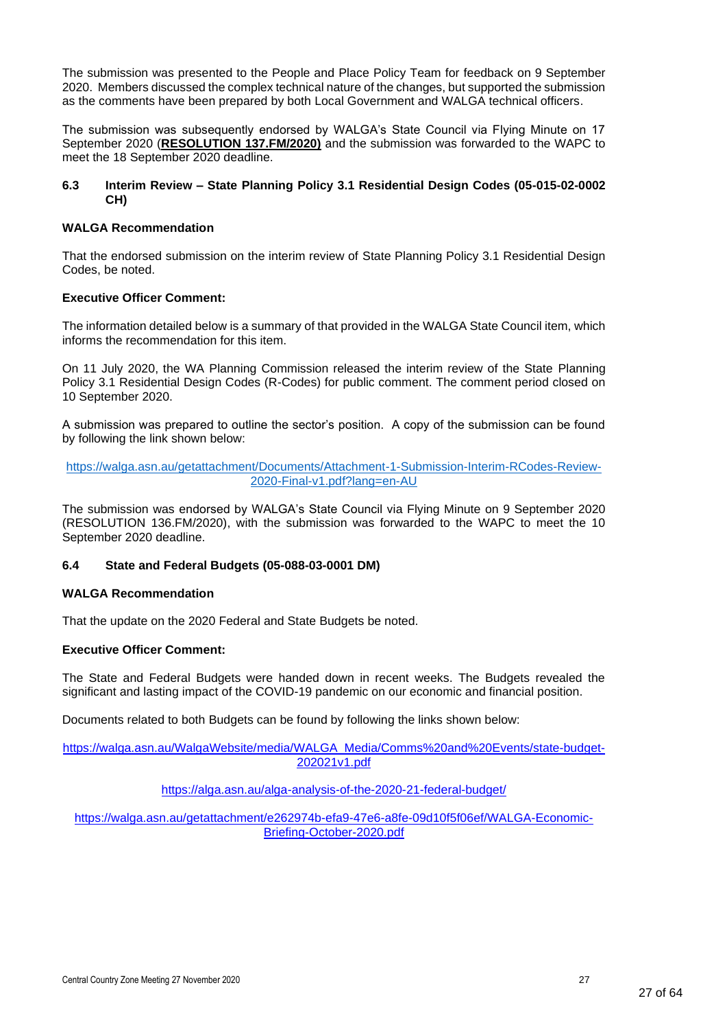The submission was presented to the People and Place Policy Team for feedback on 9 September 2020. Members discussed the complex technical nature of the changes, but supported the submission as the comments have been prepared by both Local Government and WALGA technical officers.

The submission was subsequently endorsed by WALGA's State Council via Flying Minute on 17 September 2020 (**RESOLUTION 137.FM/2020)** and the submission was forwarded to the WAPC to meet the 18 September 2020 deadline.

### 6.3 Interim Review – State Planning Policy 3.1 Residential Design Codes (05-015-02-0002 CH)

**WALGA Recommendation**

That the endorsed submission on the interim review of State Planning Policy 3.1 Residential Design Codes, be noted.

**Executive Officer Comment:**

The information detailed below is a summary of that provided in the WALGA State Council item, which informs the recommendation for this item.

On 11 July 2020, the WA Planning Commission released the interim review of the State Planning Policy 3.1 Residential Design Codes (R-Codes) for public comment. The comment period closed on 10 September 2020.

A submission was prepared to outline the sector's position. A copy of the submission can be found by following the link shown below:

https://walga.asn.au/getattachment/Documents/Attachment-1-Submission-Interim-RCodes-Review-2020-Final-v1.pdf?lang=en-AU

The submission was endorsed by WALGA's State Council via Flying Minute on 9 September 2020 (RESOLUTION 136.FM/2020), with the submission was forwarded to the WAPC to meet the 10 September 2020 deadline.

### 6.4 State and Federal Budgets (05-088-03-0001 DM)

**WALGA Recommendation**

That the update on the 2020 Federal and State Budgets be noted.

**Executive Officer Comment:**

The State and Federal Budgets were handed down in recent weeks. The Budgets revealed the significant and lasting impact of the COVID-19 pandemic on our economic and financial position.

Documents related to both Budgets can be found by following the links shown below:

https://walga.asn.au/WalgaWebsite/media/WALGA_Media/Comms%20and%20Events/state-budget-202021v1.pdf

https://alga.asn.au/alga-analysis-of-the-2020-21-federal-budget/

https://walga.asn.au/getattachment/e262974b-efa9-47e6-a8fe-09d10f5f06ef/WALGA-Economic-Briefing-October-2020.pdf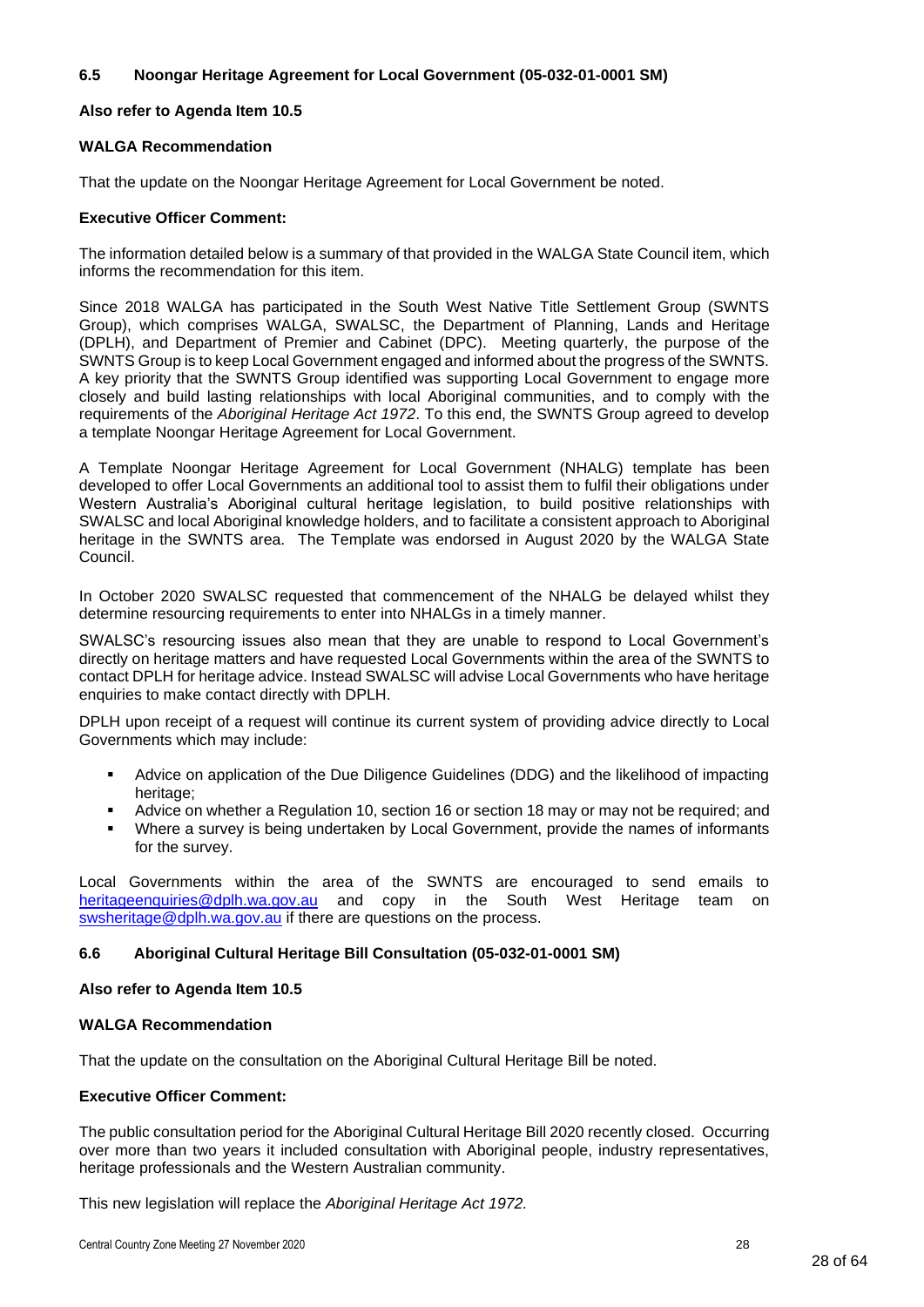### 6.5 Noongar Heritage Agreement for Local Government (05-032-01-0001 SM)

**Also refer to Agenda Item 10.5**

**WALGA Recommendation**

That the update on the Noongar Heritage Agreement for Local Government be noted.

**Executive Officer Comment:**

The information detailed below is a summary of that provided in the WALGA State Council item, which informs the recommendation for this item.

Since 2018 WALGA has participated in the South West Native Title Settlement Group (SWNTS Group), which comprises WALGA, SWALSC, the Department of Planning, Lands and Heritage (DPLH), and Department of Premier and Cabinet (DPC). Meeting quarterly, the purpose of the SWNTS Group is to keep Local Government engaged and informed about the progress of the SWNTS. A key priority that the SWNTS Group identified was supporting Local Government to engage more closely and build lasting relationships with local Aboriginal communities, and to comply with the requirements of the *Aboriginal Heritage Act 1972*. To this end, the SWNTS Group agreed to develop a template Noongar Heritage Agreement for Local Government.

A Template Noongar Heritage Agreement for Local Government (NHALG) template has been developed to offer Local Governments an additional tool to assist them to fulfil their obligations under Western Australia's Aboriginal cultural heritage legislation, to build positive relationships with SWALSC and local Aboriginal knowledge holders, and to facilitate a consistent approach to Aboriginal heritage in the SWNTS area. The Template was endorsed in August 2020 by the WALGA State Council.

In October 2020 SWALSC requested that commencement of the NHALG be delayed whilst they determine resourcing requirements to enter into NHALGs in a timely manner.

SWALSC's resourcing issues also mean that they are unable to respond to Local Government's directly on heritage matters and have requested Local Governments within the area of the SWNTS to contact DPLH for heritage advice. Instead SWALSC will advise Local Governments who have heritage enquiries to make contact directly with DPLH.

DPLH upon receipt of a request will continue its current system of providing advice directly to Local Governments which may include:

- Advice on application of the Due Diligence Guidelines (DDG) and the likelihood of impacting heritage;
- Advice on whether a Regulation 10, section 16 or section 18 may or may not be required; and
- Where a survey is being undertaken by Local Government, provide the names of informants for the survey.

Local Governments within the area of the SWNTS are encouraged to send emails to heritageenquiries@dplh.wa.gov.au and copy in the South West Heritage team on swsheritage@dplh.wa.gov.au if there are questions on the process.

### 6.6 Aboriginal Cultural Heritage Bill Consultation (05-032-01-0001 SM)

**Also refer to Agenda Item 10.5**

**WALGA Recommendation**

That the update on the consultation on the Aboriginal Cultural Heritage Bill be noted.

**Executive Officer Comment:**

The public consultation period for the Aboriginal Cultural Heritage Bill 2020 recently closed. Occurring over more than two years it included consultation with Aboriginal people, industry representatives, heritage professionals and the Western Australian community.

This new legislation will replace the *Aboriginal Heritage Act 1972.*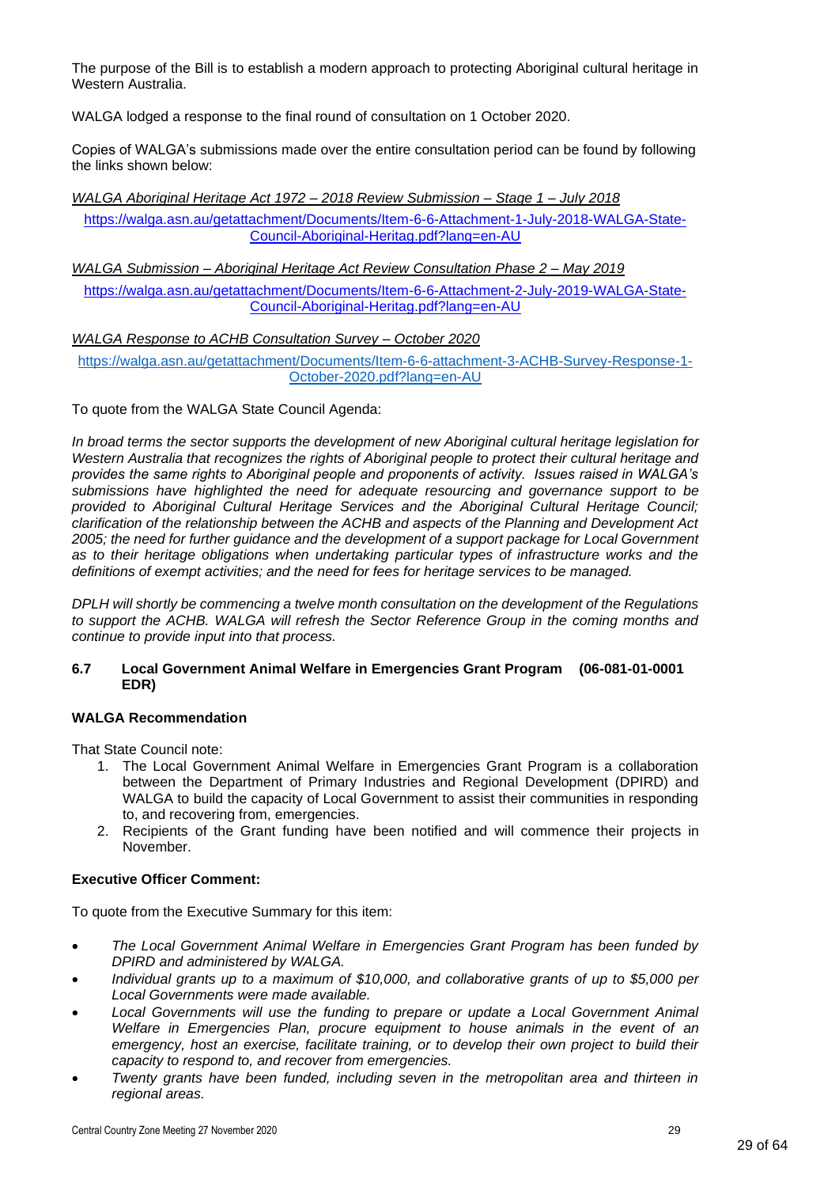The purpose of the Bill is to establish a modern approach to protecting Aboriginal cultural heritage in Western Australia.

WALGA lodged a response to the final round of consultation on 1 October 2020.

Copies of WALGA's submissions made over the entire consultation period can be found by following the links shown below:

*WALGA Aboriginal Heritage Act 1972 – 2018 Review Submission – Stage 1 – July 2018*

https://walga.asn.au/getattachment/Documents/Item-6-6-Attachment-1-July-2018-WALGA-State-Council-Aboriginal-Heritag.pdf?lang=en-AU

*WALGA Submission – Aboriginal Heritage Act Review Consultation Phase 2 – May 2019*

https://walga.asn.au/getattachment/Documents/Item-6-6-Attachment-2-July-2019-WALGA-State-Council-Aboriginal-Heritag.pdf?lang=en-AU

*WALGA Response to ACHB Consultation Survey – October 2020*

https://walga.asn.au/getattachment/Documents/Item-6-6-attachment-3-ACHB-Survey-Response-1-October-2020.pdf?lang=en-AU

To quote from the WALGA State Council Agenda:

*In broad terms the sector supports the development of new Aboriginal cultural heritage legislation for Western Australia that recognizes the rights of Aboriginal people to protect their cultural heritage and provides the same rights to Aboriginal people and proponents of activity. Issues raised in WALGA's submissions have highlighted the need for adequate resourcing and governance support to be provided to Aboriginal Cultural Heritage Services and the Aboriginal Cultural Heritage Council; clarification of the relationship between the ACHB and aspects of the Planning and Development Act 2005; the need for further guidance and the development of a support package for Local Government as to their heritage obligations when undertaking particular types of infrastructure works and the definitions of exempt activities; and the need for fees for heritage services to be managed.*

*DPLH will shortly be commencing a twelve month consultation on the development of the Regulations to support the ACHB. WALGA will refresh the Sector Reference Group in the coming months and continue to provide input into that process.*

### 6.7 Local Government Animal Welfare in Emergencies Grant Program (06-081-01-0001 EDR)

**WALGA Recommendation**

That State Council note:

1. The Local Government Animal Welfare in Emergencies Grant Program is a collaboration between the Department of Primary Industries and Regional Development (DPIRD) and WALGA to build the capacity of Local Government to assist their communities in responding to, and recovering from, emergencies.
2. Recipients of the Grant funding have been notified and will commence their projects in November.

**Executive Officer Comment:**

To quote from the Executive Summary for this item:

- *The Local Government Animal Welfare in Emergencies Grant Program has been funded by DPIRD and administered by WALGA.*
- *Individual grants up to a maximum of $10,000, and collaborative grants of up to $5,000 per Local Governments were made available.*
- *Local Governments will use the funding to prepare or update a Local Government Animal Welfare in Emergencies Plan, procure equipment to house animals in the event of an emergency, host an exercise, facilitate training, or to develop their own project to build their capacity to respond to, and recover from emergencies.*
- *Twenty grants have been funded, including seven in the metropolitan area and thirteen in regional areas.*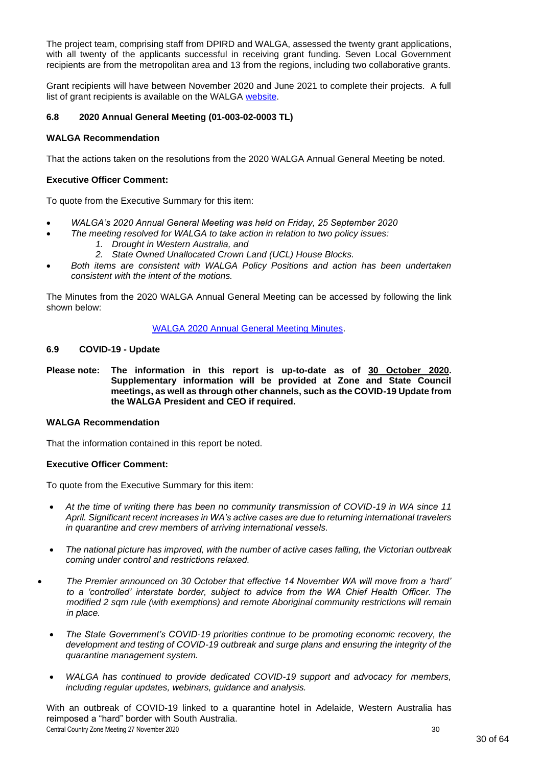The project team, comprising staff from DPIRD and WALGA, assessed the twenty grant applications, with all twenty of the applicants successful in receiving grant funding. Seven Local Government recipients are from the metropolitan area and 13 from the regions, including two collaborative grants.

Grant recipients will have between November 2020 and June 2021 to complete their projects. A full list of grant recipients is available on the WALGA website.

### 6.8 2020 Annual General Meeting (01-003-02-0003 TL)

**WALGA Recommendation**

That the actions taken on the resolutions from the 2020 WALGA Annual General Meeting be noted.

**Executive Officer Comment:**

To quote from the Executive Summary for this item:

- *WALGA's 2020 Annual General Meeting was held on Friday, 25 September 2020*
- *The meeting resolved for WALGA to take action in relation to two policy issues:*
    1. *Drought in Western Australia, and*
    2. *State Owned Unallocated Crown Land (UCL) House Blocks.*
- *Both items are consistent with WALGA Policy Positions and action has been undertaken consistent with the intent of the motions.*

The Minutes from the 2020 WALGA Annual General Meeting can be accessed by following the link shown below:

WALGA 2020 Annual General Meeting Minutes.

### 6.9 COVID-19 - Update

**Please note: The information in this report is up-to-date as of 30 October 2020. Supplementary information will be provided at Zone and State Council meetings, as well as through other channels, such as the COVID-19 Update from the WALGA President and CEO if required.**

**WALGA Recommendation**

That the information contained in this report be noted.

**Executive Officer Comment:**

To quote from the Executive Summary for this item:

- *At the time of writing there has been no community transmission of COVID-19 in WA since 11 April. Significant recent increases in WA's active cases are due to returning international travelers in quarantine and crew members of arriving international vessels.*
- *The national picture has improved, with the number of active cases falling, the Victorian outbreak coming under control and restrictions relaxed.*
- *The Premier announced on 30 October that effective 14 November WA will move from a 'hard' to a 'controlled' interstate border, subject to advice from the WA Chief Health Officer. The modified 2 sqm rule (with exemptions) and remote Aboriginal community restrictions will remain in place.*
- *The State Government's COVID-19 priorities continue to be promoting economic recovery, the development and testing of COVID-19 outbreak and surge plans and ensuring the integrity of the quarantine management system.*
- *WALGA has continued to provide dedicated COVID-19 support and advocacy for members, including regular updates, webinars, guidance and analysis.*

With an outbreak of COVID-19 linked to a quarantine hotel in Adelaide, Western Australia has reimposed a "hard" border with South Australia.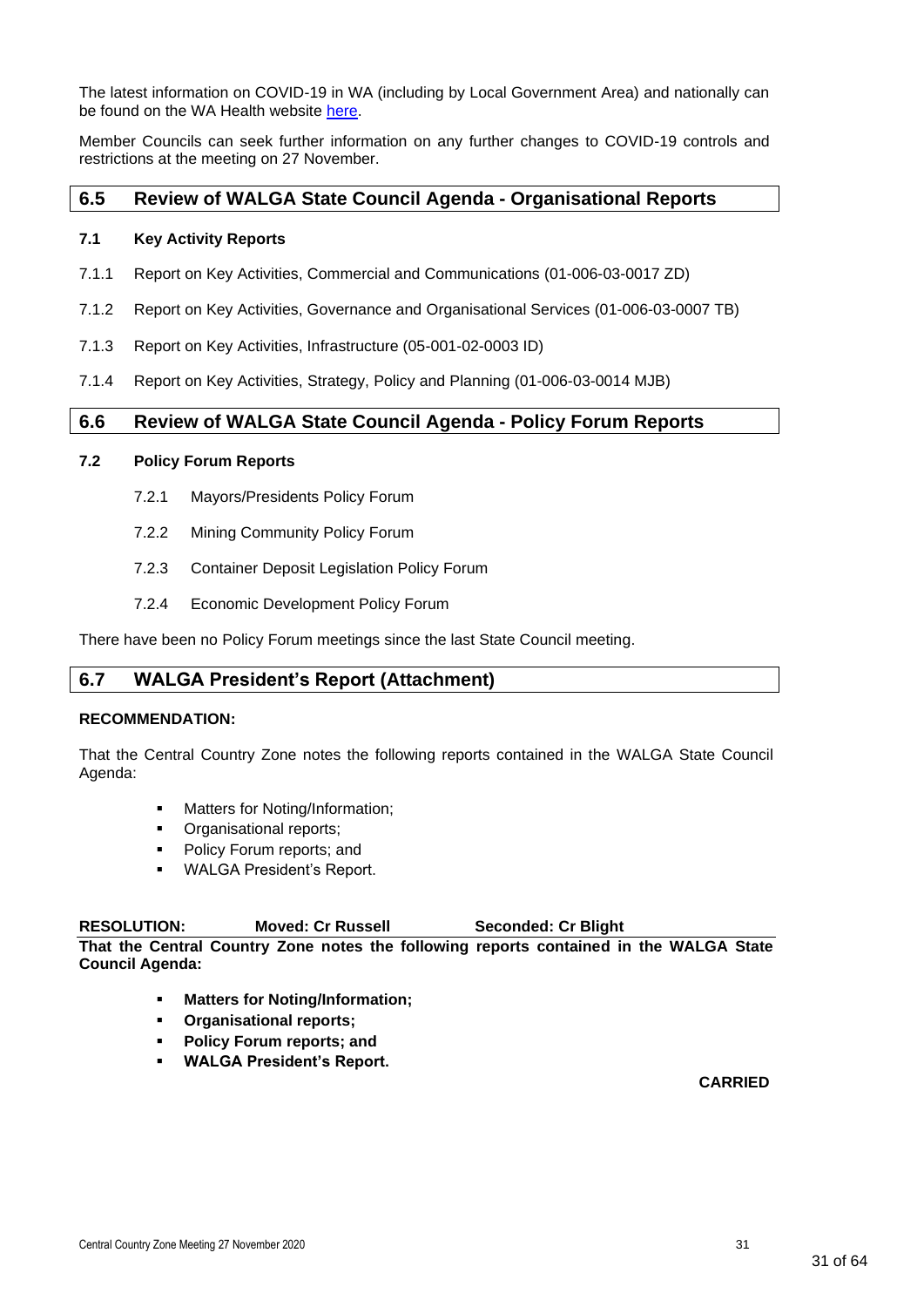The latest information on COVID-19 in WA (including by Local Government Area) and nationally can be found on the WA Health website here.

Member Councils can seek further information on any further changes to COVID-19 controls and restrictions at the meeting on 27 November.

## 6.5 Review of WALGA State Council Agenda - Organisational Reports

**7.1 Key Activity Reports**

7.1.1 Report on Key Activities, Commercial and Communications (01-006-03-0017 ZD)

7.1.2 Report on Key Activities, Governance and Organisational Services (01-006-03-0007 TB)

7.1.3 Report on Key Activities, Infrastructure (05-001-02-0003 ID)

7.1.4 Report on Key Activities, Strategy, Policy and Planning (01-006-03-0014 MJB)

## 6.6 Review of WALGA State Council Agenda - Policy Forum Reports

**7.2 Policy Forum Reports**

7.2.1 Mayors/Presidents Policy Forum

7.2.2 Mining Community Policy Forum

7.2.3 Container Deposit Legislation Policy Forum

7.2.4 Economic Development Policy Forum

There have been no Policy Forum meetings since the last State Council meeting.

## 6.7 WALGA President's Report (Attachment)

**RECOMMENDATION:**

That the Central Country Zone notes the following reports contained in the WALGA State Council Agenda:

- Matters for Noting/Information;
- Organisational reports;
- Policy Forum reports; and
- WALGA President's Report.

**RESOLUTION: Moved: Cr Russell Seconded: Cr Blight**

**That the Central Country Zone notes the following reports contained in the WALGA State Council Agenda:**

- **Matters for Noting/Information;**
- **Organisational reports;**
- **Policy Forum reports; and**
- **WALGA President's Report.**

**CARRIED**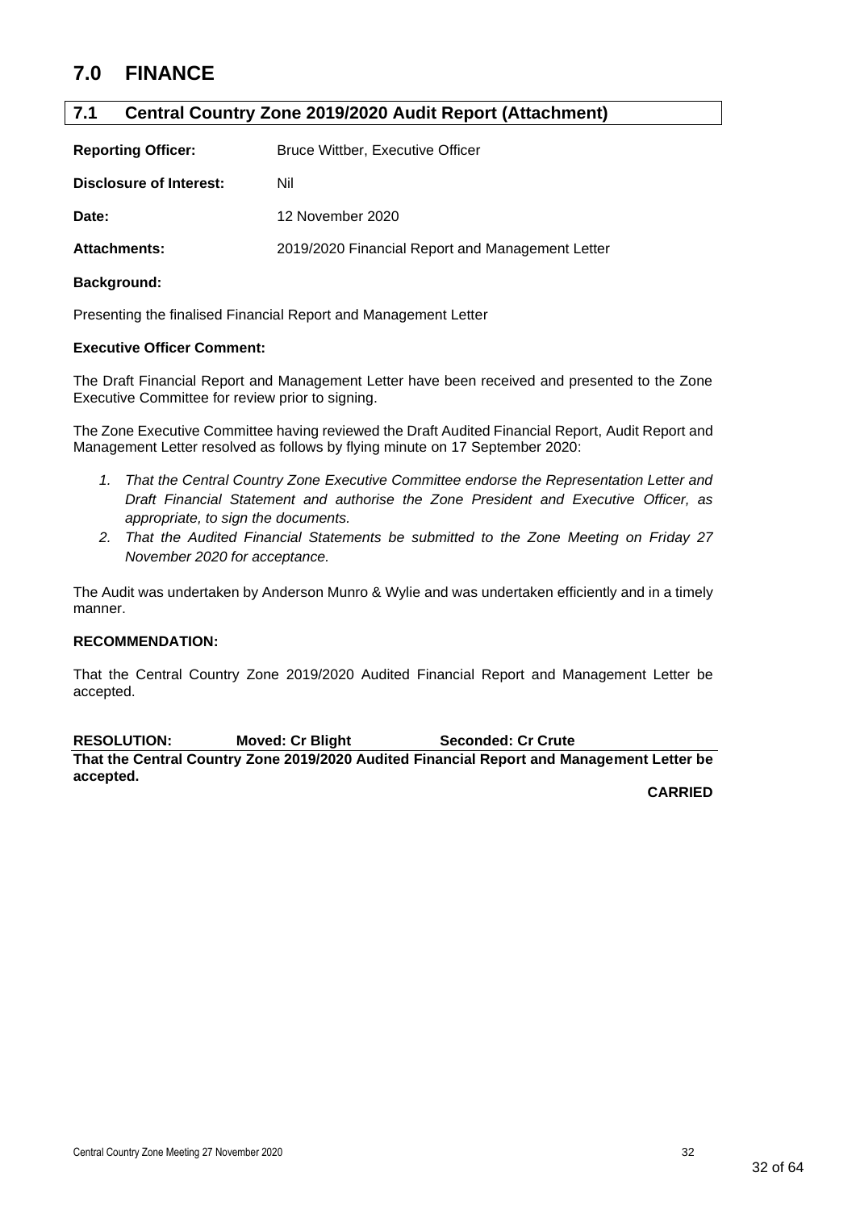# 7.0 FINANCE

## 7.1 Central Country Zone 2019/2020 Audit Report (Attachment)

**Reporting Officer:** Bruce Wittber, Executive Officer

**Disclosure of Interest:** Nil

**Date:** 12 November 2020

**Attachments:** 2019/2020 Financial Report and Management Letter

**Background:**

Presenting the finalised Financial Report and Management Letter

**Executive Officer Comment:**

The Draft Financial Report and Management Letter have been received and presented to the Zone Executive Committee for review prior to signing.

The Zone Executive Committee having reviewed the Draft Audited Financial Report, Audit Report and Management Letter resolved as follows by flying minute on 17 September 2020:

1. *That the Central Country Zone Executive Committee endorse the Representation Letter and Draft Financial Statement and authorise the Zone President and Executive Officer, as appropriate, to sign the documents.*
2. *That the Audited Financial Statements be submitted to the Zone Meeting on Friday 27 November 2020 for acceptance.*

The Audit was undertaken by Anderson Munro & Wylie and was undertaken efficiently and in a timely manner.

**RECOMMENDATION:**

That the Central Country Zone 2019/2020 Audited Financial Report and Management Letter be accepted.

**RESOLUTION:** **Moved: Cr Blight** **Seconded: Cr Crute**

**That the Central Country Zone 2019/2020 Audited Financial Report and Management Letter be accepted.**

**CARRIED**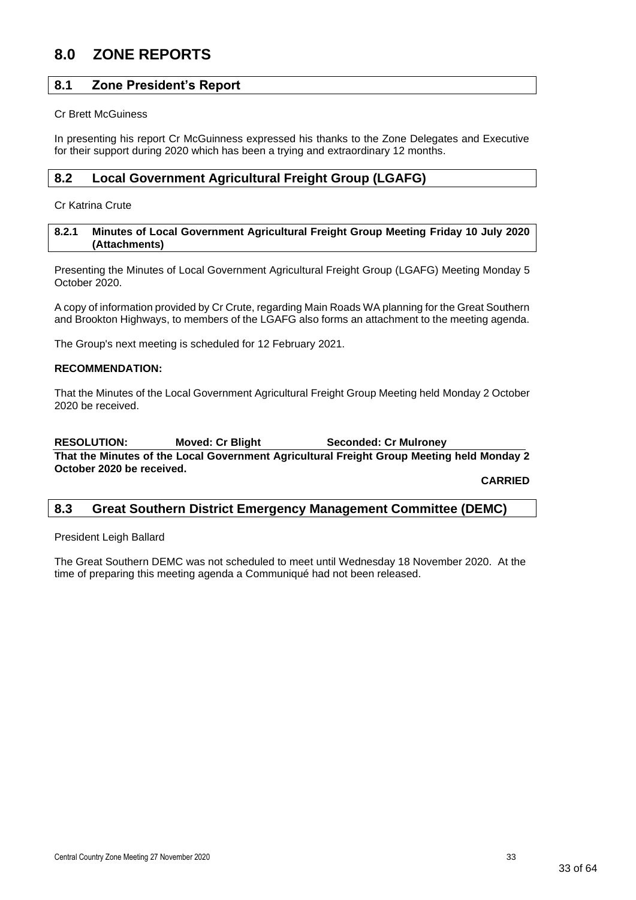# 8.0 ZONE REPORTS

## 8.1 Zone President's Report

Cr Brett McGuiness

In presenting his report Cr McGuinness expressed his thanks to the Zone Delegates and Executive for their support during 2020 which has been a trying and extraordinary 12 months.

## 8.2 Local Government Agricultural Freight Group (LGAFG)

Cr Katrina Crute

### 8.2.1 Minutes of Local Government Agricultural Freight Group Meeting Friday 10 July 2020 (Attachments)

Presenting the Minutes of Local Government Agricultural Freight Group (LGAFG) Meeting Monday 5 October 2020.

A copy of information provided by Cr Crute, regarding Main Roads WA planning for the Great Southern and Brookton Highways, to members of the LGAFG also forms an attachment to the meeting agenda.

The Group's next meeting is scheduled for 12 February 2021.

**RECOMMENDATION:**

That the Minutes of the Local Government Agricultural Freight Group Meeting held Monday 2 October 2020 be received.

**RESOLUTION: Moved: Cr Blight Seconded: Cr Mulroney**

**That the Minutes of the Local Government Agricultural Freight Group Meeting held Monday 2 October 2020 be received.**

**CARRIED**

## 8.3 Great Southern District Emergency Management Committee (DEMC)

President Leigh Ballard

The Great Southern DEMC was not scheduled to meet until Wednesday 18 November 2020. At the time of preparing this meeting agenda a Communiqué had not been released.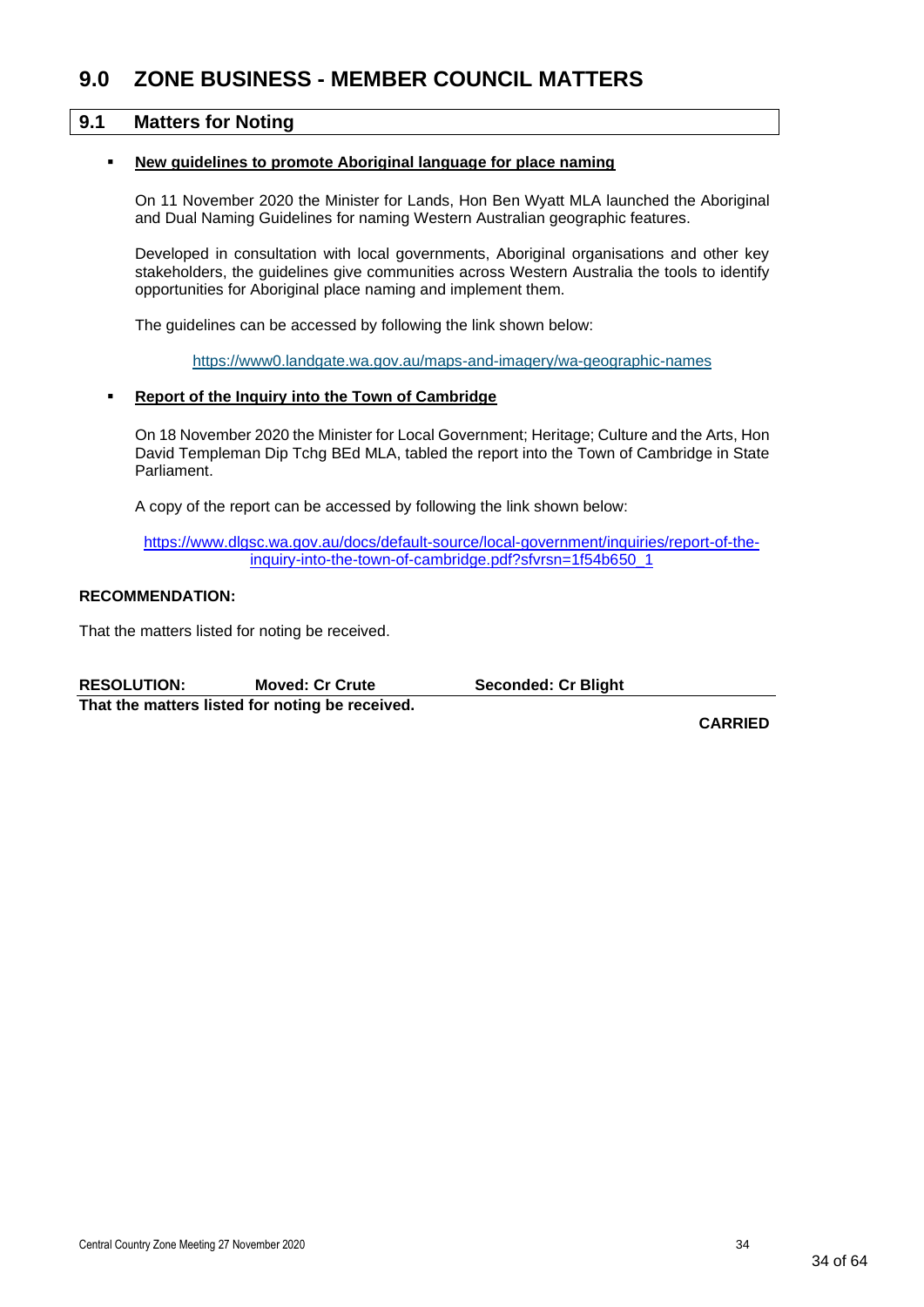# 9.0 ZONE BUSINESS - MEMBER COUNCIL MATTERS

## 9.1 Matters for Noting

- **New guidelines to promote Aboriginal language for place naming**

  On 11 November 2020 the Minister for Lands, Hon Ben Wyatt MLA launched the Aboriginal and Dual Naming Guidelines for naming Western Australian geographic features.

  Developed in consultation with local governments, Aboriginal organisations and other key stakeholders, the guidelines give communities across Western Australia the tools to identify opportunities for Aboriginal place naming and implement them.

  The guidelines can be accessed by following the link shown below:

  https://www0.landgate.wa.gov.au/maps-and-imagery/wa-geographic-names

- **Report of the Inquiry into the Town of Cambridge**

  On 18 November 2020 the Minister for Local Government; Heritage; Culture and the Arts, Hon David Templeman Dip Tchg BEd MLA, tabled the report into the Town of Cambridge in State Parliament.

  A copy of the report can be accessed by following the link shown below:

  https://www.dlgsc.wa.gov.au/docs/default-source/local-government/inquiries/report-of-the-inquiry-into-the-town-of-cambridge.pdf?sfvrsn=1f54b650_1

**RECOMMENDATION:**

That the matters listed for noting be received.

**RESOLUTION:** **Moved: Cr Crute** **Seconded: Cr Blight**

**That the matters listed for noting be received.**

**CARRIED**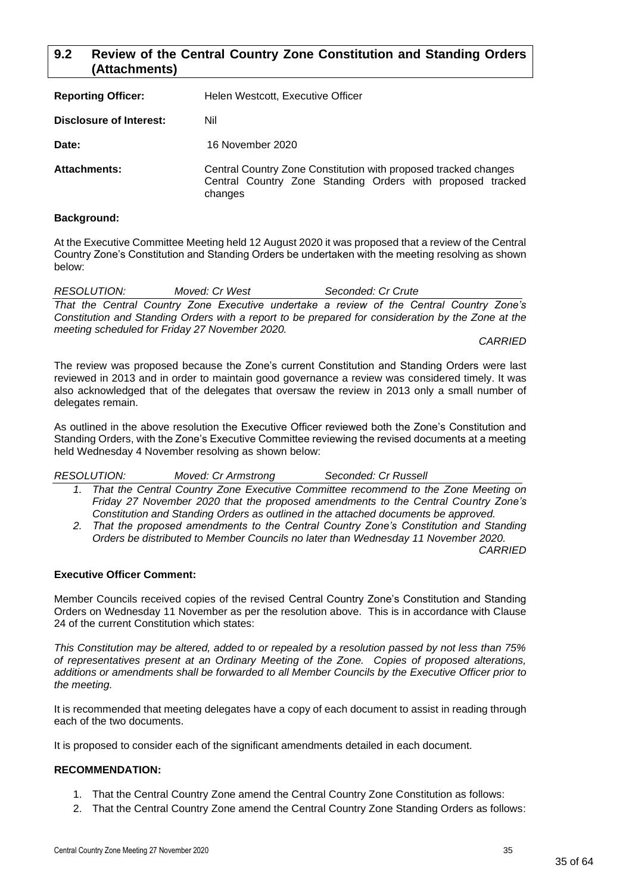## 9.2 Review of the Central Country Zone Constitution and Standing Orders (Attachments)

**Reporting Officer:** Helen Westcott, Executive Officer

**Disclosure of Interest:** Nil

**Date:** 16 November 2020

**Attachments:** Central Country Zone Constitution with proposed tracked changes
Central Country Zone Standing Orders with proposed tracked changes

**Background:**

At the Executive Committee Meeting held 12 August 2020 it was proposed that a review of the Central Country Zone's Constitution and Standing Orders be undertaken with the meeting resolving as shown below:

*RESOLUTION: Moved: Cr West Seconded: Cr Crute*

*That the Central Country Zone Executive undertake a review of the Central Country Zone's Constitution and Standing Orders with a report to be prepared for consideration by the Zone at the meeting scheduled for Friday 27 November 2020.*

*CARRIED*

The review was proposed because the Zone's current Constitution and Standing Orders were last reviewed in 2013 and in order to maintain good governance a review was considered timely. It was also acknowledged that of the delegates that oversaw the review in 2013 only a small number of delegates remain.

As outlined in the above resolution the Executive Officer reviewed both the Zone's Constitution and Standing Orders, with the Zone's Executive Committee reviewing the revised documents at a meeting held Wednesday 4 November resolving as shown below:

*RESOLUTION: Moved: Cr Armstrong Seconded: Cr Russell*

1. *That the Central Country Zone Executive Committee recommend to the Zone Meeting on Friday 27 November 2020 that the proposed amendments to the Central Country Zone's Constitution and Standing Orders as outlined in the attached documents be approved.*
2. *That the proposed amendments to the Central Country Zone's Constitution and Standing Orders be distributed to Member Councils no later than Wednesday 11 November 2020.*

*CARRIED*

**Executive Officer Comment:**

Member Councils received copies of the revised Central Country Zone's Constitution and Standing Orders on Wednesday 11 November as per the resolution above. This is in accordance with Clause 24 of the current Constitution which states:

*This Constitution may be altered, added to or repealed by a resolution passed by not less than 75% of representatives present at an Ordinary Meeting of the Zone. Copies of proposed alterations, additions or amendments shall be forwarded to all Member Councils by the Executive Officer prior to the meeting.*

It is recommended that meeting delegates have a copy of each document to assist in reading through each of the two documents.

It is proposed to consider each of the significant amendments detailed in each document.

**RECOMMENDATION:**

1. That the Central Country Zone amend the Central Country Zone Constitution as follows:
2. That the Central Country Zone amend the Central Country Zone Standing Orders as follows: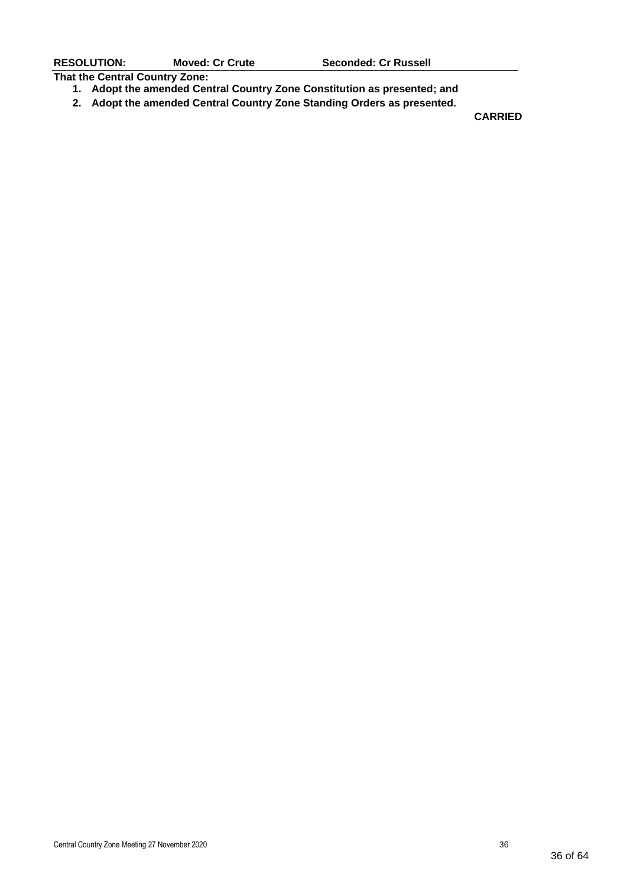**RESOLUTION: Moved: Cr Crute Seconded: Cr Russell**

**That the Central Country Zone:**

1. **Adopt the amended Central Country Zone Constitution as presented; and**
2. **Adopt the amended Central Country Zone Standing Orders as presented.**

**CARRIED**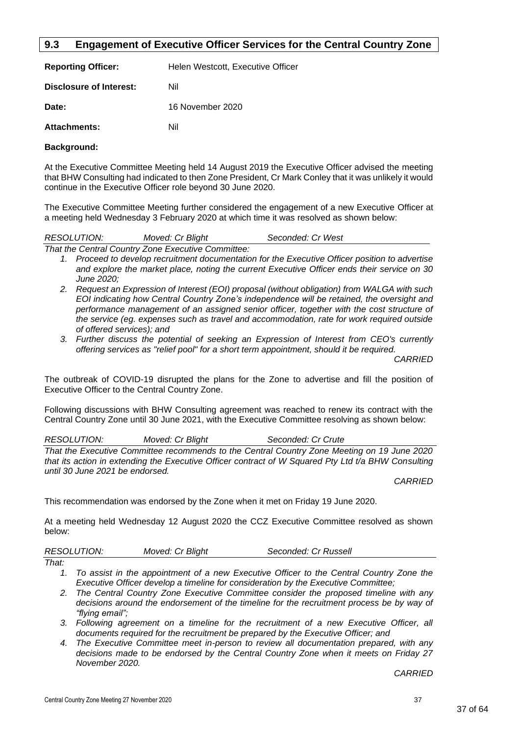## 9.3 Engagement of Executive Officer Services for the Central Country Zone

**Reporting Officer:** Helen Westcott, Executive Officer

**Disclosure of Interest:** Nil

**Date:** 16 November 2020

**Attachments:** Nil

**Background:**

At the Executive Committee Meeting held 14 August 2019 the Executive Officer advised the meeting that BHW Consulting had indicated to then Zone President, Cr Mark Conley that it was unlikely it would continue in the Executive Officer role beyond 30 June 2020.

The Executive Committee Meeting further considered the engagement of a new Executive Officer at a meeting held Wednesday 3 February 2020 at which time it was resolved as shown below:

*RESOLUTION: Moved: Cr Blight Seconded: Cr West*

*That the Central Country Zone Executive Committee:*

1. *Proceed to develop recruitment documentation for the Executive Officer position to advertise and explore the market place, noting the current Executive Officer ends their service on 30 June 2020;*
2. *Request an Expression of Interest (EOI) proposal (without obligation) from WALGA with such EOI indicating how Central Country Zone's independence will be retained, the oversight and performance management of an assigned senior officer, together with the cost structure of the service (eg. expenses such as travel and accommodation, rate for work required outside of offered services); and*
3. *Further discuss the potential of seeking an Expression of Interest from CEO's currently offering services as "relief pool" for a short term appointment, should it be required.*

*CARRIED*

The outbreak of COVID-19 disrupted the plans for the Zone to advertise and fill the position of Executive Officer to the Central Country Zone.

Following discussions with BHW Consulting agreement was reached to renew its contract with the Central Country Zone until 30 June 2021, with the Executive Committee resolving as shown below:

*RESOLUTION: Moved: Cr Blight Seconded: Cr Crute*

*That the Executive Committee recommends to the Central Country Zone Meeting on 19 June 2020 that its action in extending the Executive Officer contract of W Squared Pty Ltd t/a BHW Consulting until 30 June 2021 be endorsed.*

*CARRIED*

This recommendation was endorsed by the Zone when it met on Friday 19 June 2020.

At a meeting held Wednesday 12 August 2020 the CCZ Executive Committee resolved as shown below:

*RESOLUTION: Moved: Cr Blight Seconded: Cr Russell*

*That:*

1. *To assist in the appointment of a new Executive Officer to the Central Country Zone the Executive Officer develop a timeline for consideration by the Executive Committee;*
2. *The Central Country Zone Executive Committee consider the proposed timeline with any decisions around the endorsement of the timeline for the recruitment process be by way of "flying email";*
3. *Following agreement on a timeline for the recruitment of a new Executive Officer, all documents required for the recruitment be prepared by the Executive Officer; and*
4. *The Executive Committee meet in-person to review all documentation prepared, with any decisions made to be endorsed by the Central Country Zone when it meets on Friday 27 November 2020.*

*CARRIED*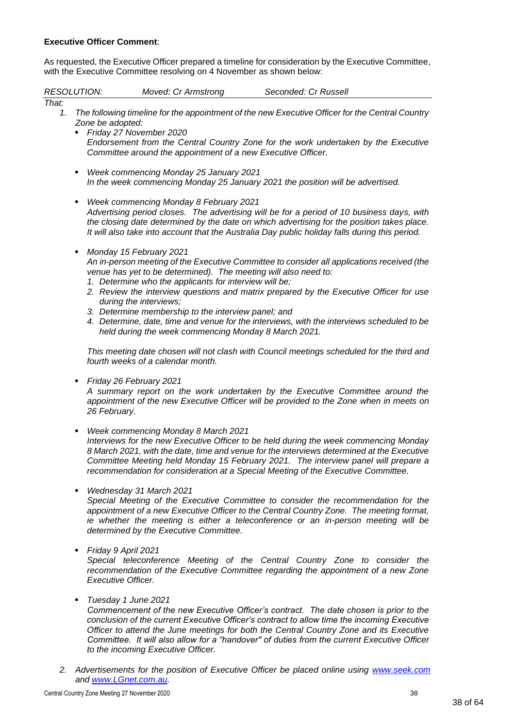**Executive Officer Comment**:

As requested, the Executive Officer prepared a timeline for consideration by the Executive Committee, with the Executive Committee resolving on 4 November as shown below:

*RESOLUTION: Moved: Cr Armstrong Seconded: Cr Russell*

*That:*

1. *The following timeline for the appointment of the new Executive Officer for the Central Country Zone be adopted:*
   - *Friday 27 November 2020*
     *Endorsement from the Central Country Zone for the work undertaken by the Executive Committee around the appointment of a new Executive Officer.*

   - *Week commencing Monday 25 January 2021*
     *In the week commencing Monday 25 January 2021 the position will be advertised.*

   - *Week commencing Monday 8 February 2021*
     *Advertising period closes. The advertising will be for a period of 10 business days, with the closing date determined by the date on which advertising for the position takes place. It will also take into account that the Australia Day public holiday falls during this period.*

   - *Monday 15 February 2021*
     *An in-person meeting of the Executive Committee to consider all applications received (the venue has yet to be determined). The meeting will also need to:*
     1. *Determine who the applicants for interview will be;*
     2. *Review the interview questions and matrix prepared by the Executive Officer for use during the interviews;*
     3. *Determine membership to the interview panel; and*
     4. *Determine, date, time and venue for the interviews, with the interviews scheduled to be held during the week commencing Monday 8 March 2021.*

     *This meeting date chosen will not clash with Council meetings scheduled for the third and fourth weeks of a calendar month.*

   - *Friday 26 February 2021*
     *A summary report on the work undertaken by the Executive Committee around the appointment of the new Executive Officer will be provided to the Zone when in meets on 26 February.*

   - *Week commencing Monday 8 March 2021*
     *Interviews for the new Executive Officer to be held during the week commencing Monday 8 March 2021, with the date, time and venue for the interviews determined at the Executive Committee Meeting held Monday 15 February 2021. The interview panel will prepare a recommendation for consideration at a Special Meeting of the Executive Committee.*

   - *Wednesday 31 March 2021*
     *Special Meeting of the Executive Committee to consider the recommendation for the appointment of a new Executive Officer to the Central Country Zone. The meeting format, ie whether the meeting is either a teleconference or an in-person meeting will be determined by the Executive Committee.*

   - *Friday 9 April 2021*
     *Special teleconference Meeting of the Central Country Zone to consider the recommendation of the Executive Committee regarding the appointment of a new Zone Executive Officer.*

   - *Tuesday 1 June 2021*
     *Commencement of the new Executive Officer's contract. The date chosen is prior to the conclusion of the current Executive Officer's contract to allow time the incoming Executive Officer to attend the June meetings for both the Central Country Zone and its Executive Committee. It will also allow for a "handover" of duties from the current Executive Officer to the incoming Executive Officer.*

2. *Advertisements for the position of Executive Officer be placed online using [www.seek.com](www.seek.com) and [www.LGnet.com.au](www.LGnet.com.au).*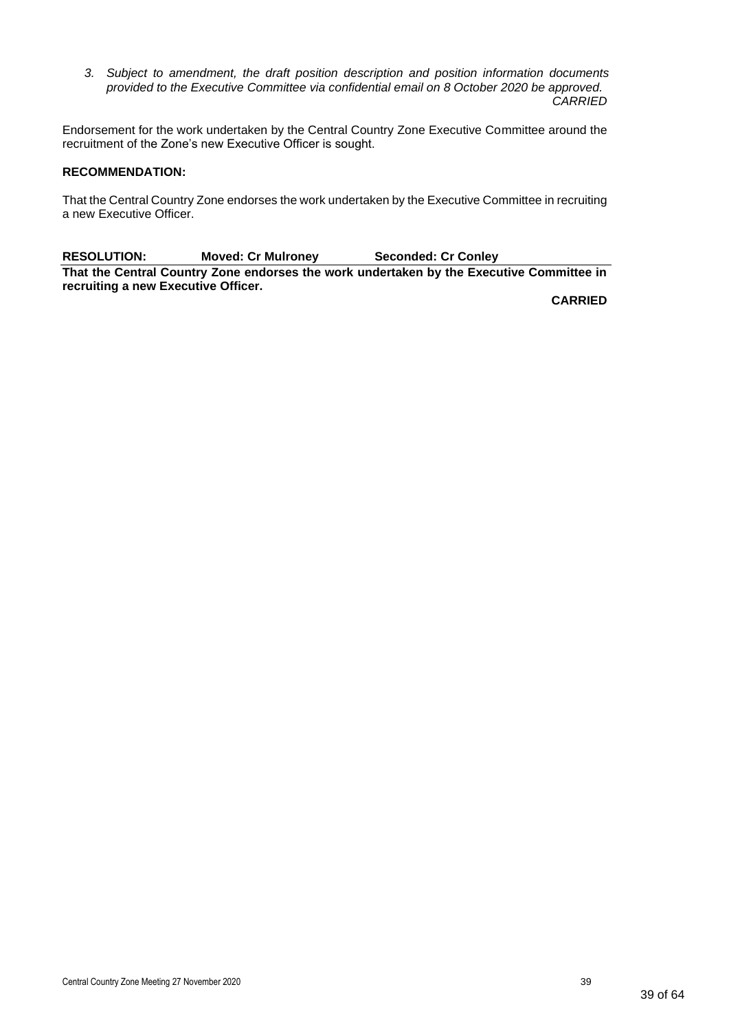*3. Subject to amendment, the draft position description and position information documents provided to the Executive Committee via confidential email on 8 October 2020 be approved.*
*CARRIED*

Endorsement for the work undertaken by the Central Country Zone Executive Committee around the recruitment of the Zone's new Executive Officer is sought.

**RECOMMENDATION:**

That the Central Country Zone endorses the work undertaken by the Executive Committee in recruiting a new Executive Officer.

**RESOLUTION: Moved: Cr Mulroney Seconded: Cr Conley**

**That the Central Country Zone endorses the work undertaken by the Executive Committee in recruiting a new Executive Officer.**

**CARRIED**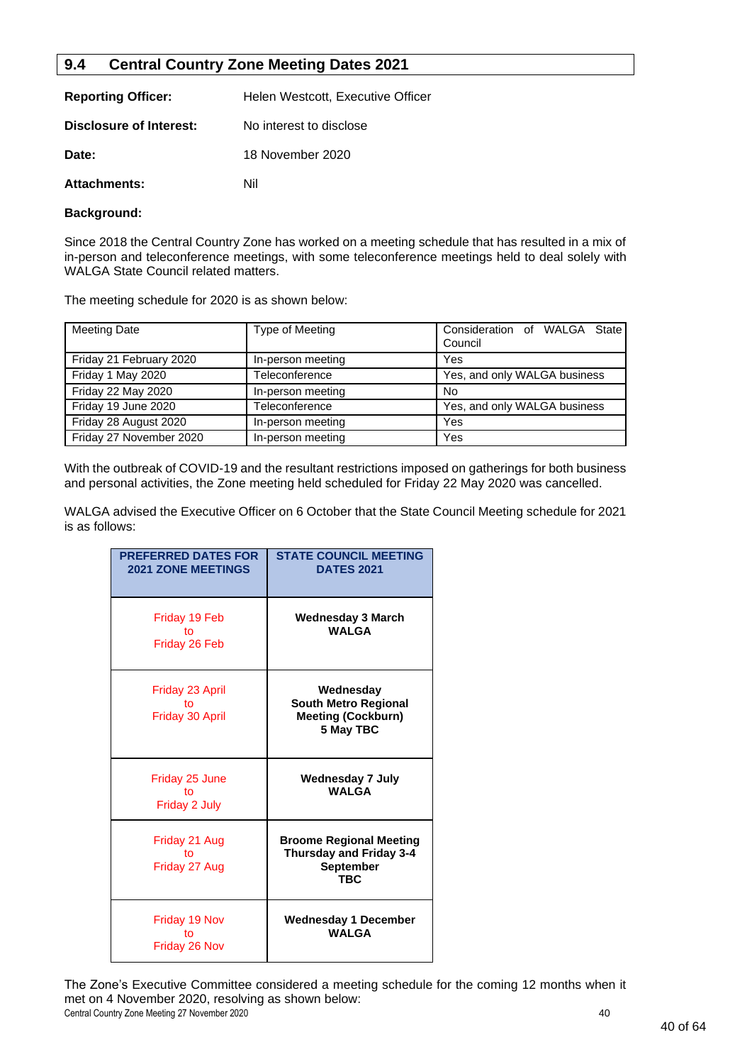## 9.4 Central Country Zone Meeting Dates 2021

**Reporting Officer:** Helen Westcott, Executive Officer

**Disclosure of Interest:** No interest to disclose

**Date:** 18 November 2020

**Attachments:** Nil

**Background:**

Since 2018 the Central Country Zone has worked on a meeting schedule that has resulted in a mix of in-person and teleconference meetings, with some teleconference meetings held to deal solely with WALGA State Council related matters.

The meeting schedule for 2020 is as shown below:

| Meeting Date | Type of Meeting | Consideration of WALGA State Council |
|---|---|---|
| Friday 21 February 2020 | In-person meeting | Yes |
| Friday 1 May 2020 | Teleconference | Yes, and only WALGA business |
| Friday 22 May 2020 | In-person meeting | No |
| Friday 19 June 2020 | Teleconference | Yes, and only WALGA business |
| Friday 28 August 2020 | In-person meeting | Yes |
| Friday 27 November 2020 | In-person meeting | Yes |

With the outbreak of COVID-19 and the resultant restrictions imposed on gatherings for both business and personal activities, the Zone meeting held scheduled for Friday 22 May 2020 was cancelled.

WALGA advised the Executive Officer on 6 October that the State Council Meeting schedule for 2021 is as follows:

| PREFERRED DATES FOR 2021 ZONE MEETINGS | STATE COUNCIL MEETING DATES 2021 |
|---|---|
| Friday 19 Feb to Friday 26 Feb | **Wednesday 3 March WALGA** |
| Friday 23 April to Friday 30 April | **Wednesday South Metro Regional Meeting (Cockburn) 5 May TBC** |
| Friday 25 June to Friday 2 July | **Wednesday 7 July WALGA** |
| Friday 21 Aug to Friday 27 Aug | **Broome Regional Meeting Thursday and Friday 3-4 September TBC** |
| Friday 19 Nov to Friday 26 Nov | **Wednesday 1 December WALGA** |

The Zone's Executive Committee considered a meeting schedule for the coming 12 months when it met on 4 November 2020, resolving as shown below: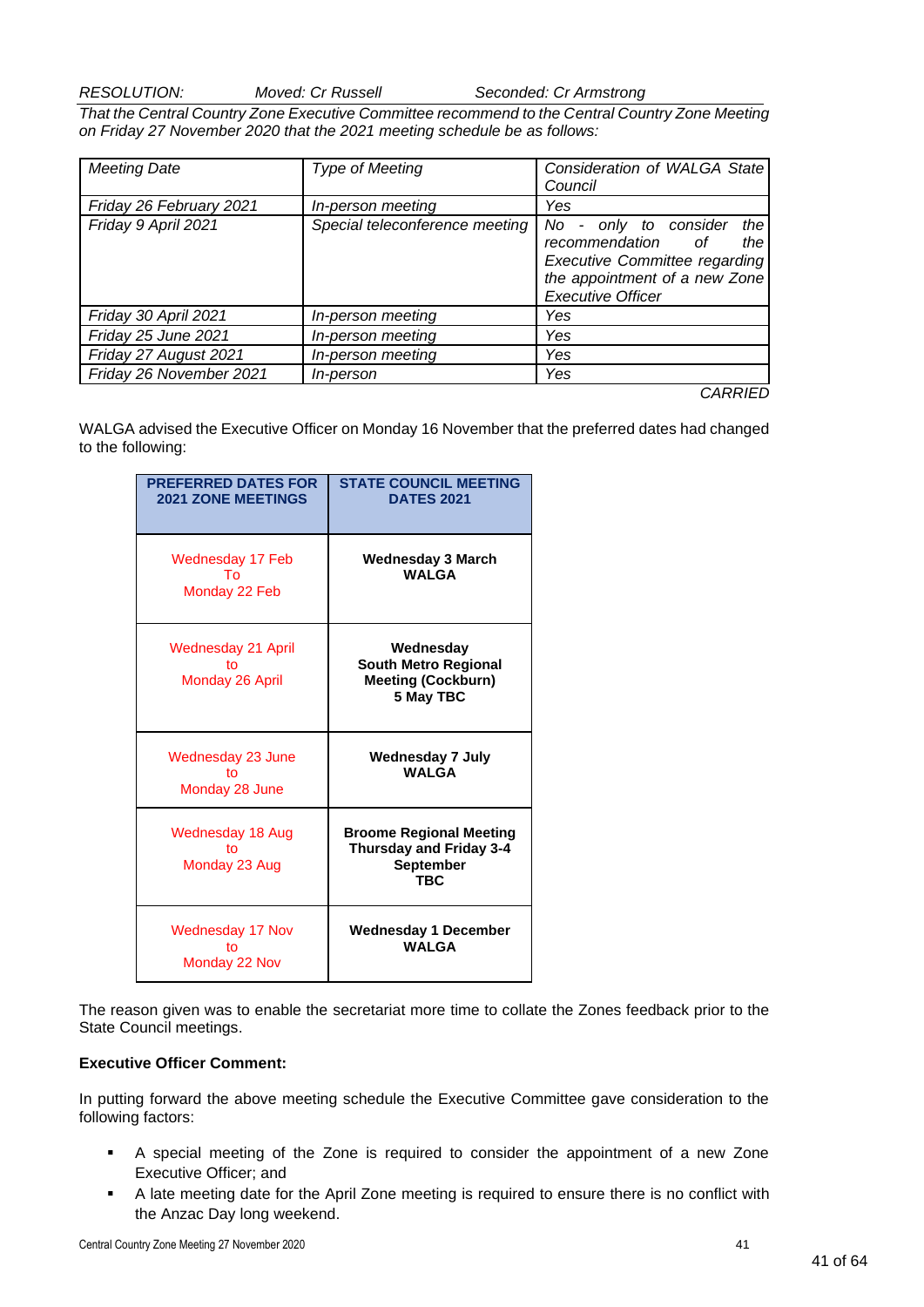*RESOLUTION:* *Moved: Cr Russell* *Seconded: Cr Armstrong*

*That the Central Country Zone Executive Committee recommend to the Central Country Zone Meeting on Friday 27 November 2020 that the 2021 meeting schedule be as follows:*

| *Meeting Date* | *Type of Meeting* | *Consideration of WALGA State Council* |
|---|---|---|
| *Friday 26 February 2021* | *In-person meeting* | *Yes* |
| *Friday 9 April 2021* | *Special teleconference meeting* | *No - only to consider the recommendation of the Executive Committee regarding the appointment of a new Zone Executive Officer* |
| *Friday 30 April 2021* | *In-person meeting* | *Yes* |
| *Friday 25 June 2021* | *In-person meeting* | *Yes* |
| *Friday 27 August 2021* | *In-person meeting* | *Yes* |
| *Friday 26 November 2021* | *In-person* | *Yes* |

*CARRIED*

WALGA advised the Executive Officer on Monday 16 November that the preferred dates had changed to the following:

| PREFERRED DATES FOR 2021 ZONE MEETINGS | STATE COUNCIL MEETING DATES 2021 |
|---|---|
| Wednesday 17 Feb To Monday 22 Feb | **Wednesday 3 March WALGA** |
| Wednesday 21 April to Monday 26 April | **Wednesday South Metro Regional Meeting (Cockburn) 5 May TBC** |
| Wednesday 23 June to Monday 28 June | **Wednesday 7 July WALGA** |
| Wednesday 18 Aug to Monday 23 Aug | **Broome Regional Meeting Thursday and Friday 3-4 September TBC** |
| Wednesday 17 Nov to Monday 22 Nov | **Wednesday 1 December WALGA** |

The reason given was to enable the secretariat more time to collate the Zones feedback prior to the State Council meetings.

**Executive Officer Comment:**

In putting forward the above meeting schedule the Executive Committee gave consideration to the following factors:

- A special meeting of the Zone is required to consider the appointment of a new Zone Executive Officer; and
- A late meeting date for the April Zone meeting is required to ensure there is no conflict with the Anzac Day long weekend.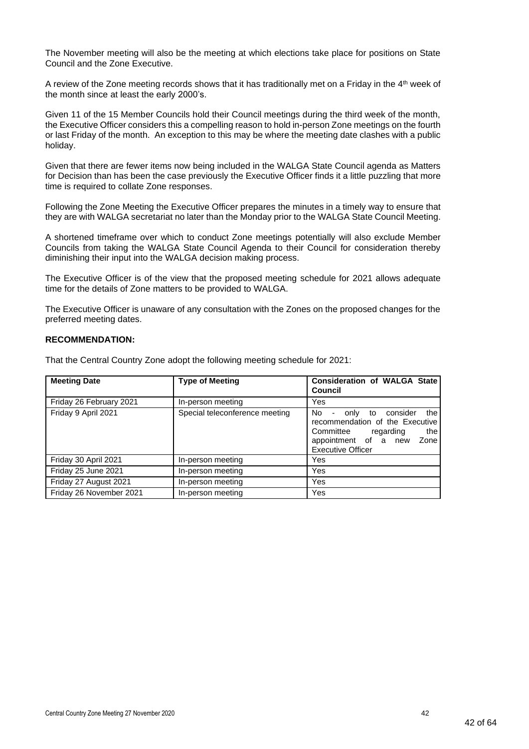The November meeting will also be the meeting at which elections take place for positions on State Council and the Zone Executive.

A review of the Zone meeting records shows that it has traditionally met on a Friday in the 4th week of the month since at least the early 2000's.

Given 11 of the 15 Member Councils hold their Council meetings during the third week of the month, the Executive Officer considers this a compelling reason to hold in-person Zone meetings on the fourth or last Friday of the month. An exception to this may be where the meeting date clashes with a public holiday.

Given that there are fewer items now being included in the WALGA State Council agenda as Matters for Decision than has been the case previously the Executive Officer finds it a little puzzling that more time is required to collate Zone responses.

Following the Zone Meeting the Executive Officer prepares the minutes in a timely way to ensure that they are with WALGA secretariat no later than the Monday prior to the WALGA State Council Meeting.

A shortened timeframe over which to conduct Zone meetings potentially will also exclude Member Councils from taking the WALGA State Council Agenda to their Council for consideration thereby diminishing their input into the WALGA decision making process.

The Executive Officer is of the view that the proposed meeting schedule for 2021 allows adequate time for the details of Zone matters to be provided to WALGA.

The Executive Officer is unaware of any consultation with the Zones on the proposed changes for the preferred meeting dates.

**RECOMMENDATION:**

That the Central Country Zone adopt the following meeting schedule for 2021:

| Meeting Date | Type of Meeting | Consideration of WALGA State Council |
|---|---|---|
| Friday 26 February 2021 | In-person meeting | Yes |
| Friday 9 April 2021 | Special teleconference meeting | No - only to consider the recommendation of the Executive Committee regarding the appointment of a new Zone Executive Officer |
| Friday 30 April 2021 | In-person meeting | Yes |
| Friday 25 June 2021 | In-person meeting | Yes |
| Friday 27 August 2021 | In-person meeting | Yes |
| Friday 26 November 2021 | In-person meeting | Yes |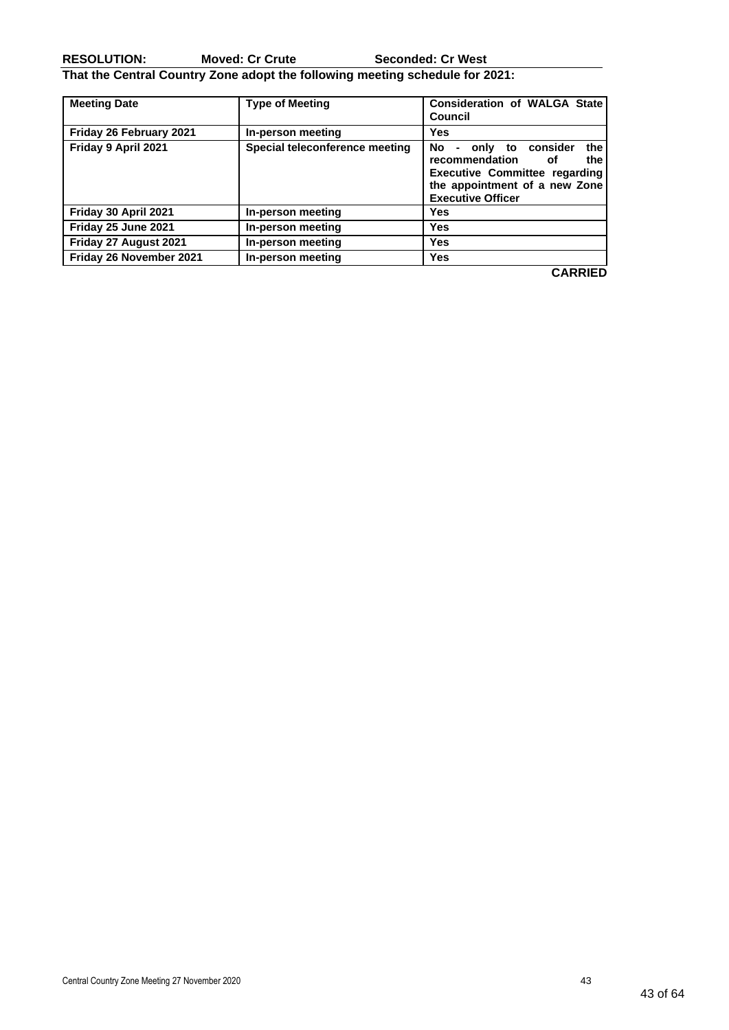**RESOLUTION:** **Moved: Cr Crute** **Seconded: Cr West**

**That the Central Country Zone adopt the following meeting schedule for 2021:**

| Meeting Date | Type of Meeting | Consideration of WALGA State Council |
|---|---|---|
| Friday 26 February 2021 | In-person meeting | Yes |
| Friday 9 April 2021 | Special teleconference meeting | No - only to consider the recommendation of the Executive Committee regarding the appointment of a new Zone Executive Officer |
| Friday 30 April 2021 | In-person meeting | Yes |
| Friday 25 June 2021 | In-person meeting | Yes |
| Friday 27 August 2021 | In-person meeting | Yes |
| Friday 26 November 2021 | In-person meeting | Yes |

**CARRIED**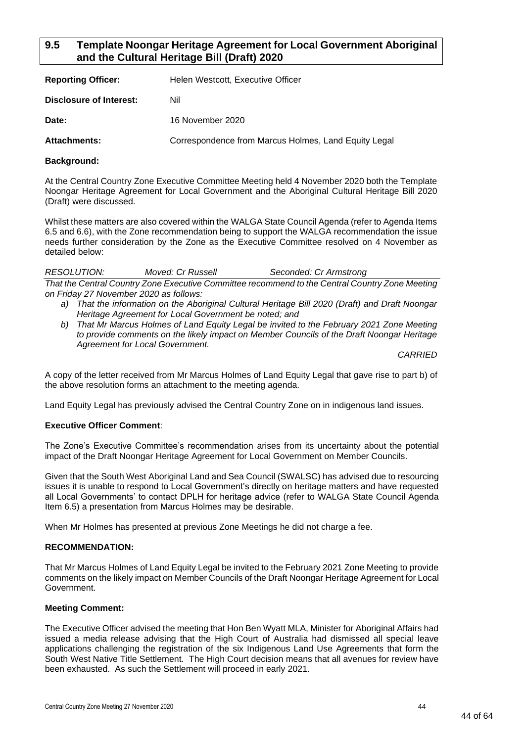## 9.5 Template Noongar Heritage Agreement for Local Government Aboriginal and the Cultural Heritage Bill (Draft) 2020

**Reporting Officer:** Helen Westcott, Executive Officer

**Disclosure of Interest:** Nil

**Date:** 16 November 2020

**Attachments:** Correspondence from Marcus Holmes, Land Equity Legal

**Background:**

At the Central Country Zone Executive Committee Meeting held 4 November 2020 both the Template Noongar Heritage Agreement for Local Government and the Aboriginal Cultural Heritage Bill 2020 (Draft) were discussed.

Whilst these matters are also covered within the WALGA State Council Agenda (refer to Agenda Items 6.5 and 6.6), with the Zone recommendation being to support the WALGA recommendation the issue needs further consideration by the Zone as the Executive Committee resolved on 4 November as detailed below:

*RESOLUTION: Moved: Cr Russell Seconded: Cr Armstrong*

*That the Central Country Zone Executive Committee recommend to the Central Country Zone Meeting on Friday 27 November 2020 as follows:*

*a) That the information on the Aboriginal Cultural Heritage Bill 2020 (Draft) and Draft Noongar Heritage Agreement for Local Government be noted; and*

*b) That Mr Marcus Holmes of Land Equity Legal be invited to the February 2021 Zone Meeting to provide comments on the likely impact on Member Councils of the Draft Noongar Heritage Agreement for Local Government.*

*CARRIED*

A copy of the letter received from Mr Marcus Holmes of Land Equity Legal that gave rise to part b) of the above resolution forms an attachment to the meeting agenda.

Land Equity Legal has previously advised the Central Country Zone on in indigenous land issues.

**Executive Officer Comment**:

The Zone's Executive Committee's recommendation arises from its uncertainty about the potential impact of the Draft Noongar Heritage Agreement for Local Government on Member Councils.

Given that the South West Aboriginal Land and Sea Council (SWALSC) has advised due to resourcing issues it is unable to respond to Local Government's directly on heritage matters and have requested all Local Governments' to contact DPLH for heritage advice (refer to WALGA State Council Agenda Item 6.5) a presentation from Marcus Holmes may be desirable.

When Mr Holmes has presented at previous Zone Meetings he did not charge a fee.

**RECOMMENDATION:**

That Mr Marcus Holmes of Land Equity Legal be invited to the February 2021 Zone Meeting to provide comments on the likely impact on Member Councils of the Draft Noongar Heritage Agreement for Local Government.

**Meeting Comment:**

The Executive Officer advised the meeting that Hon Ben Wyatt MLA, Minister for Aboriginal Affairs had issued a media release advising that the High Court of Australia had dismissed all special leave applications challenging the registration of the six Indigenous Land Use Agreements that form the South West Native Title Settlement. The High Court decision means that all avenues for review have been exhausted. As such the Settlement will proceed in early 2021.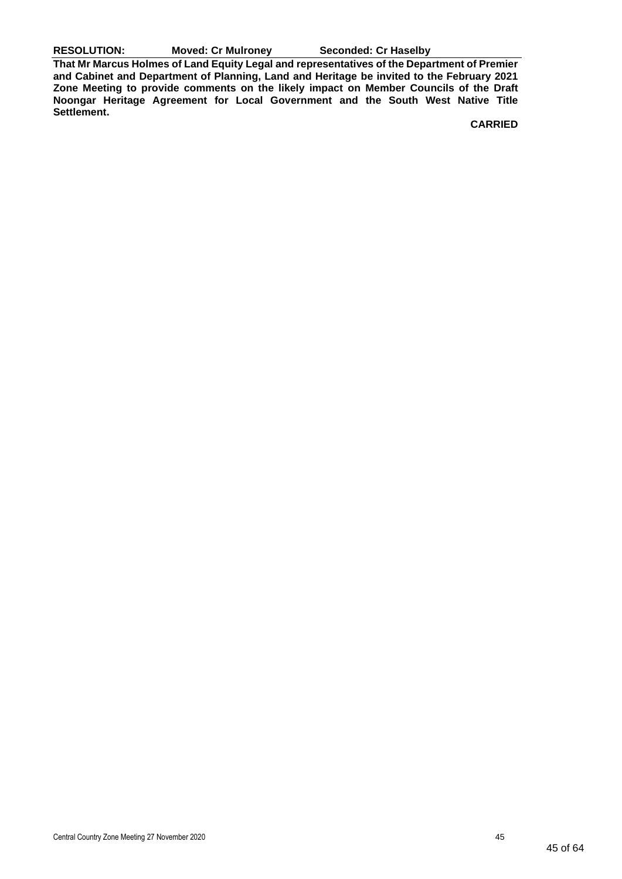**RESOLUTION: Moved: Cr Mulroney Seconded: Cr Haselby**

**That Mr Marcus Holmes of Land Equity Legal and representatives of the Department of Premier and Cabinet and Department of Planning, Land and Heritage be invited to the February 2021 Zone Meeting to provide comments on the likely impact on Member Councils of the Draft Noongar Heritage Agreement for Local Government and the South West Native Title Settlement.**

**CARRIED**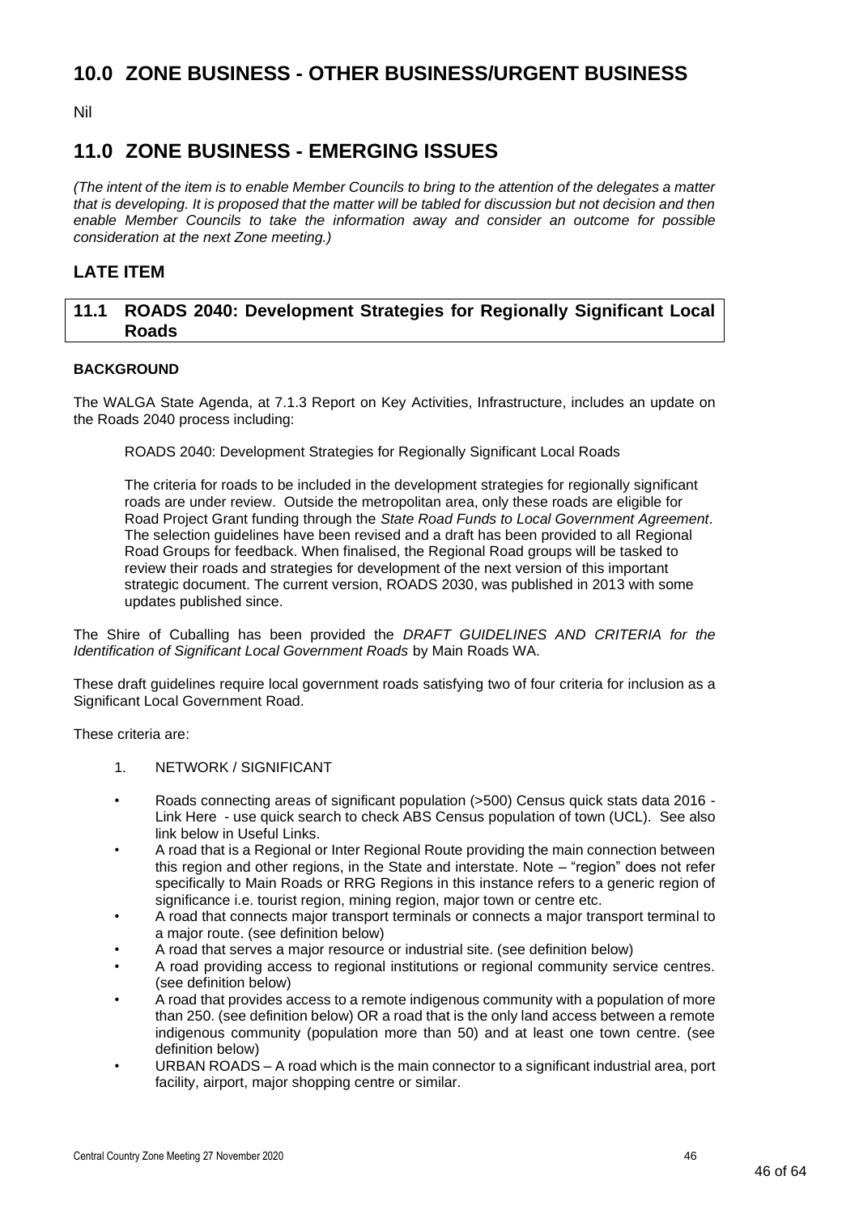# 10.0 ZONE BUSINESS - OTHER BUSINESS/URGENT BUSINESS

Nil

# 11.0 ZONE BUSINESS - EMERGING ISSUES

*(The intent of the item is to enable Member Councils to bring to the attention of the delegates a matter that is developing. It is proposed that the matter will be tabled for discussion but not decision and then enable Member Councils to take the information away and consider an outcome for possible consideration at the next Zone meeting.)*

## LATE ITEM

### 11.1 ROADS 2040: Development Strategies for Regionally Significant Local Roads

**BACKGROUND**

The WALGA State Agenda, at 7.1.3 Report on Key Activities, Infrastructure, includes an update on the Roads 2040 process including:

> ROADS 2040: Development Strategies for Regionally Significant Local Roads
>
> The criteria for roads to be included in the development strategies for regionally significant roads are under review. Outside the metropolitan area, only these roads are eligible for Road Project Grant funding through the *State Road Funds to Local Government Agreement*. The selection guidelines have been revised and a draft has been provided to all Regional Road Groups for feedback. When finalised, the Regional Road groups will be tasked to review their roads and strategies for development of the next version of this important strategic document. The current version, ROADS 2030, was published in 2013 with some updates published since.

The Shire of Cuballing has been provided the *DRAFT GUIDELINES AND CRITERIA for the Identification of Significant Local Government Roads* by Main Roads WA.

These draft guidelines require local government roads satisfying two of four criteria for inclusion as a Significant Local Government Road.

These criteria are:

1. NETWORK / SIGNIFICANT

- Roads connecting areas of significant population (>500) Census quick stats data 2016 - Link Here - use quick search to check ABS Census population of town (UCL). See also link below in Useful Links.
- A road that is a Regional or Inter Regional Route providing the main connection between this region and other regions, in the State and interstate. Note – "region" does not refer specifically to Main Roads or RRG Regions in this instance refers to a generic region of significance i.e. tourist region, mining region, major town or centre etc.
- A road that connects major transport terminals or connects a major transport terminal to a major route. (see definition below)
- A road that serves a major resource or industrial site. (see definition below)
- A road providing access to regional institutions or regional community service centres. (see definition below)
- A road that provides access to a remote indigenous community with a population of more than 250. (see definition below) OR a road that is the only land access between a remote indigenous community (population more than 50) and at least one town centre. (see definition below)
- URBAN ROADS – A road which is the main connector to a significant industrial area, port facility, airport, major shopping centre or similar.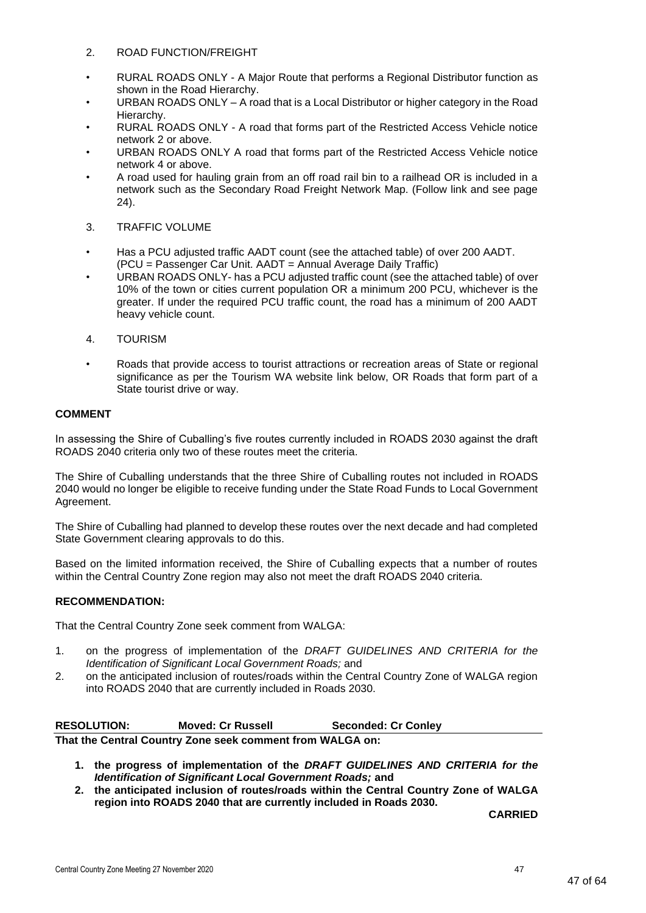2. ROAD FUNCTION/FREIGHT

- RURAL ROADS ONLY - A Major Route that performs a Regional Distributor function as shown in the Road Hierarchy.
- URBAN ROADS ONLY – A road that is a Local Distributor or higher category in the Road Hierarchy.
- RURAL ROADS ONLY - A road that forms part of the Restricted Access Vehicle notice network 2 or above.
- URBAN ROADS ONLY A road that forms part of the Restricted Access Vehicle notice network 4 or above.
- A road used for hauling grain from an off road rail bin to a railhead OR is included in a network such as the Secondary Road Freight Network Map. (Follow link and see page 24).

3. TRAFFIC VOLUME

- Has a PCU adjusted traffic AADT count (see the attached table) of over 200 AADT. (PCU = Passenger Car Unit. AADT = Annual Average Daily Traffic)
- URBAN ROADS ONLY- has a PCU adjusted traffic count (see the attached table) of over 10% of the town or cities current population OR a minimum 200 PCU, whichever is the greater. If under the required PCU traffic count, the road has a minimum of 200 AADT heavy vehicle count.

4. TOURISM

- Roads that provide access to tourist attractions or recreation areas of State or regional significance as per the Tourism WA website link below, OR Roads that form part of a State tourist drive or way.

**COMMENT**

In assessing the Shire of Cuballing's five routes currently included in ROADS 2030 against the draft ROADS 2040 criteria only two of these routes meet the criteria.

The Shire of Cuballing understands that the three Shire of Cuballing routes not included in ROADS 2040 would no longer be eligible to receive funding under the State Road Funds to Local Government Agreement.

The Shire of Cuballing had planned to develop these routes over the next decade and had completed State Government clearing approvals to do this.

Based on the limited information received, the Shire of Cuballing expects that a number of routes within the Central Country Zone region may also not meet the draft ROADS 2040 criteria.

**RECOMMENDATION:**

That the Central Country Zone seek comment from WALGA:

1. on the progress of implementation of the *DRAFT GUIDELINES AND CRITERIA for the Identification of Significant Local Government Roads;* and
2. on the anticipated inclusion of routes/roads within the Central Country Zone of WALGA region into ROADS 2040 that are currently included in Roads 2030.

**RESOLUTION: Moved: Cr Russell Seconded: Cr Conley**

**That the Central Country Zone seek comment from WALGA on:**

1. **the progress of implementation of the *DRAFT GUIDELINES AND CRITERIA for the Identification of Significant Local Government Roads;* and**
2. **the anticipated inclusion of routes/roads within the Central Country Zone of WALGA region into ROADS 2040 that are currently included in Roads 2030.**

**CARRIED**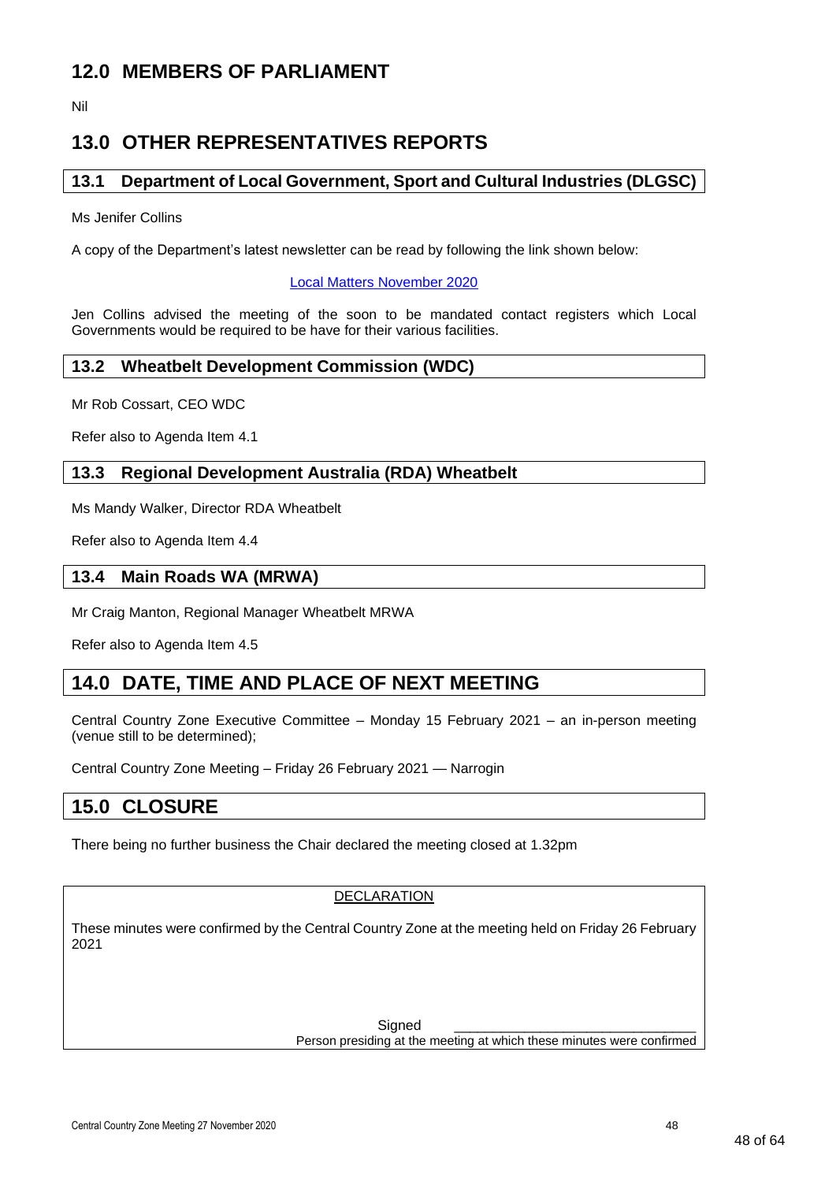## 12.0 MEMBERS OF PARLIAMENT

Nil

## 13.0 OTHER REPRESENTATIVES REPORTS

### 13.1 Department of Local Government, Sport and Cultural Industries (DLGSC)

Ms Jenifer Collins

A copy of the Department's latest newsletter can be read by following the link shown below:

Local Matters November 2020

Jen Collins advised the meeting of the soon to be mandated contact registers which Local Governments would be required to be have for their various facilities.

### 13.2 Wheatbelt Development Commission (WDC)

Mr Rob Cossart, CEO WDC

Refer also to Agenda Item 4.1

### 13.3 Regional Development Australia (RDA) Wheatbelt

Ms Mandy Walker, Director RDA Wheatbelt

Refer also to Agenda Item 4.4

### 13.4 Main Roads WA (MRWA)

Mr Craig Manton, Regional Manager Wheatbelt MRWA

Refer also to Agenda Item 4.5

## 14.0 DATE, TIME AND PLACE OF NEXT MEETING

Central Country Zone Executive Committee – Monday 15 February 2021 – an in-person meeting (venue still to be determined);

Central Country Zone Meeting – Friday 26 February 2021 — Narrogin

## 15.0 CLOSURE

There being no further business the Chair declared the meeting closed at 1.32pm

DECLARATION

These minutes were confirmed by the Central Country Zone at the meeting held on Friday 26 February 2021

Signed ________________________________

Person presiding at the meeting at which these minutes were confirmed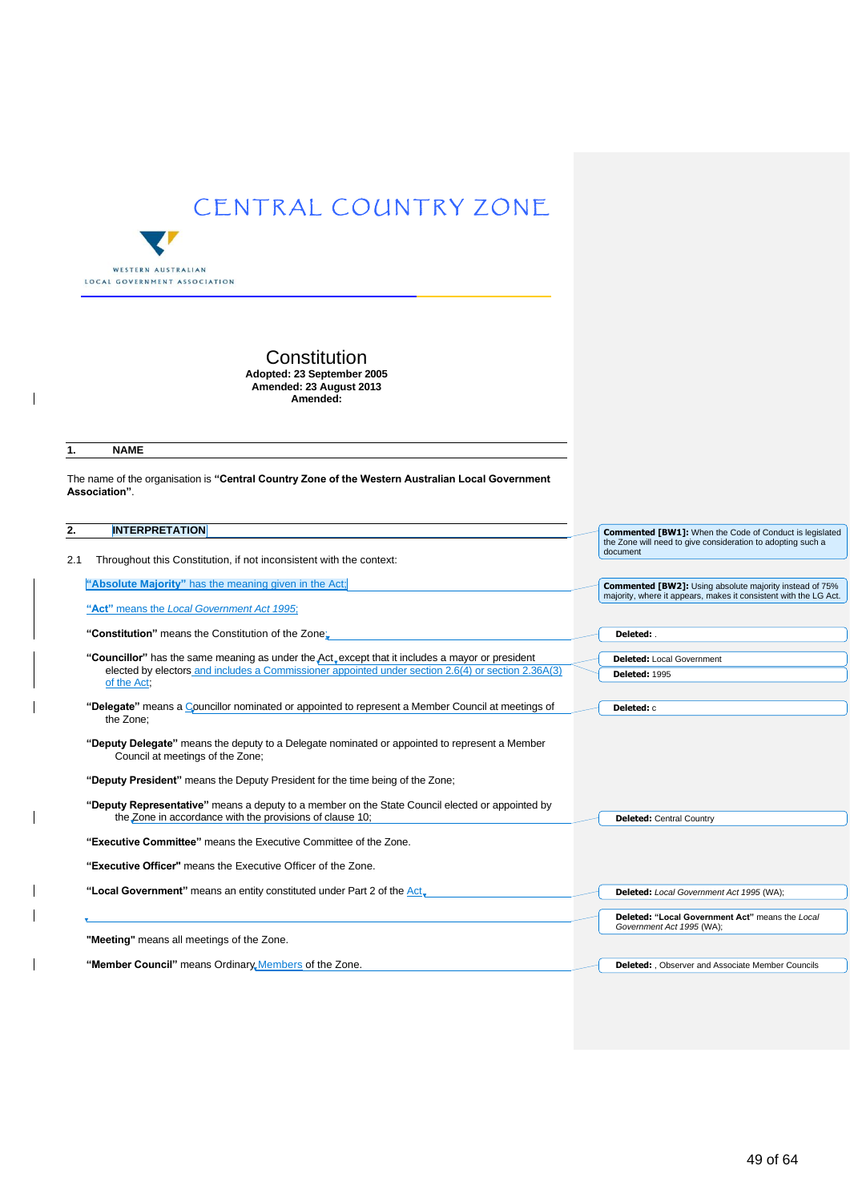# CENTRAL COUNTRY ZONE

WESTERN AUSTRALIAN
LOCAL GOVERNMENT ASSOCIATION

## Constitution

**Adopted: 23 September 2005**
**Amended: 23 August 2013**
**Amended:**

## 1. NAME

The name of the organisation is **"Central Country Zone of the Western Australian Local Government Association"**.

## 2. INTERPRETATION

2.1 Throughout this Constitution, if not inconsistent with the context:

**"Absolute Majority"** has the meaning given in the Act;

**"Act"** means the *Local Government Act 1995*;

**"Constitution"** means the Constitution of the Zone;

**"Councillor"** has the same meaning as under the Act, except that it includes a mayor or president elected by electors and includes a Commissioner appointed under section 2.6(4) or section 2.36A(3) of the Act;

**"Delegate"** means a Councillor nominated or appointed to represent a Member Council at meetings of the Zone;

**"Deputy Delegate"** means the deputy to a Delegate nominated or appointed to represent a Member Council at meetings of the Zone;

**"Deputy President"** means the Deputy President for the time being of the Zone;

**"Deputy Representative"** means a deputy to a member on the State Council elected or appointed by the Zone in accordance with the provisions of clause 10;

**"Executive Committee"** means the Executive Committee of the Zone.

**"Executive Officer"** means the Executive Officer of the Zone.

**"Local Government"** means an entity constituted under Part 2 of the Act.

**"Meeting"** means all meetings of the Zone.

**"Member Council"** means Ordinary Members of the Zone.

---

**Commented [BW1]:** When the Code of Conduct is legislated the Zone will need to give consideration to adopting such a document

**Commented [BW2]:** Using absolute majority instead of 75% majority, where it appears, makes it consistent with the LG Act.

**Deleted:** .

**Deleted:** Local Government

**Deleted:** 1995

**Deleted:** c

**Deleted:** Central Country

**Deleted:** *Local Government Act 1995* (WA);

**Deleted:** "Local Government Act" means the *Local Government Act 1995* (WA);

**Deleted:** , Observer and Associate Member Councils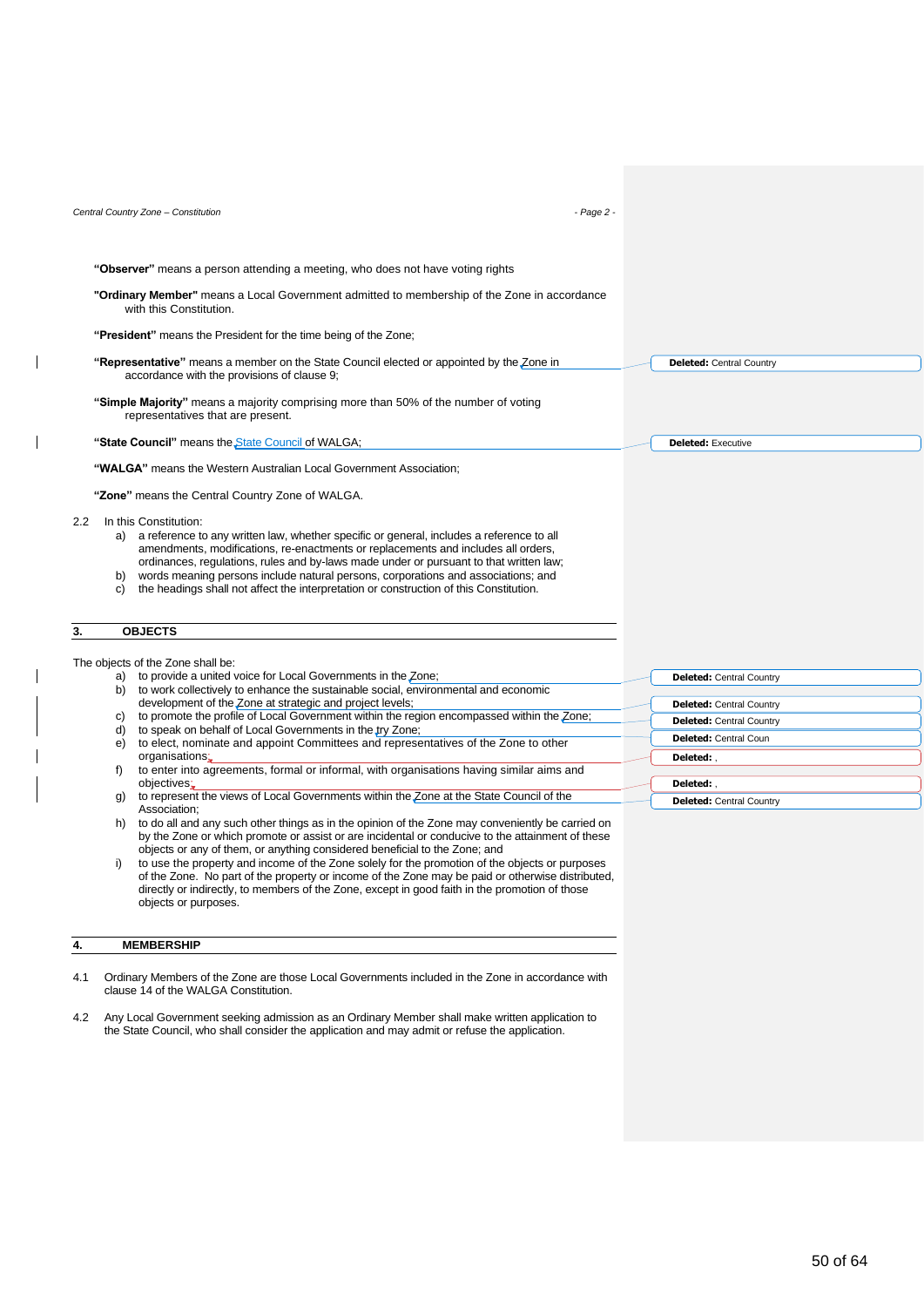**"Observer"** means a person attending a meeting, who does not have voting rights

**"Ordinary Member"** means a Local Government admitted to membership of the Zone in accordance with this Constitution.

**"President"** means the President for the time being of the Zone;

**"Representative"** means a member on the State Council elected or appointed by the Zone in accordance with the provisions of clause 9;

**"Simple Majority"** means a majority comprising more than 50% of the number of voting representatives that are present.

**"State Council"** means the State Council of WALGA;

**"WALGA"** means the Western Australian Local Government Association;

**"Zone"** means the Central Country Zone of WALGA.

2.2 In this Constitution:

a) a reference to any written law, whether specific or general, includes a reference to all amendments, modifications, re-enactments or replacements and includes all orders, ordinances, regulations, rules and by-laws made under or pursuant to that written law;
b) words meaning persons include natural persons, corporations and associations; and
c) the headings shall not affect the interpretation or construction of this Constitution.

## 3. OBJECTS

The objects of the Zone shall be:

a) to provide a united voice for Local Governments in the Zone;
b) to work collectively to enhance the sustainable social, environmental and economic development of the Zone at strategic and project levels;
c) to promote the profile of Local Government within the region encompassed within the Zone;
d) to speak on behalf of Local Governments in the try Zone;
e) to elect, nominate and appoint Committees and representatives of the Zone to other organisations;
f) to enter into agreements, formal or informal, with organisations having similar aims and objectives;
g) to represent the views of Local Governments within the Zone at the State Council of the Association;
h) to do all and any such other things as in the opinion of the Zone may conveniently be carried on by the Zone or which promote or assist or are incidental or conducive to the attainment of these objects or any of them, or anything considered beneficial to the Zone; and
i) to use the property and income of the Zone solely for the promotion of the objects or purposes of the Zone. No part of the property or income of the Zone may be paid or otherwise distributed, directly or indirectly, to members of the Zone, except in good faith in the promotion of those objects or purposes.

## 4. MEMBERSHIP

4.1 Ordinary Members of the Zone are those Local Governments included in the Zone in accordance with clause 14 of the WALGA Constitution.

4.2 Any Local Government seeking admission as an Ordinary Member shall make written application to the State Council, who shall consider the application and may admit or refuse the application.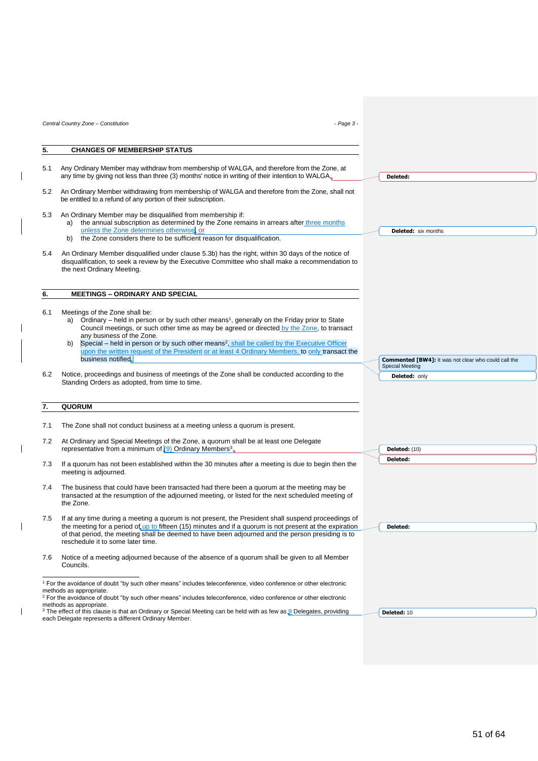## 5. CHANGES OF MEMBERSHIP STATUS

5.1 Any Ordinary Member may withdraw from membership of WALGA, and therefore from the Zone, at any time by giving not less than three (3) months' notice in writing of their intention to WALGA.

5.2 An Ordinary Member withdrawing from membership of WALGA and therefore from the Zone, shall not be entitled to a refund of any portion of their subscription.

5.3 An Ordinary Member may be disqualified from membership if:
   a) the annual subscription as determined by the Zone remains in arrears after three months unless the Zone determines otherwise, or
   b) the Zone considers there to be sufficient reason for disqualification.

5.4 An Ordinary Member disqualified under clause 5.3b) has the right, within 30 days of the notice of disqualification, to seek a review by the Executive Committee who shall make a recommendation to the next Ordinary Meeting.

## 6. MEETINGS – ORDINARY AND SPECIAL

6.1 Meetings of the Zone shall be:
   a) Ordinary – held in person or by such other means[1], generally on the Friday prior to State Council meetings, or such other time as may be agreed or directed by the Zone, to transact any business of the Zone.
   b) Special – held in person or by such other means[2], shall be called by the Executive Officer upon the written request of the President or at least 4 Ordinary Members, to only transact the business notified.

6.2 Notice, proceedings and business of meetings of the Zone shall be conducted according to the Standing Orders as adopted, from time to time.

## 7. QUORUM

7.1 The Zone shall not conduct business at a meeting unless a quorum is present.

7.2 At Ordinary and Special Meetings of the Zone, a quorum shall be at least one Delegate representative from a minimum of (9) Ordinary Members[3].

7.3 If a quorum has not been established within the 30 minutes after a meeting is due to begin then the meeting is adjourned.

7.4 The business that could have been transacted had there been a quorum at the meeting may be transacted at the resumption of the adjourned meeting, or listed for the next scheduled meeting of the Zone.

7.5 If at any time during a meeting a quorum is not present, the President shall suspend proceedings of the meeting for a period of up to fifteen (15) minutes and if a quorum is not present at the expiration of that period, the meeting shall be deemed to have been adjourned and the person presiding is to reschedule it to some later time.

7.6 Notice of a meeting adjourned because of the absence of a quorum shall be given to all Member Councils.

---

[1] For the avoidance of doubt "by such other means" includes teleconference, video conference or other electronic methods as appropriate.

[2] For the avoidance of doubt "by such other means" includes teleconference, video conference or other electronic methods as appropriate.

[3] The effect of this clause is that an Ordinary or Special Meeting can be held with as few as 9 Delegates, providing each Delegate represents a different Ordinary Member.

---

Deleted:

Deleted: six months

Commented [BW4]: It was not clear who could call the Special Meeting

Deleted: only

Deleted: (10)

Deleted:

Deleted:

Deleted: 10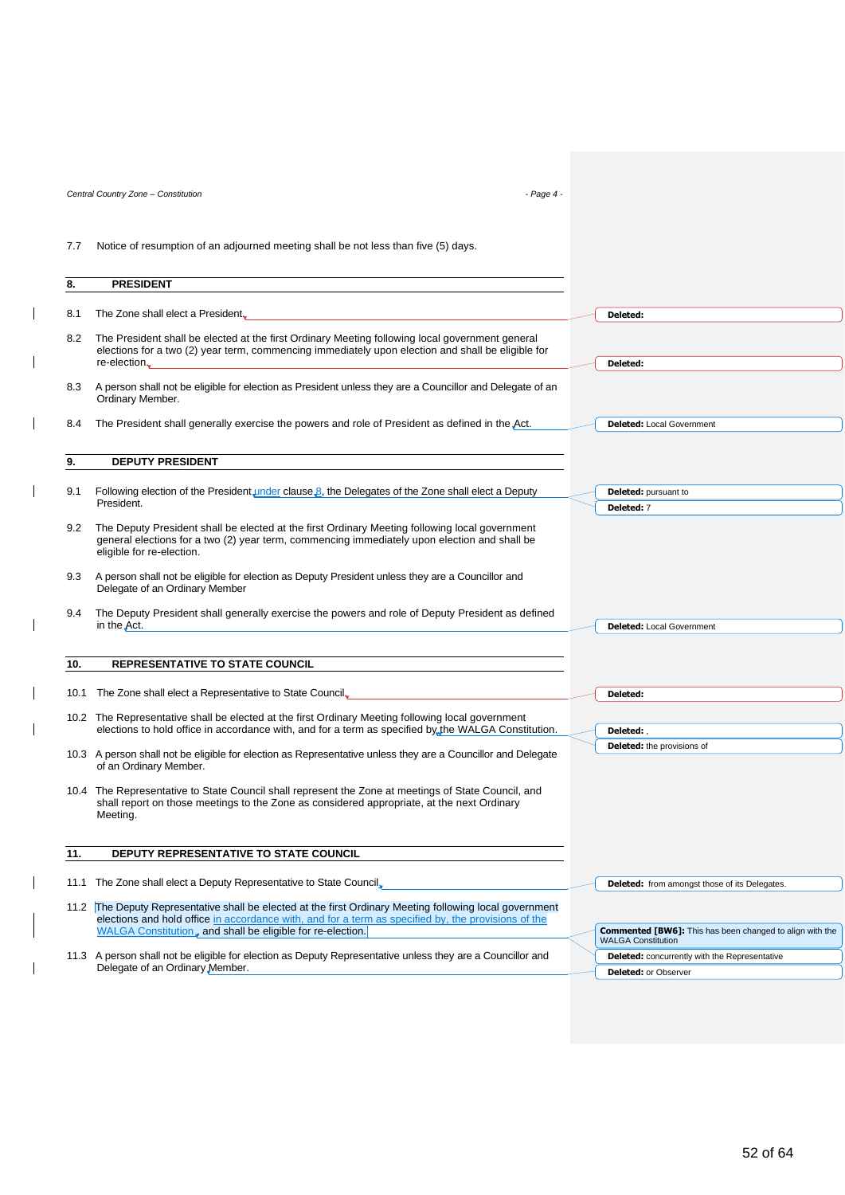7.7 Notice of resumption of an adjourned meeting shall be not less than five (5) days.

## 8. PRESIDENT

8.1 The Zone shall elect a President.

8.2 The President shall be elected at the first Ordinary Meeting following local government general elections for a two (2) year term, commencing immediately upon election and shall be eligible for re-election.

8.3 A person shall not be eligible for election as President unless they are a Councillor and Delegate of an Ordinary Member.

8.4 The President shall generally exercise the powers and role of President as defined in the Act.

## 9. DEPUTY PRESIDENT

9.1 Following election of the President under clause 8, the Delegates of the Zone shall elect a Deputy President.

9.2 The Deputy President shall be elected at the first Ordinary Meeting following local government general elections for a two (2) year term, commencing immediately upon election and shall be eligible for re-election.

9.3 A person shall not be eligible for election as Deputy President unless they are a Councillor and Delegate of an Ordinary Member

9.4 The Deputy President shall generally exercise the powers and role of Deputy President as defined in the Act.

## 10. REPRESENTATIVE TO STATE COUNCIL

10.1 The Zone shall elect a Representative to State Council.

10.2 The Representative shall be elected at the first Ordinary Meeting following local government elections to hold office in accordance with, and for a term as specified by the WALGA Constitution.

10.3 A person shall not be eligible for election as Representative unless they are a Councillor and Delegate of an Ordinary Member.

10.4 The Representative to State Council shall represent the Zone at meetings of State Council, and shall report on those meetings to the Zone as considered appropriate, at the next Ordinary Meeting.

## 11. DEPUTY REPRESENTATIVE TO STATE COUNCIL

11.1 The Zone shall elect a Deputy Representative to State Council.

11.2 The Deputy Representative shall be elected at the first Ordinary Meeting following local government elections and hold office in accordance with, and for a term as specified by, the provisions of the WALGA Constitution, and shall be eligible for re-election.

11.3 A person shall not be eligible for election as Deputy Representative unless they are a Councillor and Delegate of an Ordinary Member.

Deleted:

Deleted:

Deleted: Local Government

Deleted: pursuant to

Deleted: 7

Deleted: Local Government

Deleted:

Deleted: ,

Deleted: the provisions of

Deleted: from amongst those of its Delegates.

Commented [BW6]: This has been changed to align with the WALGA Constitution

Deleted: concurrently with the Representative

Deleted: or Observer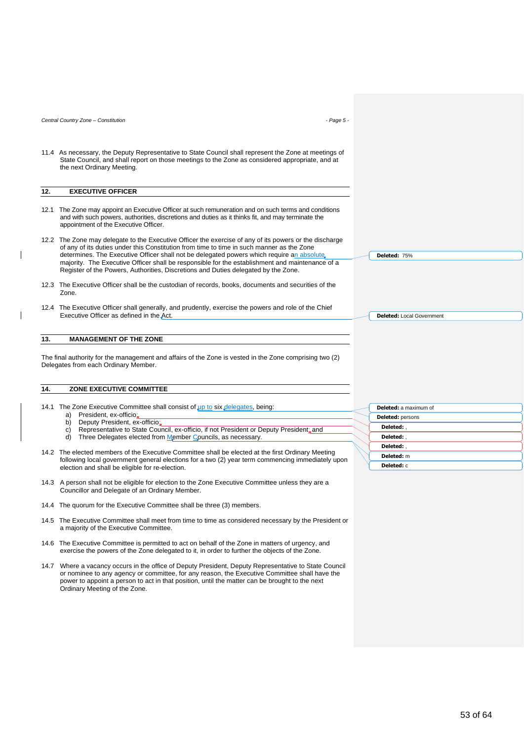11.4 As necessary, the Deputy Representative to State Council shall represent the Zone at meetings of State Council, and shall report on those meetings to the Zone as considered appropriate, and at the next Ordinary Meeting.

## 12. EXECUTIVE OFFICER

12.1 The Zone may appoint an Executive Officer at such remuneration and on such terms and conditions and with such powers, authorities, discretions and duties as it thinks fit, and may terminate the appointment of the Executive Officer.

12.2 The Zone may delegate to the Executive Officer the exercise of any of its powers or the discharge of any of its duties under this Constitution from time to time in such manner as the Zone determines. The Executive Officer shall not be delegated powers which require an absolute majority. The Executive Officer shall be responsible for the establishment and maintenance of a Register of the Powers, Authorities, Discretions and Duties delegated by the Zone.

12.3 The Executive Officer shall be the custodian of records, books, documents and securities of the Zone.

12.4 The Executive Officer shall generally, and prudently, exercise the powers and role of the Chief Executive Officer as defined in the Act.

## 13. MANAGEMENT OF THE ZONE

The final authority for the management and affairs of the Zone is vested in the Zone comprising two (2) Delegates from each Ordinary Member.

## 14. ZONE EXECUTIVE COMMITTEE

14.1 The Zone Executive Committee shall consist of up to six delegates, being:

a) President, ex-officio;
b) Deputy President, ex-officio;
c) Representative to State Council, ex-officio, if not President or Deputy President; and
d) Three Delegates elected from Member Councils, as necessary.

14.2 The elected members of the Executive Committee shall be elected at the first Ordinary Meeting following local government general elections for a two (2) year term commencing immediately upon election and shall be eligible for re-election.

14.3 A person shall not be eligible for election to the Zone Executive Committee unless they are a Councillor and Delegate of an Ordinary Member.

14.4 The quorum for the Executive Committee shall be three (3) members.

14.5 The Executive Committee shall meet from time to time as considered necessary by the President or a majority of the Executive Committee.

14.6 The Executive Committee is permitted to act on behalf of the Zone in matters of urgency, and exercise the powers of the Zone delegated to it, in order to further the objects of the Zone.

14.7 Where a vacancy occurs in the office of Deputy President, Deputy Representative to State Council or nominee to any agency or committee, for any reason, the Executive Committee shall have the power to appoint a person to act in that position, until the matter can be brought to the next Ordinary Meeting of the Zone.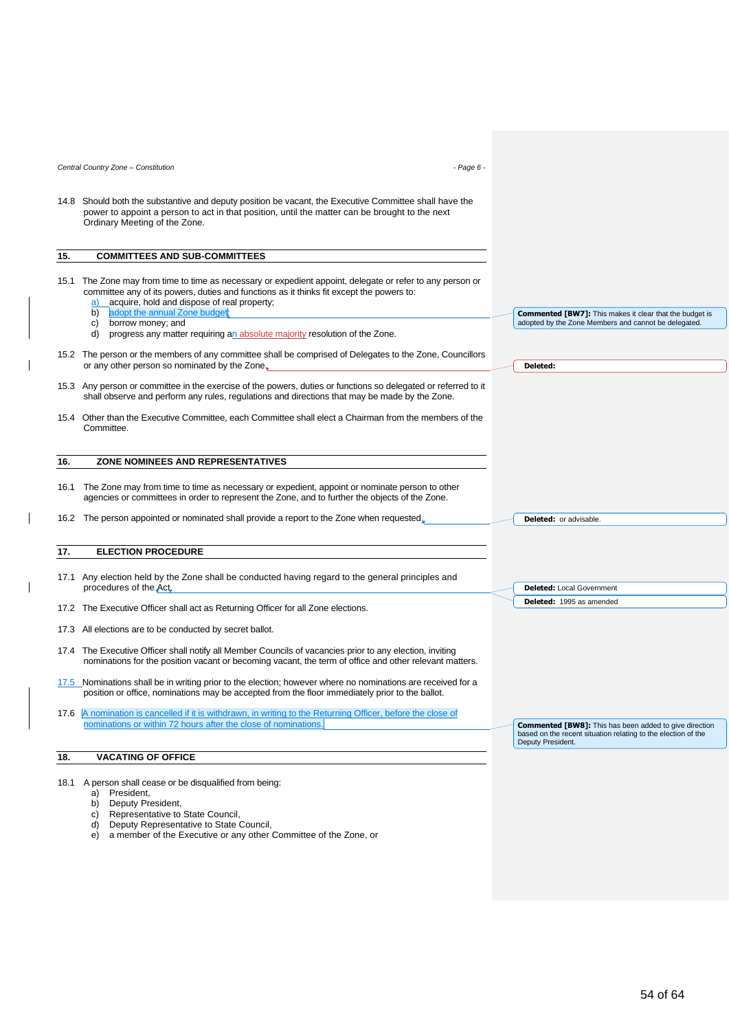14.8 Should both the substantive and deputy position be vacant, the Executive Committee shall have the power to appoint a person to act in that position, until the matter can be brought to the next Ordinary Meeting of the Zone.

## 15. COMMITTEES AND SUB-COMMITTEES

15.1 The Zone may from time to time as necessary or expedient appoint, delegate or refer to any person or committee any of its powers, duties and functions as it thinks fit except the powers to:

a) acquire, hold and dispose of real property;
b) adopt the annual Zone budget;
c) borrow money; and
d) progress any matter requiring an absolute majority resolution of the Zone.

15.2 The person or the members of any committee shall be comprised of Delegates to the Zone, Councillors or any other person so nominated by the Zone.

15.3 Any person or committee in the exercise of the powers, duties or functions so delegated or referred to it shall observe and perform any rules, regulations and directions that may be made by the Zone.

15.4 Other than the Executive Committee, each Committee shall elect a Chairman from the members of the Committee.

## 16. ZONE NOMINEES AND REPRESENTATIVES

16.1 The Zone may from time to time as necessary or expedient, appoint or nominate person to other agencies or committees in order to represent the Zone, and to further the objects of the Zone.

16.2 The person appointed or nominated shall provide a report to the Zone when requested.

## 17. ELECTION PROCEDURE

17.1 Any election held by the Zone shall be conducted having regard to the general principles and procedures of the Act.

17.2 The Executive Officer shall act as Returning Officer for all Zone elections.

17.3 All elections are to be conducted by secret ballot.

17.4 The Executive Officer shall notify all Member Councils of vacancies prior to any election, inviting nominations for the position vacant or becoming vacant, the term of office and other relevant matters.

17.5 Nominations shall be in writing prior to the election; however where no nominations are received for a position or office, nominations may be accepted from the floor immediately prior to the ballot.

17.6 A nomination is cancelled if it is withdrawn, in writing to the Returning Officer, before the close of nominations or within 72 hours after the close of nominations.

## 18. VACATING OF OFFICE

18.1 A person shall cease or be disqualified from being:

a) President,
b) Deputy President,
c) Representative to State Council,
d) Deputy Representative to State Council,
e) a member of the Executive or any other Committee of the Zone, or

**Commented [BW7]:** This makes it clear that the budget is adopted by the Zone Members and cannot be delegated.

**Deleted:**

**Deleted:** or advisable.

**Deleted:** Local Government

**Deleted:** 1995 as amended

**Commented [BW8]:** This has been added to give direction based on the recent situation relating to the election of the Deputy President.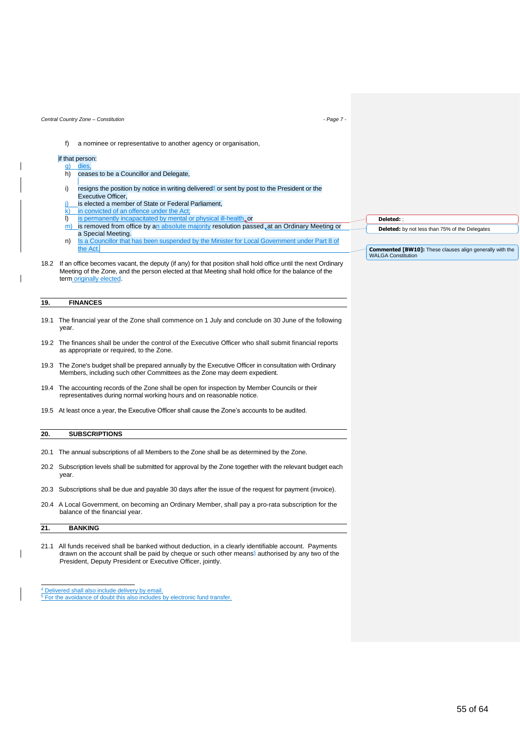f) a nominee or representative to another agency or organisation,

if that person:

g) dies,

h) ceases to be a Councillor and Delegate,

i) resigns the position by notice in writing delivered[4] or sent by post to the President or the Executive Officer,

j) is elected a member of State or Federal Parliament,

k) in convicted of an offence under the Act;

l) is permanently incapacitated by mental or physical ill-health, or

m) is removed from office by an absolute majority resolution passed at an Ordinary Meeting or a Special Meeting.

n) Is a Councillor that has been suspended by the Minister for Local Government under Part 8 of the Act.

Deleted: ;

Deleted: by not less than 75% of the Delegates

Commented [BW10]: These clauses align generally with the WALGA Constitution

18.2 If an office becomes vacant, the deputy (if any) for that position shall hold office until the next Ordinary Meeting of the Zone, and the person elected at that Meeting shall hold office for the balance of the term originally elected.

## 19. FINANCES

19.1 The financial year of the Zone shall commence on 1 July and conclude on 30 June of the following year.

19.2 The finances shall be under the control of the Executive Officer who shall submit financial reports as appropriate or required, to the Zone.

19.3 The Zone's budget shall be prepared annually by the Executive Officer in consultation with Ordinary Members, including such other Committees as the Zone may deem expedient.

19.4 The accounting records of the Zone shall be open for inspection by Member Councils or their representatives during normal working hours and on reasonable notice.

19.5 At least once a year, the Executive Officer shall cause the Zone's accounts to be audited.

## 20. SUBSCRIPTIONS

20.1 The annual subscriptions of all Members to the Zone shall be as determined by the Zone.

20.2 Subscription levels shall be submitted for approval by the Zone together with the relevant budget each year.

20.3 Subscriptions shall be due and payable 30 days after the issue of the request for payment (invoice).

20.4 A Local Government, on becoming an Ordinary Member, shall pay a pro-rata subscription for the balance of the financial year.

## 21. BANKING

21.1 All funds received shall be banked without deduction, in a clearly identifiable account. Payments drawn on the account shall be paid by cheque or such other means[5] authorised by any two of the President, Deputy President or Executive Officer, jointly.

---

[4] Delivered shall also include delivery by email.

[5] For the avoidance of doubt this also includes by electronic fund transfer.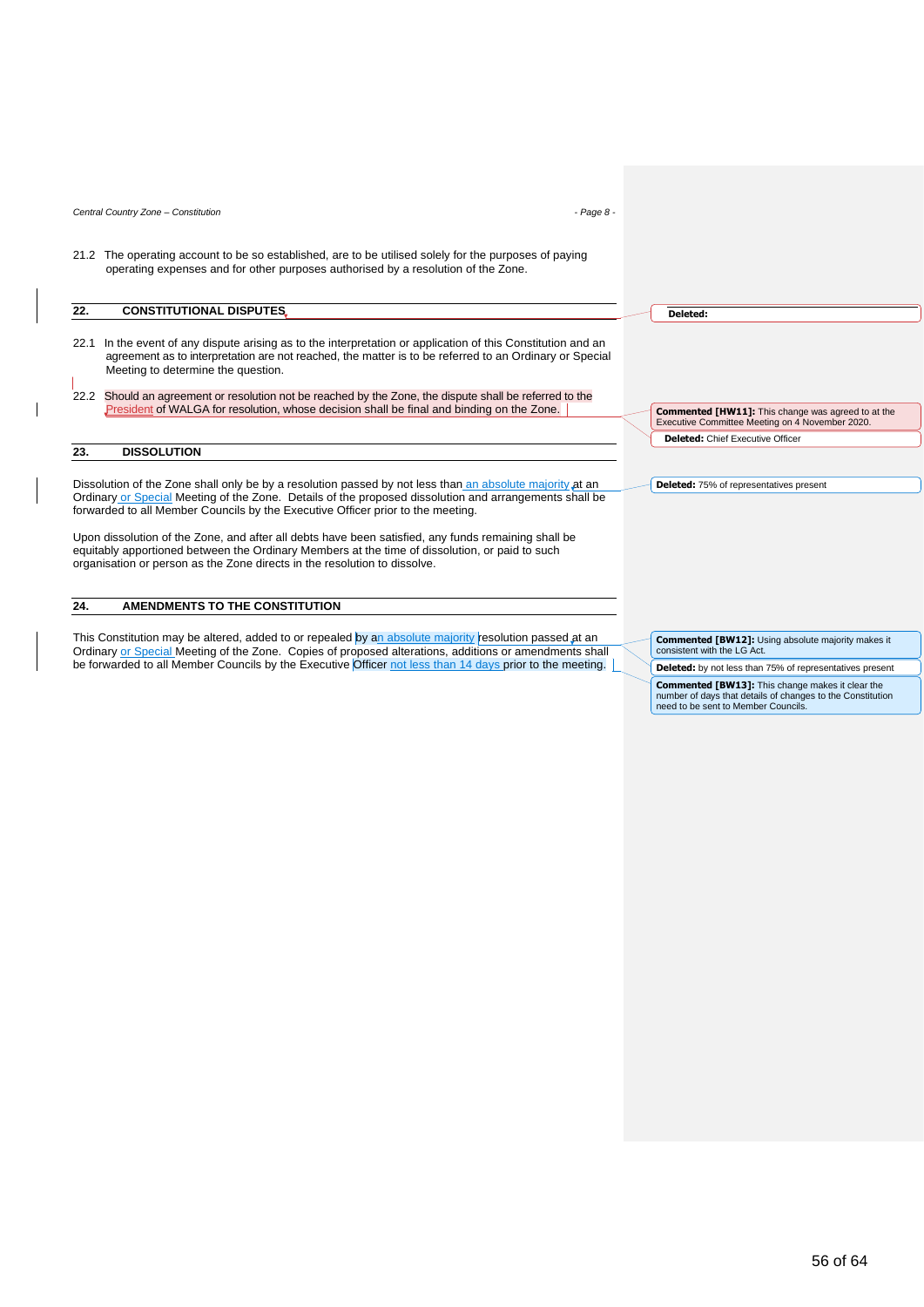21.2 The operating account to be so established, are to be utilised solely for the purposes of paying operating expenses and for other purposes authorised by a resolution of the Zone.

## 22. CONSTITUTIONAL DISPUTES

22.1 In the event of any dispute arising as to the interpretation or application of this Constitution and an agreement as to interpretation are not reached, the matter is to be referred to an Ordinary or Special Meeting to determine the question.

22.2 Should an agreement or resolution not be reached by the Zone, the dispute shall be referred to the President of WALGA for resolution, whose decision shall be final and binding on the Zone.

## 23. DISSOLUTION

Dissolution of the Zone shall only be by a resolution passed by not less than an absolute majority at an Ordinary or Special Meeting of the Zone. Details of the proposed dissolution and arrangements shall be forwarded to all Member Councils by the Executive Officer prior to the meeting.

Upon dissolution of the Zone, and after all debts have been satisfied, any funds remaining shall be equitably apportioned between the Ordinary Members at the time of dissolution, or paid to such organisation or person as the Zone directs in the resolution to dissolve.

## 24. AMENDMENTS TO THE CONSTITUTION

This Constitution may be altered, added to or repealed by an absolute majority resolution passed at an Ordinary or Special Meeting of the Zone. Copies of proposed alterations, additions or amendments shall be forwarded to all Member Councils by the Executive Officer not less than 14 days prior to the meeting.

---

**Deleted:**

**Commented [HW11]:** This change was agreed to at the Executive Committee Meeting on 4 November 2020.

**Deleted:** Chief Executive Officer

**Deleted:** 75% of representatives present

**Commented [BW12]:** Using absolute majority makes it consistent with the LG Act.

**Deleted:** by not less than 75% of representatives present

**Commented [BW13]:** This change makes it clear the number of days that details of changes to the Constitution need to be sent to Member Councils.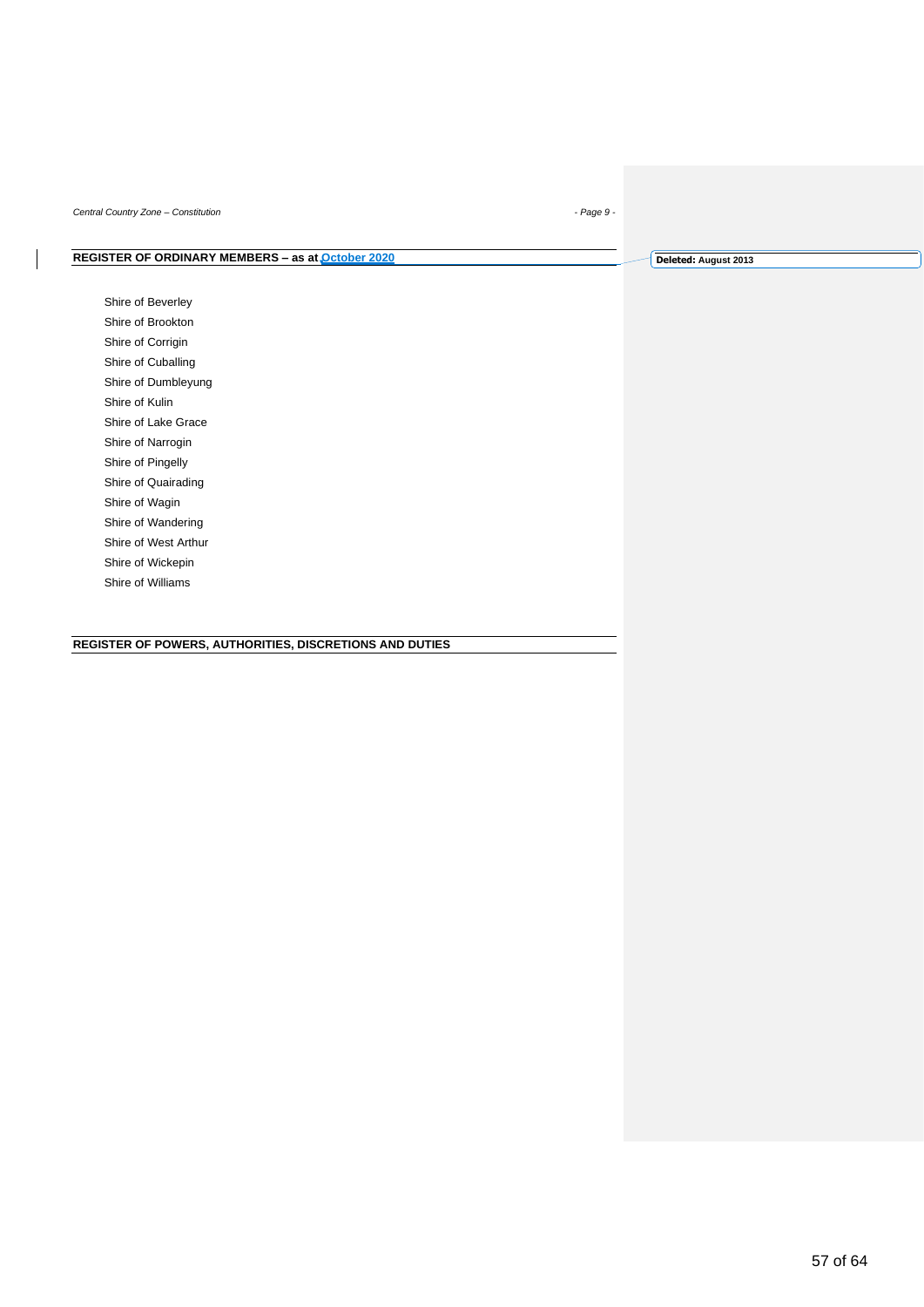## REGISTER OF ORDINARY MEMBERS – as at October 2020

Shire of Beverley
Shire of Brookton
Shire of Corrigin
Shire of Cuballing
Shire of Dumbleyung
Shire of Kulin
Shire of Lake Grace
Shire of Narrogin
Shire of Pingelly
Shire of Quairading
Shire of Wagin
Shire of Wandering
Shire of West Arthur
Shire of Wickepin
Shire of Williams

## REGISTER OF POWERS, AUTHORITIES, DISCRETIONS AND DUTIES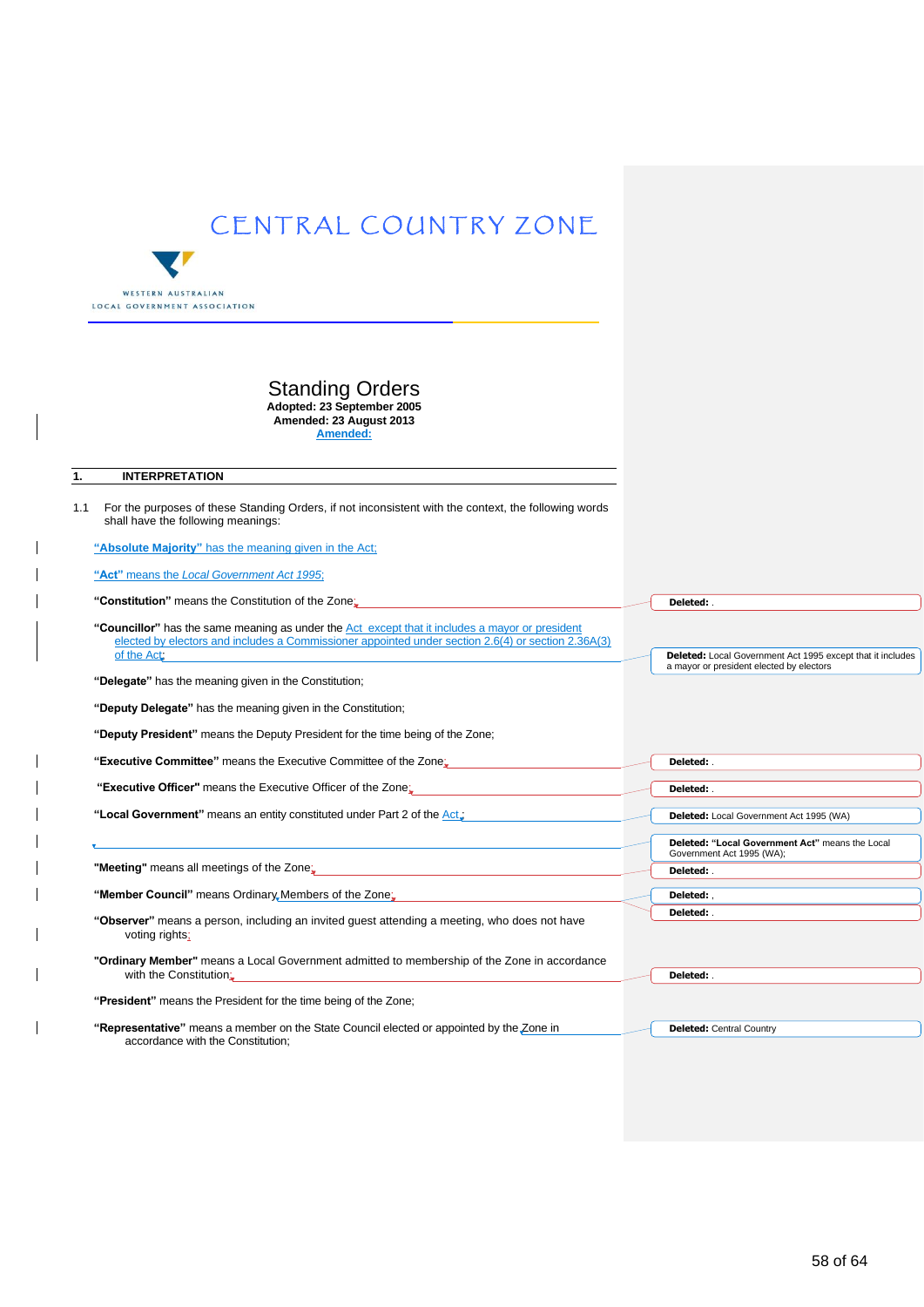CENTRAL COUNTRY ZONE

WESTERN AUSTRALIAN LOCAL GOVERNMENT ASSOCIATION

# Standing Orders

**Adopted: 23 September 2005**
**Amended: 23 August 2013**
**Amended:**

## 1. INTERPRETATION

1.1 For the purposes of these Standing Orders, if not inconsistent with the context, the following words shall have the following meanings:

**"Absolute Majority"** has the meaning given in the Act;

**"Act"** means the *Local Government Act 1995*;

**"Constitution"** means the Constitution of the Zone;

**"Councillor"** has the same meaning as under the Act except that it includes a mayor or president elected by electors and includes a Commissioner appointed under section 2.6(4) or section 2.36A(3) of the Act;

**"Delegate"** has the meaning given in the Constitution;

**"Deputy Delegate"** has the meaning given in the Constitution;

**"Deputy President"** means the Deputy President for the time being of the Zone;

**"Executive Committee"** means the Executive Committee of the Zone;

**"Executive Officer"** means the Executive Officer of the Zone;

**"Local Government"** means an entity constituted under Part 2 of the Act;

**"Meeting"** means all meetings of the Zone;

**"Member Council"** means Ordinary Members of the Zone;

**"Observer"** means a person, including an invited guest attending a meeting, who does not have voting rights;

**"Ordinary Member"** means a Local Government admitted to membership of the Zone in accordance with the Constitution;

**"President"** means the President for the time being of the Zone;

**"Representative"** means a member on the State Council elected or appointed by the Zone in accordance with the Constitution;

---

Deleted: .

Deleted: Local Government Act 1995 except that it includes a mayor or president elected by electors

Deleted: .

Deleted: .

Deleted: Local Government Act 1995 (WA)

Deleted: "Local Government Act" means the Local Government Act 1995 (WA);

Deleted: .

Deleted: ,

Deleted: .

Deleted: .

Deleted: Central Country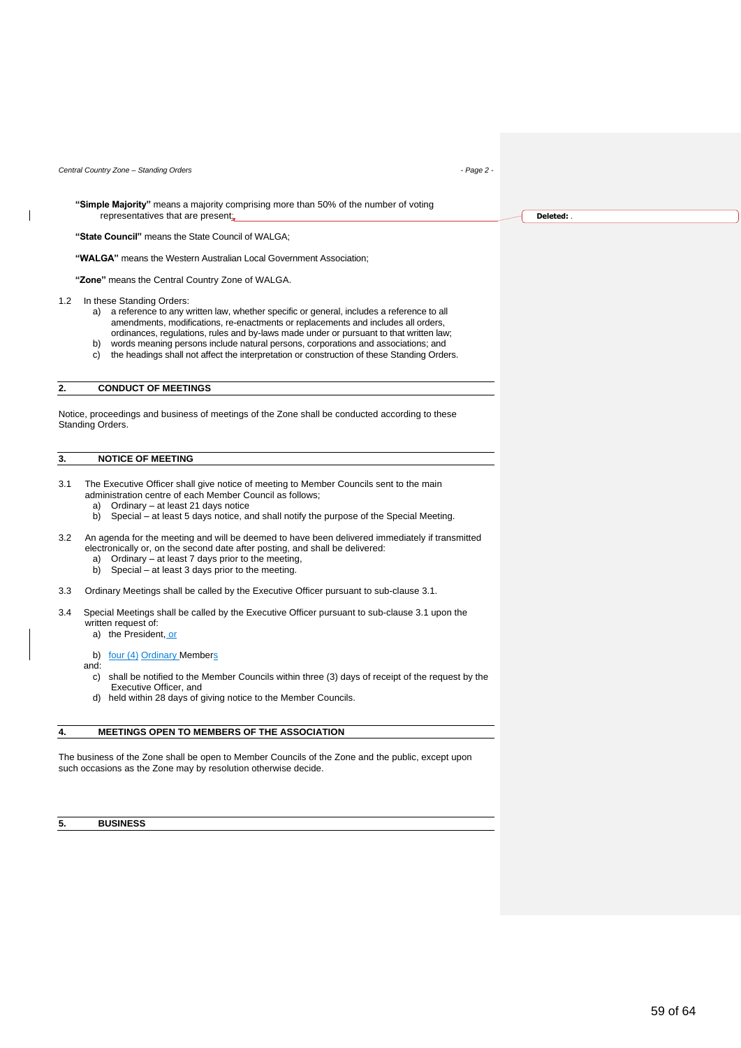**"Simple Majority"** means a majority comprising more than 50% of the number of voting representatives that are present

**"State Council"** means the State Council of WALGA;

**"WALGA"** means the Western Australian Local Government Association;

**"Zone"** means the Central Country Zone of WALGA.

1.2 In these Standing Orders:

a) a reference to any written law, whether specific or general, includes a reference to all amendments, modifications, re-enactments or replacements and includes all orders, ordinances, regulations, rules and by-laws made under or pursuant to that written law;
b) words meaning persons include natural persons, corporations and associations; and
c) the headings shall not affect the interpretation or construction of these Standing Orders.

## 2. CONDUCT OF MEETINGS

Notice, proceedings and business of meetings of the Zone shall be conducted according to these Standing Orders.

## 3. NOTICE OF MEETING

3.1 The Executive Officer shall give notice of meeting to Member Councils sent to the main administration centre of each Member Council as follows;

a) Ordinary – at least 21 days notice
b) Special – at least 5 days notice, and shall notify the purpose of the Special Meeting.

3.2 An agenda for the meeting and will be deemed to have been delivered immediately if transmitted electronically or, on the second date after posting, and shall be delivered:

a) Ordinary – at least 7 days prior to the meeting,
b) Special – at least 3 days prior to the meeting.

3.3 Ordinary Meetings shall be called by the Executive Officer pursuant to sub-clause 3.1.

3.4 Special Meetings shall be called by the Executive Officer pursuant to sub-clause 3.1 upon the written request of:

a) the President, or
b) four (4) Ordinary Members

and:

c) shall be notified to the Member Councils within three (3) days of receipt of the request by the Executive Officer, and
d) held within 28 days of giving notice to the Member Councils.

## 4. MEETINGS OPEN TO MEMBERS OF THE ASSOCIATION

The business of the Zone shall be open to Member Councils of the Zone and the public, except upon such occasions as the Zone may by resolution otherwise decide.

## 5. BUSINESS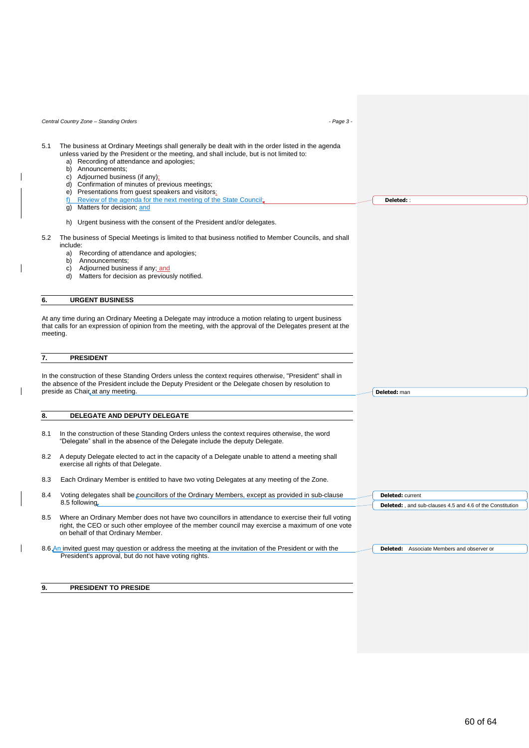5.1 The business at Ordinary Meetings shall generally be dealt with in the order listed in the agenda unless varied by the President or the meeting, and shall include, but is not limited to:

a) Recording of attendance and apologies;
b) Announcements;
c) Adjourned business (if any);
d) Confirmation of minutes of previous meetings;
e) Presentations from guest speakers and visitors;
f) Review of the agenda for the next meeting of the State Council;
g) Matters for decision; and
h) Urgent business with the consent of the President and/or delegates.

5.2 The business of Special Meetings is limited to that business notified to Member Councils, and shall include:

a) Recording of attendance and apologies;
b) Announcements;
c) Adjourned business if any; and
d) Matters for decision as previously notified.

## 6. URGENT BUSINESS

At any time during an Ordinary Meeting a Delegate may introduce a motion relating to urgent business that calls for an expression of opinion from the meeting, with the approval of the Delegates present at the meeting.

## 7. PRESIDENT

In the construction of these Standing Orders unless the context requires otherwise, "President" shall in the absence of the President include the Deputy President or the Delegate chosen by resolution to preside as Chair at any meeting.

## 8. DELEGATE AND DEPUTY DELEGATE

8.1 In the construction of these Standing Orders unless the context requires otherwise, the word "Delegate" shall in the absence of the Delegate include the deputy Delegate.

8.2 A deputy Delegate elected to act in the capacity of a Delegate unable to attend a meeting shall exercise all rights of that Delegate.

8.3 Each Ordinary Member is entitled to have two voting Delegates at any meeting of the Zone.

8.4 Voting delegates shall be councillors of the Ordinary Members, except as provided in sub-clause 8.5 following.

8.5 Where an Ordinary Member does not have two councillors in attendance to exercise their full voting right, the CEO or such other employee of the member council may exercise a maximum of one vote on behalf of that Ordinary Member.

8.6 An invited guest may question or address the meeting at the invitation of the President or with the President's approval, but do not have voting rights.

## 9. PRESIDENT TO PRESIDE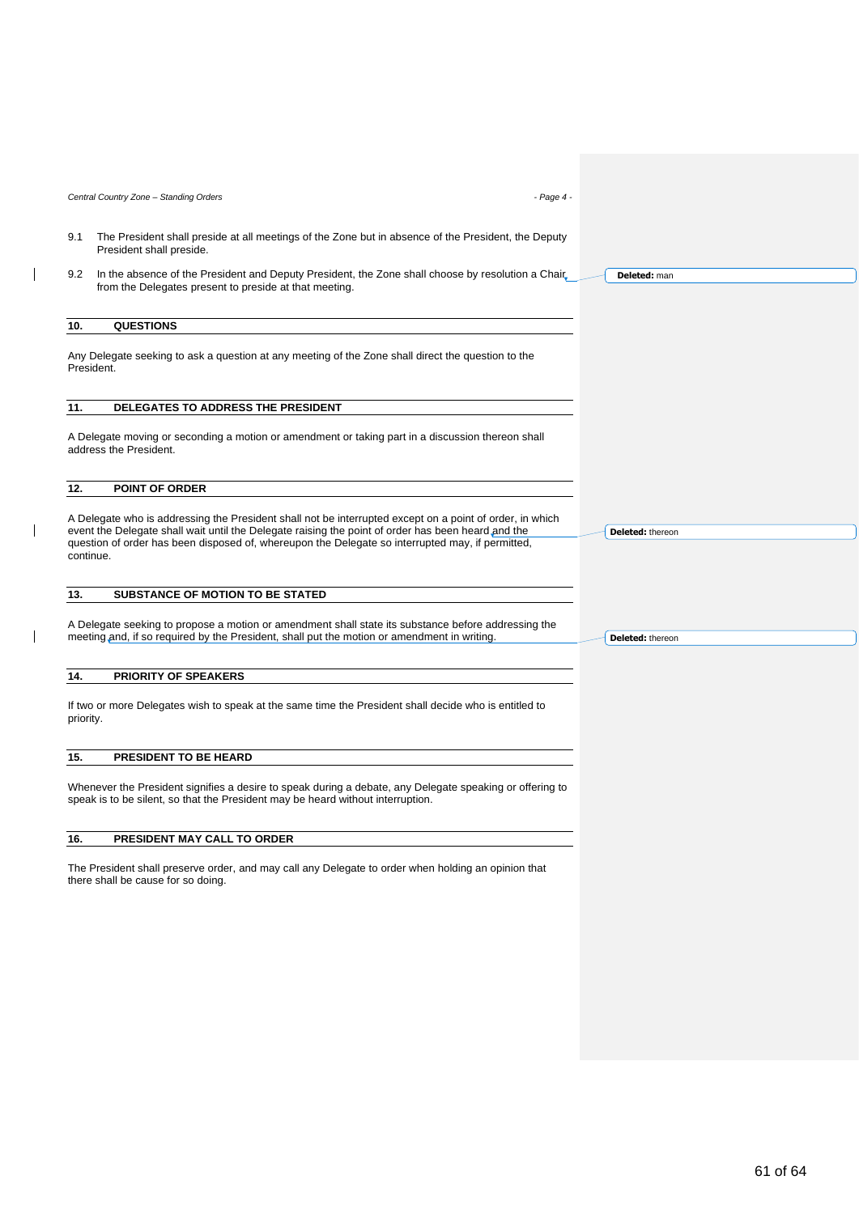9.1 The President shall preside at all meetings of the Zone but in absence of the President, the Deputy President shall preside.

9.2 In the absence of the President and Deputy President, the Zone shall choose by resolution a Chair from the Delegates present to preside at that meeting.

## 10. QUESTIONS

Any Delegate seeking to ask a question at any meeting of the Zone shall direct the question to the President.

## 11. DELEGATES TO ADDRESS THE PRESIDENT

A Delegate moving or seconding a motion or amendment or taking part in a discussion thereon shall address the President.

## 12. POINT OF ORDER

A Delegate who is addressing the President shall not be interrupted except on a point of order, in which event the Delegate shall wait until the Delegate raising the point of order has been heard and the question of order has been disposed of, whereupon the Delegate so interrupted may, if permitted, continue.

## 13. SUBSTANCE OF MOTION TO BE STATED

A Delegate seeking to propose a motion or amendment shall state its substance before addressing the meeting and, if so required by the President, shall put the motion or amendment in writing.

## 14. PRIORITY OF SPEAKERS

If two or more Delegates wish to speak at the same time the President shall decide who is entitled to priority.

## 15. PRESIDENT TO BE HEARD

Whenever the President signifies a desire to speak during a debate, any Delegate speaking or offering to speak is to be silent, so that the President may be heard without interruption.

## 16. PRESIDENT MAY CALL TO ORDER

The President shall preserve order, and may call any Delegate to order when holding an opinion that there shall be cause for so doing.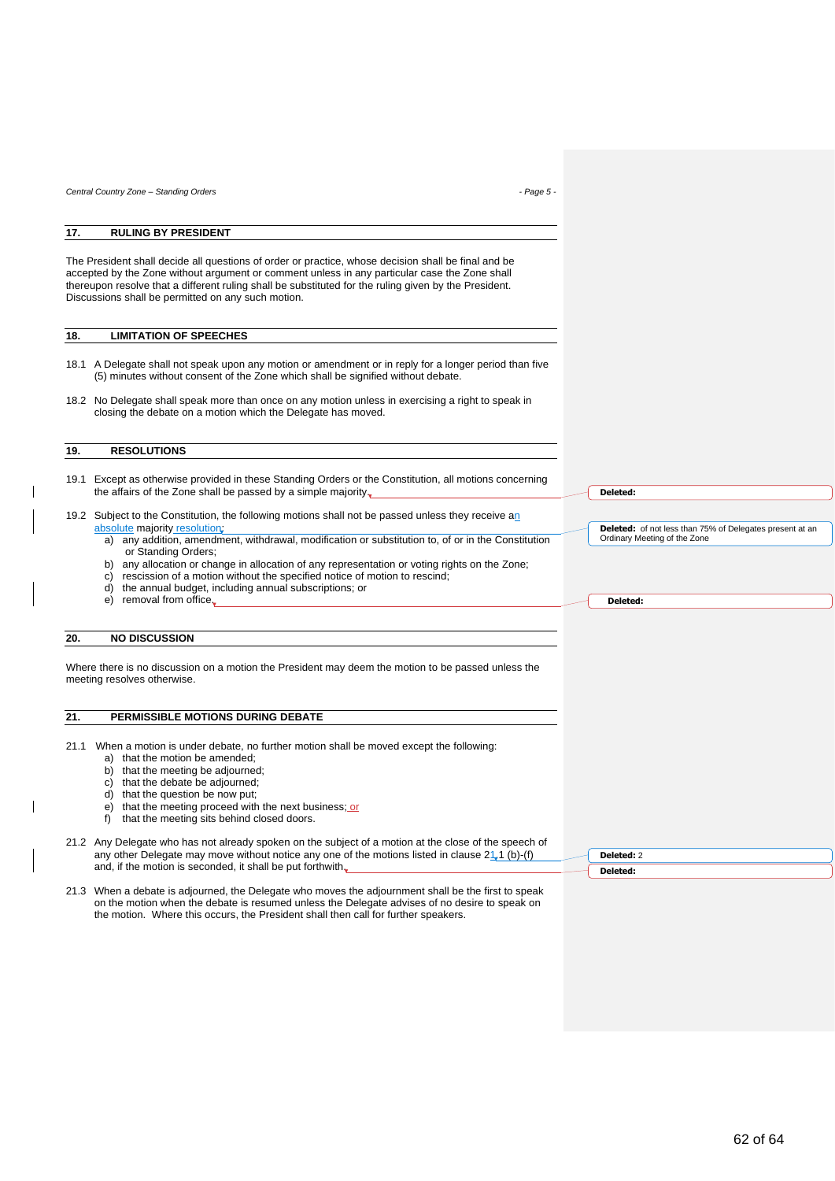## 17. RULING BY PRESIDENT

The President shall decide all questions of order or practice, whose decision shall be final and be accepted by the Zone without argument or comment unless in any particular case the Zone shall thereupon resolve that a different ruling shall be substituted for the ruling given by the President. Discussions shall be permitted on any such motion.

## 18. LIMITATION OF SPEECHES

18.1 A Delegate shall not speak upon any motion or amendment or in reply for a longer period than five (5) minutes without consent of the Zone which shall be signified without debate.

18.2 No Delegate shall speak more than once on any motion unless in exercising a right to speak in closing the debate on a motion which the Delegate has moved.

## 19. RESOLUTIONS

19.1 Except as otherwise provided in these Standing Orders or the Constitution, all motions concerning the affairs of the Zone shall be passed by a simple majority.

19.2 Subject to the Constitution, the following motions shall not be passed unless they receive an absolute majority resolution:

a) any addition, amendment, withdrawal, modification or substitution to, of or in the Constitution or Standing Orders;
b) any allocation or change in allocation of any representation or voting rights on the Zone;
c) rescission of a motion without the specified notice of motion to rescind;
d) the annual budget, including annual subscriptions; or
e) removal from office.

## 20. NO DISCUSSION

Where there is no discussion on a motion the President may deem the motion to be passed unless the meeting resolves otherwise.

## 21. PERMISSIBLE MOTIONS DURING DEBATE

21.1 When a motion is under debate, no further motion shall be moved except the following:

a) that the motion be amended;
b) that the meeting be adjourned;
c) that the debate be adjourned;
d) that the question be now put;
e) that the meeting proceed with the next business; or
f) that the meeting sits behind closed doors.

21.2 Any Delegate who has not already spoken on the subject of a motion at the close of the speech of any other Delegate may move without notice any one of the motions listed in clause 21.1 (b)-(f) and, if the motion is seconded, it shall be put forthwith.

21.3 When a debate is adjourned, the Delegate who moves the adjournment shall be the first to speak on the motion when the debate is resumed unless the Delegate advises of no desire to speak on the motion. Where this occurs, the President shall then call for further speakers.

Deleted:

Deleted: of not less than 75% of Delegates present at an Ordinary Meeting of the Zone

Deleted:

Deleted: 2

Deleted: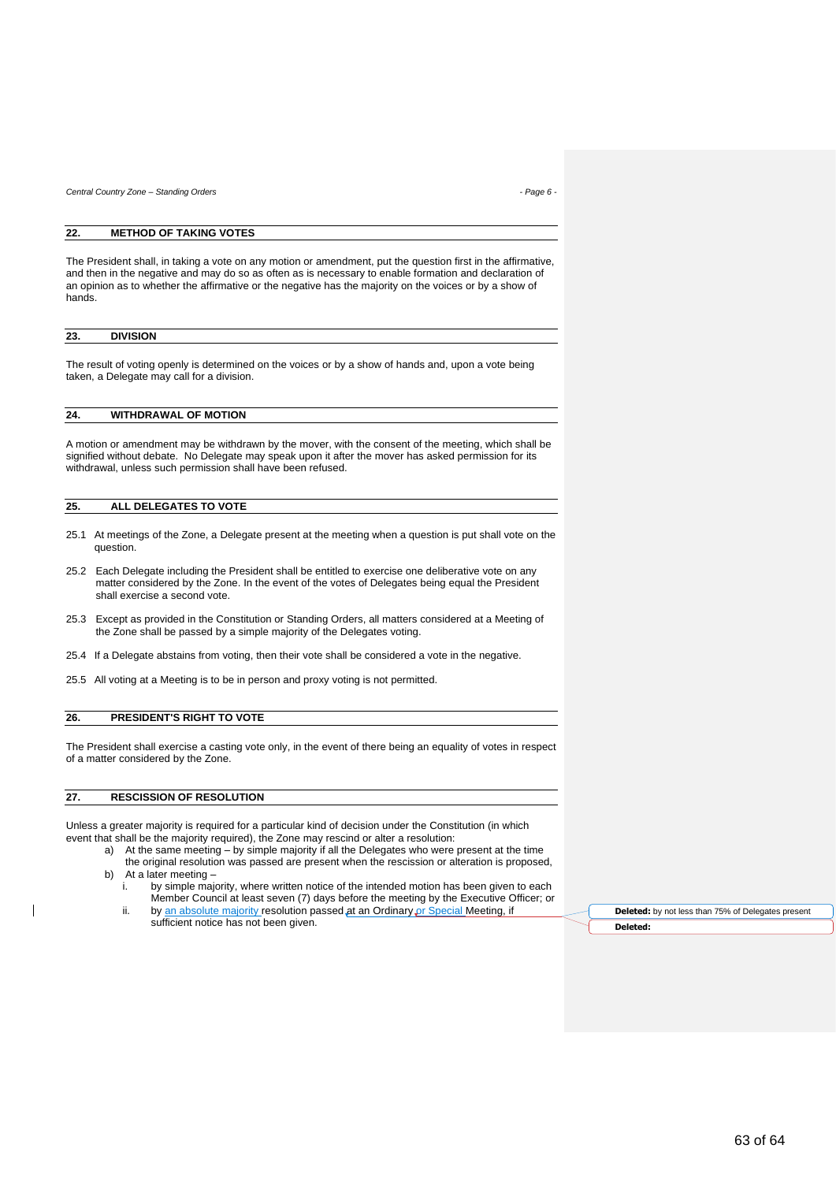## 22. METHOD OF TAKING VOTES

The President shall, in taking a vote on any motion or amendment, put the question first in the affirmative, and then in the negative and may do so as often as is necessary to enable formation and declaration of an opinion as to whether the affirmative or the negative has the majority on the voices or by a show of hands.

## 23. DIVISION

The result of voting openly is determined on the voices or by a show of hands and, upon a vote being taken, a Delegate may call for a division.

## 24. WITHDRAWAL OF MOTION

A motion or amendment may be withdrawn by the mover, with the consent of the meeting, which shall be signified without debate. No Delegate may speak upon it after the mover has asked permission for its withdrawal, unless such permission shall have been refused.

## 25. ALL DELEGATES TO VOTE

25.1 At meetings of the Zone, a Delegate present at the meeting when a question is put shall vote on the question.

25.2 Each Delegate including the President shall be entitled to exercise one deliberative vote on any matter considered by the Zone. In the event of the votes of Delegates being equal the President shall exercise a second vote.

25.3 Except as provided in the Constitution or Standing Orders, all matters considered at a Meeting of the Zone shall be passed by a simple majority of the Delegates voting.

25.4 If a Delegate abstains from voting, then their vote shall be considered a vote in the negative.

25.5 All voting at a Meeting is to be in person and proxy voting is not permitted.

## 26. PRESIDENT'S RIGHT TO VOTE

The President shall exercise a casting vote only, in the event of there being an equality of votes in respect of a matter considered by the Zone.

## 27. RESCISSION OF RESOLUTION

Unless a greater majority is required for a particular kind of decision under the Constitution (in which event that shall be the majority required), the Zone may rescind or alter a resolution:

a) At the same meeting – by simple majority if all the Delegates who were present at the time the original resolution was passed are present when the rescission or alteration is proposed,

b) At a later meeting –

   i. by simple majority, where written notice of the intended motion has been given to each Member Council at least seven (7) days before the meeting by the Executive Officer; or

   ii. by an absolute majority resolution passed at an Ordinary or Special Meeting, if sufficient notice has not been given.

**Deleted:** by not less than 75% of Delegates present

**Deleted:**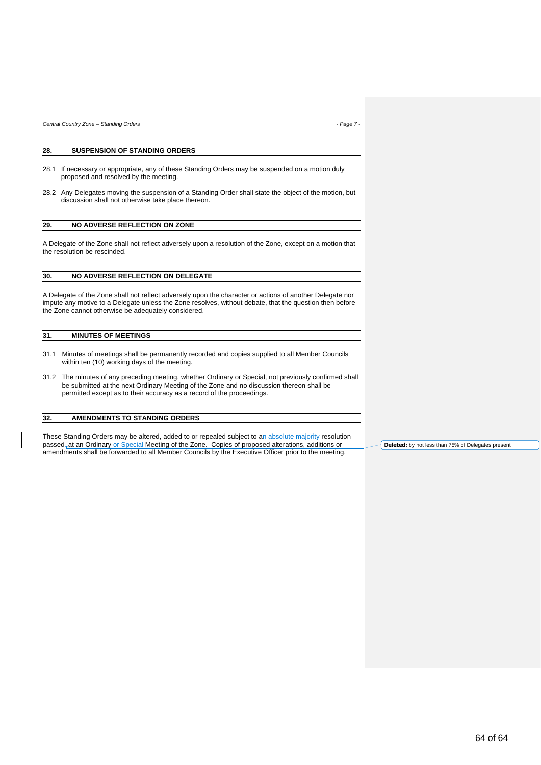## 28. SUSPENSION OF STANDING ORDERS

28.1 If necessary or appropriate, any of these Standing Orders may be suspended on a motion duly proposed and resolved by the meeting.

28.2 Any Delegates moving the suspension of a Standing Order shall state the object of the motion, but discussion shall not otherwise take place thereon.

## 29. NO ADVERSE REFLECTION ON ZONE

A Delegate of the Zone shall not reflect adversely upon a resolution of the Zone, except on a motion that the resolution be rescinded.

## 30. NO ADVERSE REFLECTION ON DELEGATE

A Delegate of the Zone shall not reflect adversely upon the character or actions of another Delegate nor impute any motive to a Delegate unless the Zone resolves, without debate, that the question then before the Zone cannot otherwise be adequately considered.

## 31. MINUTES OF MEETINGS

31.1 Minutes of meetings shall be permanently recorded and copies supplied to all Member Councils within ten (10) working days of the meeting.

31.2 The minutes of any preceding meeting, whether Ordinary or Special, not previously confirmed shall be submitted at the next Ordinary Meeting of the Zone and no discussion thereon shall be permitted except as to their accuracy as a record of the proceedings.

## 32. AMENDMENTS TO STANDING ORDERS

These Standing Orders may be altered, added to or repealed subject to an absolute majority resolution passed at an Ordinary or Special Meeting of the Zone. Copies of proposed alterations, additions or amendments shall be forwarded to all Member Councils by the Executive Officer prior to the meeting.

**Deleted:** by not less than 75% of Delegates present